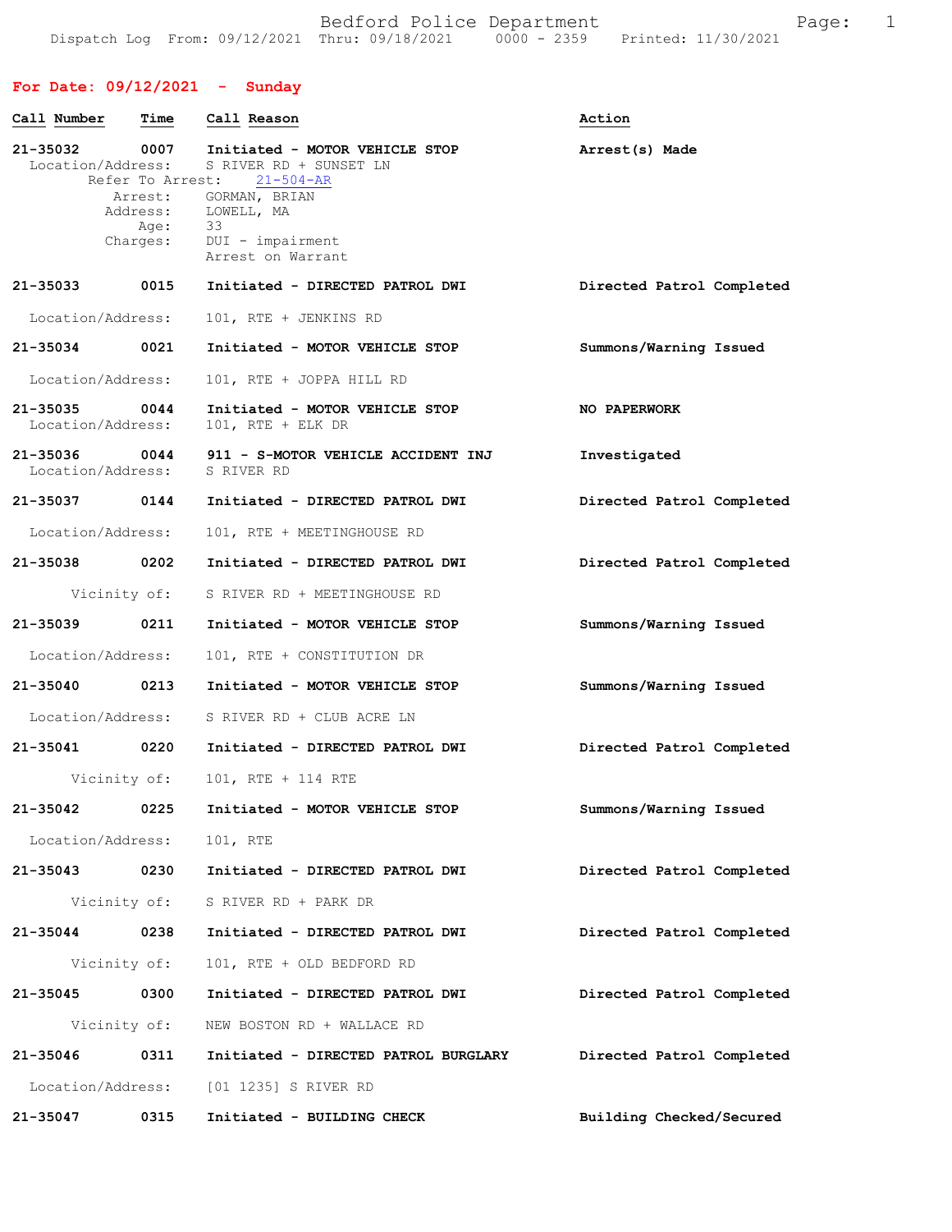Bedford Police Department

Dispatch Log From: 09/12/2021 Thru: 09/18/2021 0000 - 2359 Printed: 11/30/2021

## For Date: 09/12/2021 - Sunday

| Call Number | Time | Call Reason | Action |
|---|---|---|---|
| 21-35032 | 0007 | Initiated - MOTOR VEHICLE STOP | Arrest(s) Made |

Location/Address: S RIVER RD + SUNSET LN
Refer To Arrest: 21-504-AR
Arrest: GORMAN, BRIAN
Address: LOWELL, MA
Age: 33
Charges: DUI - impairment
Arrest on Warrant

| Call Number | Time | Call Reason | Action |
|---|---|---|---|
| 21-35033 | 0015 | Initiated - DIRECTED PATROL DWI | Directed Patrol Completed |

Location/Address: 101, RTE + JENKINS RD

| Call Number | Time | Call Reason | Action |
|---|---|---|---|
| 21-35034 | 0021 | Initiated - MOTOR VEHICLE STOP | Summons/Warning Issued |

Location/Address: 101, RTE + JOPPA HILL RD

| Call Number | Time | Call Reason | Action |
|---|---|---|---|
| 21-35035 | 0044 | Initiated - MOTOR VEHICLE STOP | NO PAPERWORK |

Location/Address: 101, RTE + ELK DR

| Call Number | Time | Call Reason | Action |
|---|---|---|---|
| 21-35036 | 0044 | 911 - S-MOTOR VEHICLE ACCIDENT INJ | Investigated |

Location/Address: S RIVER RD

| Call Number | Time | Call Reason | Action |
|---|---|---|---|
| 21-35037 | 0144 | Initiated - DIRECTED PATROL DWI | Directed Patrol Completed |

Location/Address: 101, RTE + MEETINGHOUSE RD

| Call Number | Time | Call Reason | Action |
|---|---|---|---|
| 21-35038 | 0202 | Initiated - DIRECTED PATROL DWI | Directed Patrol Completed |

Vicinity of: S RIVER RD + MEETINGHOUSE RD

| Call Number | Time | Call Reason | Action |
|---|---|---|---|
| 21-35039 | 0211 | Initiated - MOTOR VEHICLE STOP | Summons/Warning Issued |

Location/Address: 101, RTE + CONSTITUTION DR

| Call Number | Time | Call Reason | Action |
|---|---|---|---|
| 21-35040 | 0213 | Initiated - MOTOR VEHICLE STOP | Summons/Warning Issued |

Location/Address: S RIVER RD + CLUB ACRE LN

| Call Number | Time | Call Reason | Action |
|---|---|---|---|
| 21-35041 | 0220 | Initiated - DIRECTED PATROL DWI | Directed Patrol Completed |

Vicinity of: 101, RTE + 114 RTE

| Call Number | Time | Call Reason | Action |
|---|---|---|---|
| 21-35042 | 0225 | Initiated - MOTOR VEHICLE STOP | Summons/Warning Issued |

Location/Address: 101, RTE

| Call Number | Time | Call Reason | Action |
|---|---|---|---|
| 21-35043 | 0230 | Initiated - DIRECTED PATROL DWI | Directed Patrol Completed |

Vicinity of: S RIVER RD + PARK DR

| Call Number | Time | Call Reason | Action |
|---|---|---|---|
| 21-35044 | 0238 | Initiated - DIRECTED PATROL DWI | Directed Patrol Completed |

Vicinity of: 101, RTE + OLD BEDFORD RD

| Call Number | Time | Call Reason | Action |
|---|---|---|---|
| 21-35045 | 0300 | Initiated - DIRECTED PATROL DWI | Directed Patrol Completed |

Vicinity of: NEW BOSTON RD + WALLACE RD

| Call Number | Time | Call Reason | Action |
|---|---|---|---|
| 21-35046 | 0311 | Initiated - DIRECTED PATROL BURGLARY | Directed Patrol Completed |

Location/Address: [01 1235] S RIVER RD

| Call Number | Time | Call Reason | Action |
|---|---|---|---|
| 21-35047 | 0315 | Initiated - BUILDING CHECK | Building Checked/Secured |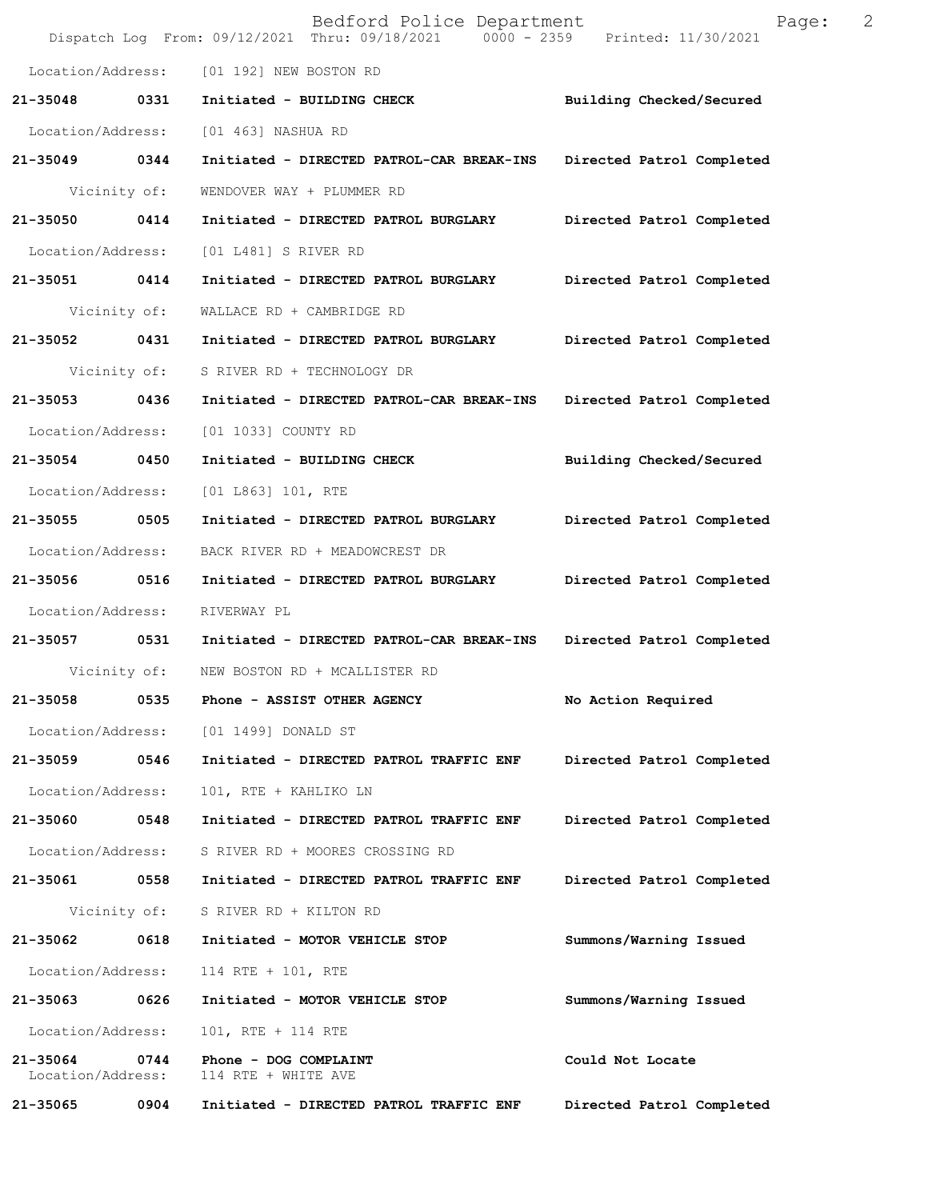Location/Address: [01 192] NEW BOSTON RD

**21-35048 0331 Initiated - BUILDING CHECK Building Checked/Secured**

Location/Address: [01 463] NASHUA RD

**21-35049 0344 Initiated - DIRECTED PATROL-CAR BREAK-INS Directed Patrol Completed**

Vicinity of: WENDOVER WAY + PLUMMER RD

**21-35050 0414 Initiated - DIRECTED PATROL BURGLARY Directed Patrol Completed**

Location/Address: [01 L481] S RIVER RD

**21-35051 0414 Initiated - DIRECTED PATROL BURGLARY Directed Patrol Completed**

Vicinity of: WALLACE RD + CAMBRIDGE RD

**21-35052 0431 Initiated - DIRECTED PATROL BURGLARY Directed Patrol Completed**

Vicinity of: S RIVER RD + TECHNOLOGY DR

**21-35053 0436 Initiated - DIRECTED PATROL-CAR BREAK-INS Directed Patrol Completed**

Location/Address: [01 1033] COUNTY RD

**21-35054 0450 Initiated - BUILDING CHECK Building Checked/Secured**

Location/Address: [01 L863] 101, RTE

**21-35055 0505 Initiated - DIRECTED PATROL BURGLARY Directed Patrol Completed**

Location/Address: BACK RIVER RD + MEADOWCREST DR

**21-35056 0516 Initiated - DIRECTED PATROL BURGLARY Directed Patrol Completed**

Location/Address: RIVERWAY PL

**21-35057 0531 Initiated - DIRECTED PATROL-CAR BREAK-INS Directed Patrol Completed**

Vicinity of: NEW BOSTON RD + MCALLISTER RD

**21-35058 0535 Phone - ASSIST OTHER AGENCY No Action Required**

Location/Address: [01 1499] DONALD ST

**21-35059 0546 Initiated - DIRECTED PATROL TRAFFIC ENF Directed Patrol Completed**

Location/Address: 101, RTE + KAHLIKO LN

**21-35060 0548 Initiated - DIRECTED PATROL TRAFFIC ENF Directed Patrol Completed**

Location/Address: S RIVER RD + MOORES CROSSING RD

**21-35061 0558 Initiated - DIRECTED PATROL TRAFFIC ENF Directed Patrol Completed**

Vicinity of: S RIVER RD + KILTON RD

**21-35062 0618 Initiated - MOTOR VEHICLE STOP Summons/Warning Issued**

Location/Address: 114 RTE + 101, RTE

**21-35063 0626 Initiated - MOTOR VEHICLE STOP Summons/Warning Issued**

Location/Address: 101, RTE + 114 RTE

**21-35064 0744 Phone - DOG COMPLAINT Could Not Locate**
Location/Address: 114 RTE + WHITE AVE

**21-35065 0904 Initiated - DIRECTED PATROL TRAFFIC ENF Directed Patrol Completed**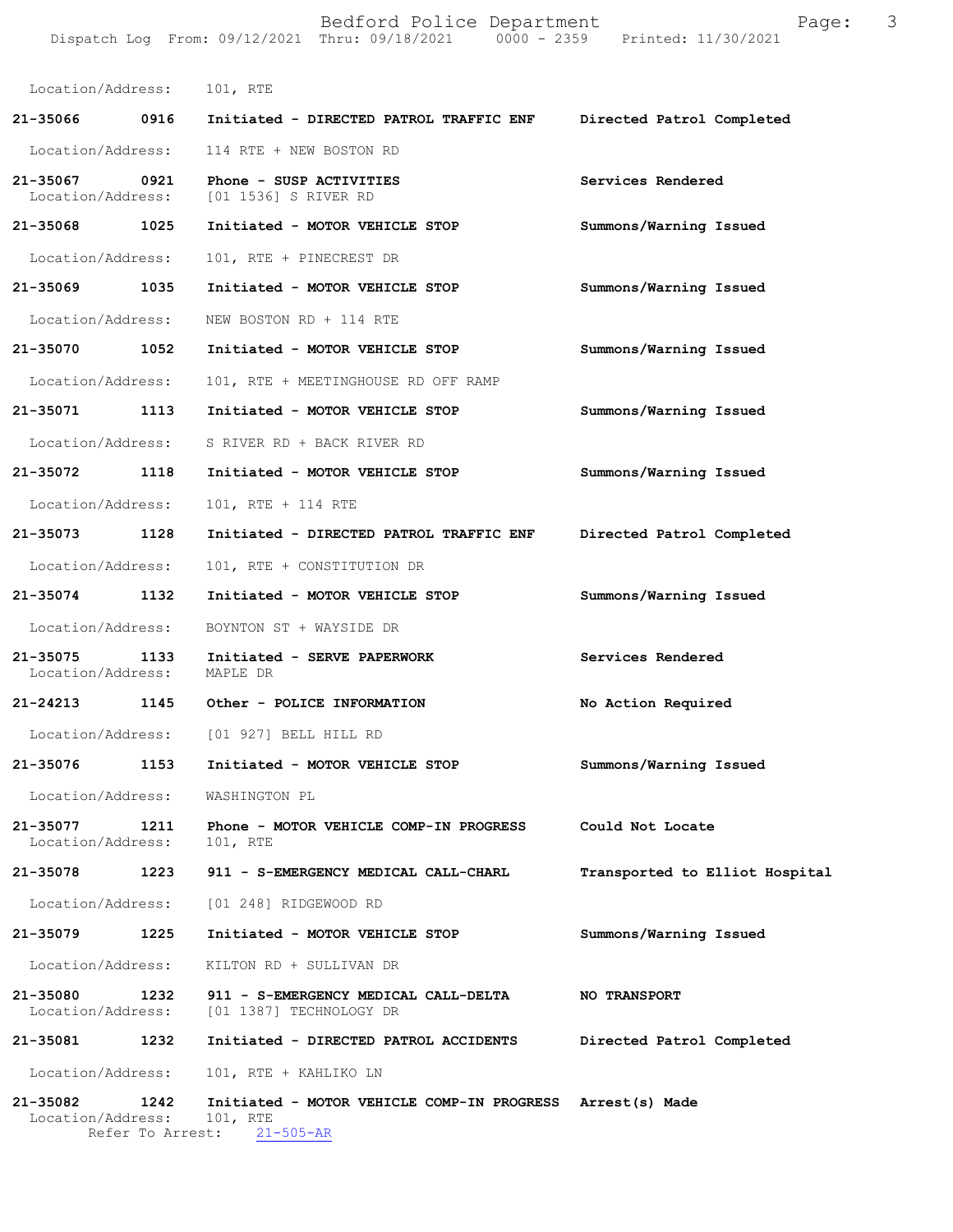Location/Address: 101, RTE

**21-35066 0916 Initiated - DIRECTED PATROL TRAFFIC ENF Directed Patrol Completed**

Location/Address: 114 RTE + NEW BOSTON RD

**21-35067 0921 Phone - SUSP ACTIVITIES Services Rendered**
Location/Address: [01 1536] S RIVER RD

**21-35068 1025 Initiated - MOTOR VEHICLE STOP Summons/Warning Issued**

Location/Address: 101, RTE + PINECREST DR

**21-35069 1035 Initiated - MOTOR VEHICLE STOP Summons/Warning Issued**

Location/Address: NEW BOSTON RD + 114 RTE

**21-35070 1052 Initiated - MOTOR VEHICLE STOP Summons/Warning Issued**

Location/Address: 101, RTE + MEETINGHOUSE RD OFF RAMP

**21-35071 1113 Initiated - MOTOR VEHICLE STOP Summons/Warning Issued**

Location/Address: S RIVER RD + BACK RIVER RD

**21-35072 1118 Initiated - MOTOR VEHICLE STOP Summons/Warning Issued**

Location/Address: 101, RTE + 114 RTE

**21-35073 1128 Initiated - DIRECTED PATROL TRAFFIC ENF Directed Patrol Completed**

Location/Address: 101, RTE + CONSTITUTION DR

**21-35074 1132 Initiated - MOTOR VEHICLE STOP Summons/Warning Issued**

Location/Address: BOYNTON ST + WAYSIDE DR

**21-35075 1133 Initiated - SERVE PAPERWORK Services Rendered**
Location/Address: MAPLE DR

**21-24213 1145 Other - POLICE INFORMATION No Action Required**

Location/Address: [01 927] BELL HILL RD

**21-35076 1153 Initiated - MOTOR VEHICLE STOP Summons/Warning Issued**

Location/Address: WASHINGTON PL

**21-35077 1211 Phone - MOTOR VEHICLE COMP-IN PROGRESS Could Not Locate**
Location/Address: 101, RTE

**21-35078 1223 911 - S-EMERGENCY MEDICAL CALL-CHARL Transported to Elliot Hospital**

Location/Address: [01 248] RIDGEWOOD RD

**21-35079 1225 Initiated - MOTOR VEHICLE STOP Summons/Warning Issued**

Location/Address: KILTON RD + SULLIVAN DR

**21-35080 1232 911 - S-EMERGENCY MEDICAL CALL-DELTA NO TRANSPORT**
Location/Address: [01 1387] TECHNOLOGY DR

**21-35081 1232 Initiated - DIRECTED PATROL ACCIDENTS Directed Patrol Completed**

Location/Address: 101, RTE + KAHLIKO LN

**21-35082 1242 Initiated - MOTOR VEHICLE COMP-IN PROGRESS Arrest(s) Made**
Location/Address: 101, RTE
Refer To Arrest: 21-505-AR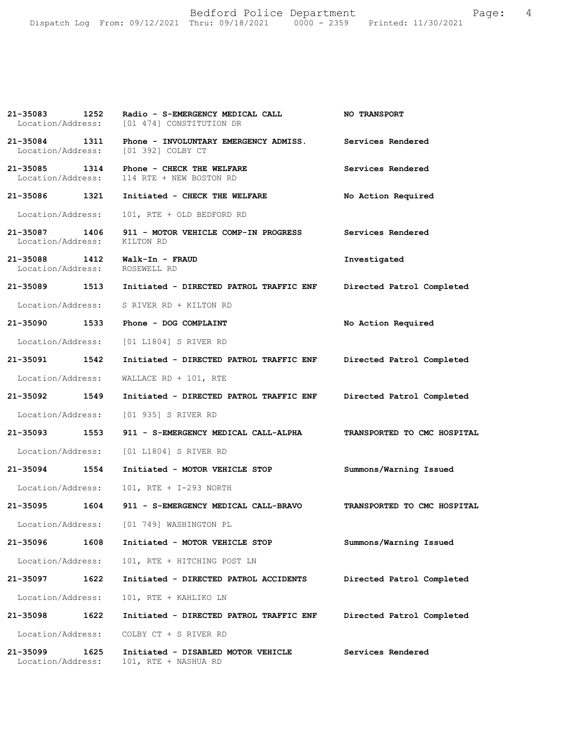21-35083 1252 Radio - S-EMERGENCY MEDICAL CALL **NO TRANSPORT**
Location/Address: [01 474] CONSTITUTION DR

21-35084 1311 Phone - INVOLUNTARY EMERGENCY ADMISS. Services Rendered
Location/Address: [01 392] COLBY CT

21-35085 1314 Phone - CHECK THE WELFARE Services Rendered
Location/Address: 114 RTE + NEW BOSTON RD

21-35086 1321 Initiated - CHECK THE WELFARE No Action Required
Location/Address: 101, RTE + OLD BEDFORD RD

21-35087 1406 911 - MOTOR VEHICLE COMP-IN PROGRESS Services Rendered
Location/Address: KILTON RD

21-35088 1412 Walk-In - FRAUD Investigated
Location/Address: ROSEWELL RD

21-35089 1513 Initiated - DIRECTED PATROL TRAFFIC ENF Directed Patrol Completed
Location/Address: S RIVER RD + KILTON RD

21-35090 1533 Phone - DOG COMPLAINT No Action Required
Location/Address: [01 L1804] S RIVER RD

21-35091 1542 Initiated - DIRECTED PATROL TRAFFIC ENF Directed Patrol Completed
Location/Address: WALLACE RD + 101, RTE

21-35092 1549 Initiated - DIRECTED PATROL TRAFFIC ENF Directed Patrol Completed
Location/Address: [01 935] S RIVER RD

21-35093 1553 911 - S-EMERGENCY MEDICAL CALL-ALPHA TRANSPORTED TO CMC HOSPITAL
Location/Address: [01 L1804] S RIVER RD

21-35094 1554 Initiated - MOTOR VEHICLE STOP Summons/Warning Issued
Location/Address: 101, RTE + I-293 NORTH

21-35095 1604 911 - S-EMERGENCY MEDICAL CALL-BRAVO TRANSPORTED TO CMC HOSPITAL
Location/Address: [01 749] WASHINGTON PL

21-35096 1608 Initiated - MOTOR VEHICLE STOP Summons/Warning Issued
Location/Address: 101, RTE + HITCHING POST LN

21-35097 1622 Initiated - DIRECTED PATROL ACCIDENTS Directed Patrol Completed
Location/Address: 101, RTE + KAHLIKO LN

21-35098 1622 Initiated - DIRECTED PATROL TRAFFIC ENF Directed Patrol Completed
Location/Address: COLBY CT + S RIVER RD

21-35099 1625 Initiated - DISABLED MOTOR VEHICLE Services Rendered
Location/Address: 101, RTE + NASHUA RD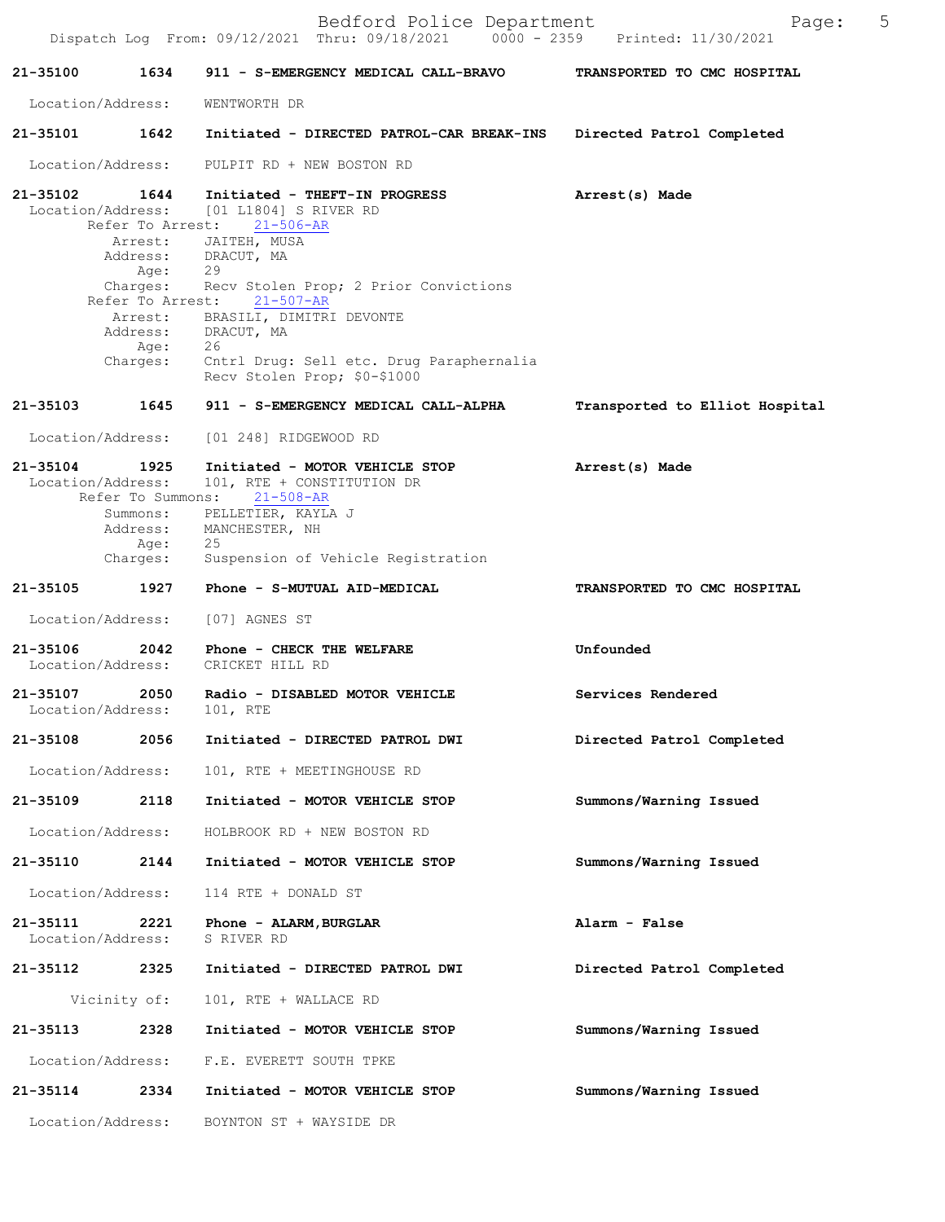**21-35100** **1634** **911 - S-EMERGENCY MEDICAL CALL-BRAVO** **TRANSPORTED TO CMC HOSPITAL**

Location/Address: WENTWORTH DR

**21-35101** **1642** **Initiated - DIRECTED PATROL-CAR BREAK-INS** **Directed Patrol Completed**

Location/Address: PULPIT RD + NEW BOSTON RD

**21-35102** **1644** **Initiated - THEFT-IN PROGRESS** **Arrest(s) Made**

Location/Address: [01 L1804] S RIVER RD
Refer To Arrest: 21-506-AR
Arrest: JAITEH, MUSA
Address: DRACUT, MA
Age: 29
Charges: Recv Stolen Prop; 2 Prior Convictions
Refer To Arrest: 21-507-AR
Arrest: BRASILI, DIMITRI DEVONTE
Address: DRACUT, MA
Age: 26
Charges: Cntrl Drug: Sell etc. Drug Paraphernalia
Recv Stolen Prop; $0-$1000

**21-35103** **1645** **911 - S-EMERGENCY MEDICAL CALL-ALPHA** **Transported to Elliot Hospital**

Location/Address: [01 248] RIDGEWOOD RD

**21-35104** **1925** **Initiated - MOTOR VEHICLE STOP** **Arrest(s) Made**

Location/Address: 101, RTE + CONSTITUTION DR
Refer To Summons: 21-508-AR
Summons: PELLETIER, KAYLA J
Address: MANCHESTER, NH
Age: 25
Charges: Suspension of Vehicle Registration

**21-35105** **1927** **Phone - S-MUTUAL AID-MEDICAL** **TRANSPORTED TO CMC HOSPITAL**

Location/Address: [07] AGNES ST

**21-35106** **2042** **Phone - CHECK THE WELFARE** **Unfounded**

Location/Address: CRICKET HILL RD

**21-35107** **2050** **Radio - DISABLED MOTOR VEHICLE** **Services Rendered**

Location/Address: 101, RTE

**21-35108** **2056** **Initiated - DIRECTED PATROL DWI** **Directed Patrol Completed**

Location/Address: 101, RTE + MEETINGHOUSE RD

**21-35109** **2118** **Initiated - MOTOR VEHICLE STOP** **Summons/Warning Issued**

Location/Address: HOLBROOK RD + NEW BOSTON RD

**21-35110** **2144** **Initiated - MOTOR VEHICLE STOP** **Summons/Warning Issued**

Location/Address: 114 RTE + DONALD ST

**21-35111** **2221** **Phone - ALARM, BURGLAR** **Alarm - False**

Location/Address: S RIVER RD

**21-35112** **2325** **Initiated - DIRECTED PATROL DWI** **Directed Patrol Completed**

Vicinity of: 101, RTE + WALLACE RD

**21-35113** **2328** **Initiated - MOTOR VEHICLE STOP** **Summons/Warning Issued**

Location/Address: F.E. EVERETT SOUTH TPKE

**21-35114** **2334** **Initiated - MOTOR VEHICLE STOP** **Summons/Warning Issued**

Location/Address: BOYNTON ST + WAYSIDE DR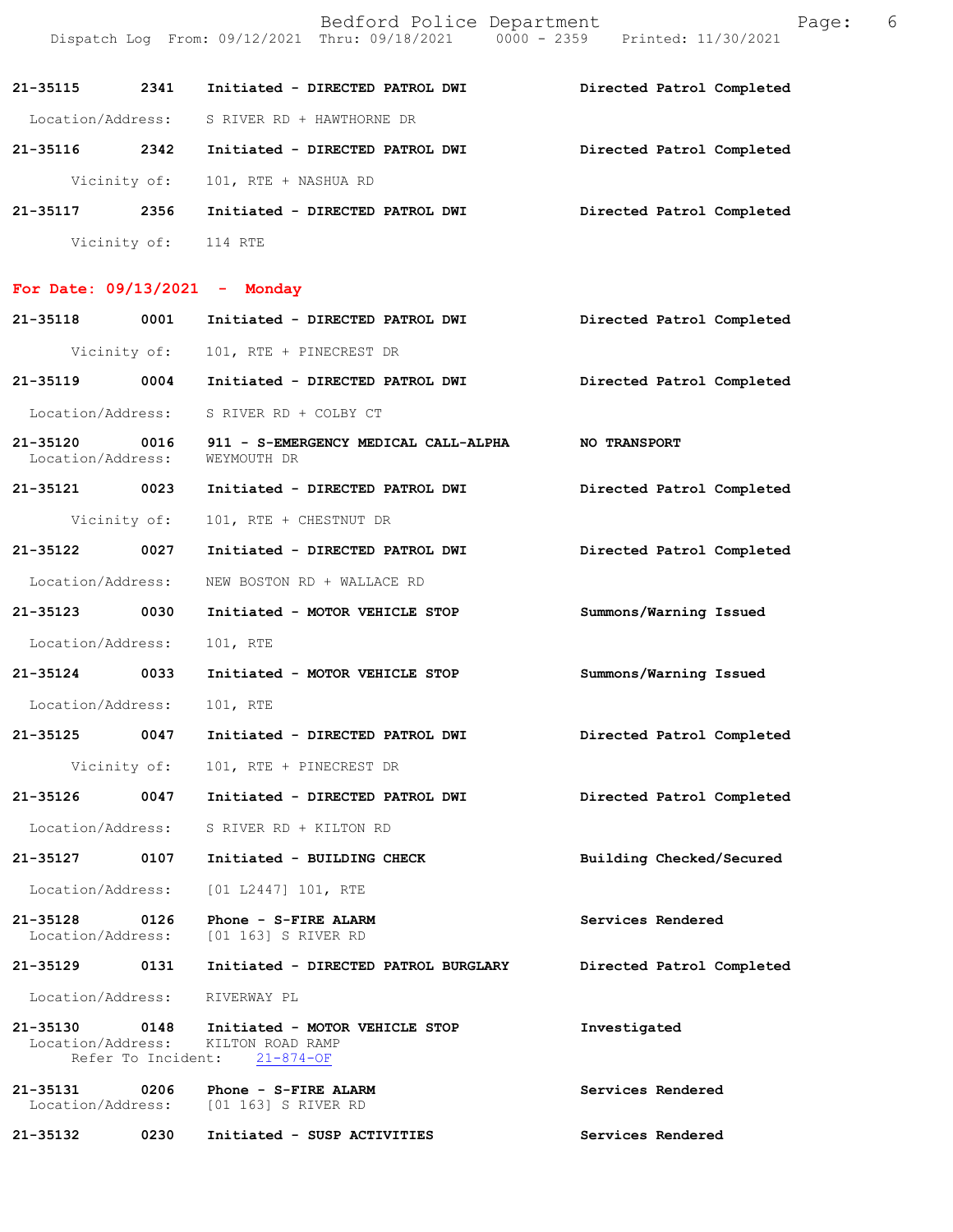21-35115 2341 Initiated - DIRECTED PATROL DWI Directed Patrol Completed

Location/Address: S RIVER RD + HAWTHORNE DR

21-35116 2342 Initiated - DIRECTED PATROL DWI Directed Patrol Completed

Vicinity of: 101, RTE + NASHUA RD

21-35117 2356 Initiated - DIRECTED PATROL DWI Directed Patrol Completed

Vicinity of: 114 RTE

## For Date: 09/13/2021 - Monday

21-35118 0001 Initiated - DIRECTED PATROL DWI Directed Patrol Completed

Vicinity of: 101, RTE + PINECREST DR

21-35119 0004 Initiated - DIRECTED PATROL DWI Directed Patrol Completed

Location/Address: S RIVER RD + COLBY CT

21-35120 0016 911 - S-EMERGENCY MEDICAL CALL-ALPHA NO TRANSPORT
Location/Address: WEYMOUTH DR

21-35121 0023 Initiated - DIRECTED PATROL DWI Directed Patrol Completed

Vicinity of: 101, RTE + CHESTNUT DR

21-35122 0027 Initiated - DIRECTED PATROL DWI Directed Patrol Completed

Location/Address: NEW BOSTON RD + WALLACE RD

21-35123 0030 Initiated - MOTOR VEHICLE STOP Summons/Warning Issued

Location/Address: 101, RTE

21-35124 0033 Initiated - MOTOR VEHICLE STOP Summons/Warning Issued

Location/Address: 101, RTE

21-35125 0047 Initiated - DIRECTED PATROL DWI Directed Patrol Completed

Vicinity of: 101, RTE + PINECREST DR

21-35126 0047 Initiated - DIRECTED PATROL DWI Directed Patrol Completed

Location/Address: S RIVER RD + KILTON RD

21-35127 0107 Initiated - BUILDING CHECK Building Checked/Secured

Location/Address: [01 L2447] 101, RTE

21-35128 0126 Phone - S-FIRE ALARM Services Rendered
Location/Address: [01 163] S RIVER RD

21-35129 0131 Initiated - DIRECTED PATROL BURGLARY Directed Patrol Completed

Location/Address: RIVERWAY PL

21-35130 0148 Initiated - MOTOR VEHICLE STOP Investigated
Location/Address: KILTON ROAD RAMP
Refer To Incident: 21-874-OF

21-35131 0206 Phone - S-FIRE ALARM Services Rendered
Location/Address: [01 163] S RIVER RD

21-35132 0230 Initiated - SUSP ACTIVITIES Services Rendered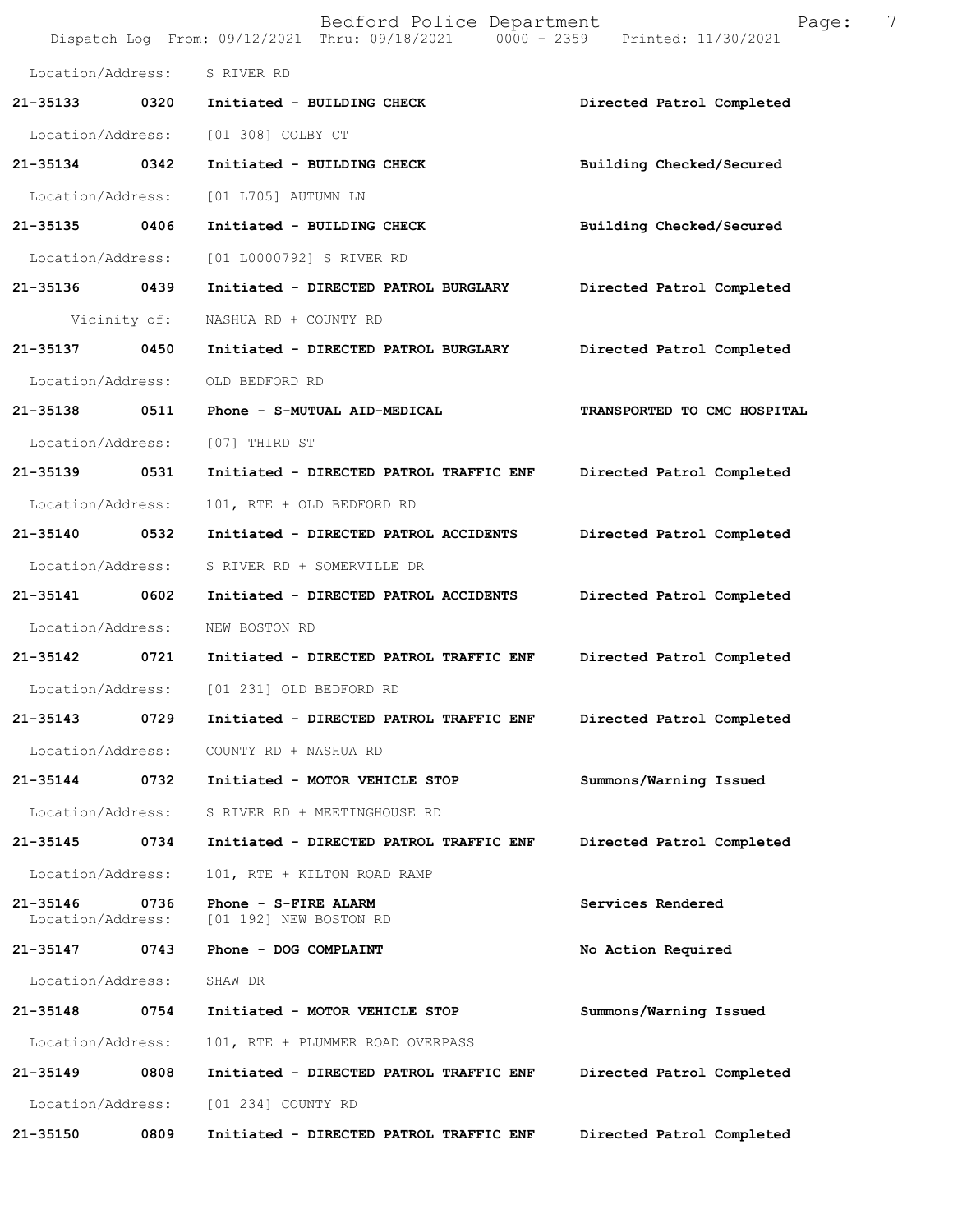Location/Address: S RIVER RD

**21-35133 0320 Initiated - BUILDING CHECK** **Directed Patrol Completed**

Location/Address: [01 308] COLBY CT

**21-35134 0342 Initiated - BUILDING CHECK** **Building Checked/Secured**

Location/Address: [01 L705] AUTUMN LN

**21-35135 0406 Initiated - BUILDING CHECK** **Building Checked/Secured**

Location/Address: [01 L0000792] S RIVER RD

**21-35136 0439 Initiated - DIRECTED PATROL BURGLARY** **Directed Patrol Completed**

Vicinity of: NASHUA RD + COUNTY RD

**21-35137 0450 Initiated - DIRECTED PATROL BURGLARY** **Directed Patrol Completed**

Location/Address: OLD BEDFORD RD

**21-35138 0511 Phone - S-MUTUAL AID-MEDICAL** **TRANSPORTED TO CMC HOSPITAL**

Location/Address: [07] THIRD ST

**21-35139 0531 Initiated - DIRECTED PATROL TRAFFIC ENF** **Directed Patrol Completed**

Location/Address: 101, RTE + OLD BEDFORD RD

**21-35140 0532 Initiated - DIRECTED PATROL ACCIDENTS** **Directed Patrol Completed**

Location/Address: S RIVER RD + SOMERVILLE DR

**21-35141 0602 Initiated - DIRECTED PATROL ACCIDENTS** **Directed Patrol Completed**

Location/Address: NEW BOSTON RD

**21-35142 0721 Initiated - DIRECTED PATROL TRAFFIC ENF** **Directed Patrol Completed**

Location/Address: [01 231] OLD BEDFORD RD

**21-35143 0729 Initiated - DIRECTED PATROL TRAFFIC ENF** **Directed Patrol Completed**

Location/Address: COUNTY RD + NASHUA RD

**21-35144 0732 Initiated - MOTOR VEHICLE STOP** **Summons/Warning Issued**

Location/Address: S RIVER RD + MEETINGHOUSE RD

**21-35145 0734 Initiated - DIRECTED PATROL TRAFFIC ENF** **Directed Patrol Completed**

Location/Address: 101, RTE + KILTON ROAD RAMP

**21-35146 0736 Phone - S-FIRE ALARM** **Services Rendered**
Location/Address: [01 192] NEW BOSTON RD

**21-35147 0743 Phone - DOG COMPLAINT** **No Action Required**

Location/Address: SHAW DR

**21-35148 0754 Initiated - MOTOR VEHICLE STOP** **Summons/Warning Issued**

Location/Address: 101, RTE + PLUMMER ROAD OVERPASS

**21-35149 0808 Initiated - DIRECTED PATROL TRAFFIC ENF** **Directed Patrol Completed**

Location/Address: [01 234] COUNTY RD

**21-35150 0809 Initiated - DIRECTED PATROL TRAFFIC ENF** **Directed Patrol Completed**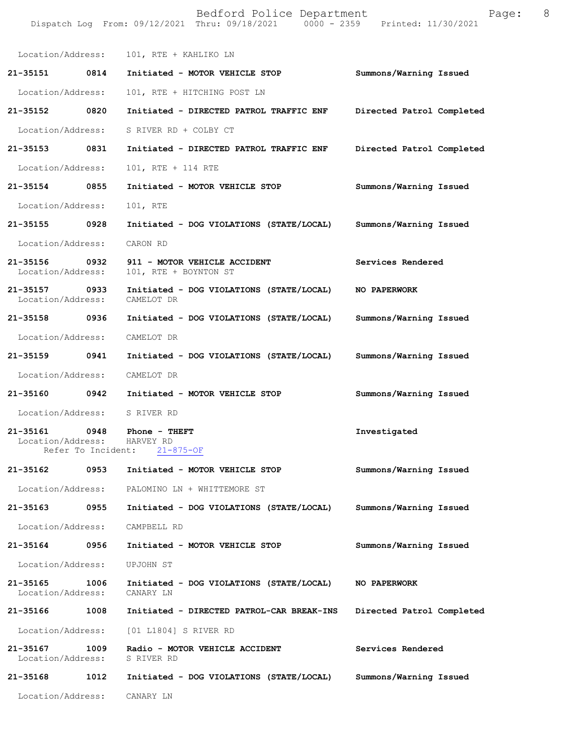Location/Address: 101, RTE + KAHLIKO LN

| Call Number | Time | Call Reason | Action |
|---|---|---|---|
| 21-35151 | 0814 | Initiated - MOTOR VEHICLE STOP | Summons/Warning Issued |
| | | Location/Address: 101, RTE + HITCHING POST LN | |
| 21-35152 | 0820 | Initiated - DIRECTED PATROL TRAFFIC ENF | Directed Patrol Completed |
| | | Location/Address: S RIVER RD + COLBY CT | |
| 21-35153 | 0831 | Initiated - DIRECTED PATROL TRAFFIC ENF | Directed Patrol Completed |
| | | Location/Address: 101, RTE + 114 RTE | |
| 21-35154 | 0855 | Initiated - MOTOR VEHICLE STOP | Summons/Warning Issued |
| | | Location/Address: 101, RTE | |
| 21-35155 | 0928 | Initiated - DOG VIOLATIONS (STATE/LOCAL) | Summons/Warning Issued |
| | | Location/Address: CARON RD | |
| 21-35156 | 0932 | 911 - MOTOR VEHICLE ACCIDENT | Services Rendered |
| | | Location/Address: 101, RTE + BOYNTON ST | |
| 21-35157 | 0933 | Initiated - DOG VIOLATIONS (STATE/LOCAL) | NO PAPERWORK |
| | | Location/Address: CAMELOT DR | |
| 21-35158 | 0936 | Initiated - DOG VIOLATIONS (STATE/LOCAL) | Summons/Warning Issued |
| | | Location/Address: CAMELOT DR | |
| 21-35159 | 0941 | Initiated - DOG VIOLATIONS (STATE/LOCAL) | Summons/Warning Issued |
| | | Location/Address: CAMELOT DR | |
| 21-35160 | 0942 | Initiated - MOTOR VEHICLE STOP | Summons/Warning Issued |
| | | Location/Address: S RIVER RD | |
| 21-35161 | 0948 | Phone - THEFT | Investigated |
| | | Location/Address: HARVEY RD; Refer To Incident: 21-875-OF | |
| 21-35162 | 0953 | Initiated - MOTOR VEHICLE STOP | Summons/Warning Issued |
| | | Location/Address: PALOMINO LN + WHITTEMORE ST | |
| 21-35163 | 0955 | Initiated - DOG VIOLATIONS (STATE/LOCAL) | Summons/Warning Issued |
| | | Location/Address: CAMPBELL RD | |
| 21-35164 | 0956 | Initiated - MOTOR VEHICLE STOP | Summons/Warning Issued |
| | | Location/Address: UPJOHN ST | |
| 21-35165 | 1006 | Initiated - DOG VIOLATIONS (STATE/LOCAL) | NO PAPERWORK |
| | | Location/Address: CANARY LN | |
| 21-35166 | 1008 | Initiated - DIRECTED PATROL-CAR BREAK-INS | Directed Patrol Completed |
| | | Location/Address: [01 L1804] S RIVER RD | |
| 21-35167 | 1009 | Radio - MOTOR VEHICLE ACCIDENT | Services Rendered |
| | | Location/Address: S RIVER RD | |
| 21-35168 | 1012 | Initiated - DOG VIOLATIONS (STATE/LOCAL) | Summons/Warning Issued |
| | | Location/Address: CANARY LN | |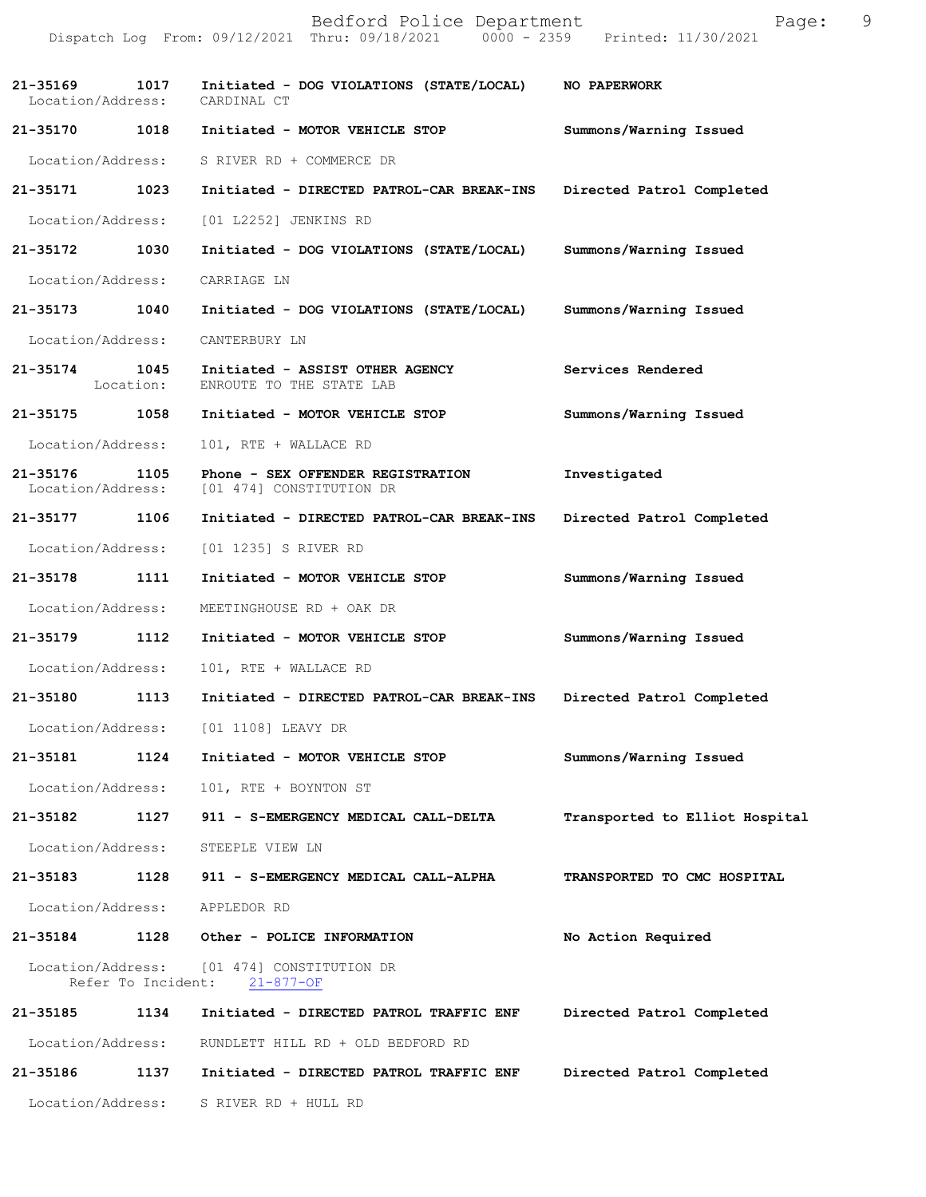| Call # | Time | Call Reason | Action |
|---|---|---|---|
| 21-35169 | 1017 | Initiated - DOG VIOLATIONS (STATE/LOCAL) | NO PAPERWORK |
| | | Location/Address: CARDINAL CT | |
| 21-35170 | 1018 | Initiated - MOTOR VEHICLE STOP | Summons/Warning Issued |
| | | Location/Address: S RIVER RD + COMMERCE DR | |
| 21-35171 | 1023 | Initiated - DIRECTED PATROL-CAR BREAK-INS | Directed Patrol Completed |
| | | Location/Address: [01 L2252] JENKINS RD | |
| 21-35172 | 1030 | Initiated - DOG VIOLATIONS (STATE/LOCAL) | Summons/Warning Issued |
| | | Location/Address: CARRIAGE LN | |
| 21-35173 | 1040 | Initiated - DOG VIOLATIONS (STATE/LOCAL) | Summons/Warning Issued |
| | | Location/Address: CANTERBURY LN | |
| 21-35174 | 1045 | Initiated - ASSIST OTHER AGENCY | Services Rendered |
| | | Location: ENROUTE TO THE STATE LAB | |
| 21-35175 | 1058 | Initiated - MOTOR VEHICLE STOP | Summons/Warning Issued |
| | | Location/Address: 101, RTE + WALLACE RD | |
| 21-35176 | 1105 | Phone - SEX OFFENDER REGISTRATION | Investigated |
| | | Location/Address: [01 474] CONSTITUTION DR | |
| 21-35177 | 1106 | Initiated - DIRECTED PATROL-CAR BREAK-INS | Directed Patrol Completed |
| | | Location/Address: [01 1235] S RIVER RD | |
| 21-35178 | 1111 | Initiated - MOTOR VEHICLE STOP | Summons/Warning Issued |
| | | Location/Address: MEETINGHOUSE RD + OAK DR | |
| 21-35179 | 1112 | Initiated - MOTOR VEHICLE STOP | Summons/Warning Issued |
| | | Location/Address: 101, RTE + WALLACE RD | |
| 21-35180 | 1113 | Initiated - DIRECTED PATROL-CAR BREAK-INS | Directed Patrol Completed |
| | | Location/Address: [01 1108] LEAVY DR | |
| 21-35181 | 1124 | Initiated - MOTOR VEHICLE STOP | Summons/Warning Issued |
| | | Location/Address: 101, RTE + BOYNTON ST | |
| 21-35182 | 1127 | 911 - S-EMERGENCY MEDICAL CALL-DELTA | Transported to Elliot Hospital |
| | | Location/Address: STEEPLE VIEW LN | |
| 21-35183 | 1128 | 911 - S-EMERGENCY MEDICAL CALL-ALPHA | TRANSPORTED TO CMC HOSPITAL |
| | | Location/Address: APPLEDOR RD | |
| 21-35184 | 1128 | Other - POLICE INFORMATION | No Action Required |
| | | Location/Address: [01 474] CONSTITUTION DR; Refer To Incident: 21-877-OF | |
| 21-35185 | 1134 | Initiated - DIRECTED PATROL TRAFFIC ENF | Directed Patrol Completed |
| | | Location/Address: RUNDLETT HILL RD + OLD BEDFORD RD | |
| 21-35186 | 1137 | Initiated - DIRECTED PATROL TRAFFIC ENF | Directed Patrol Completed |
| | | Location/Address: S RIVER RD + HULL RD | |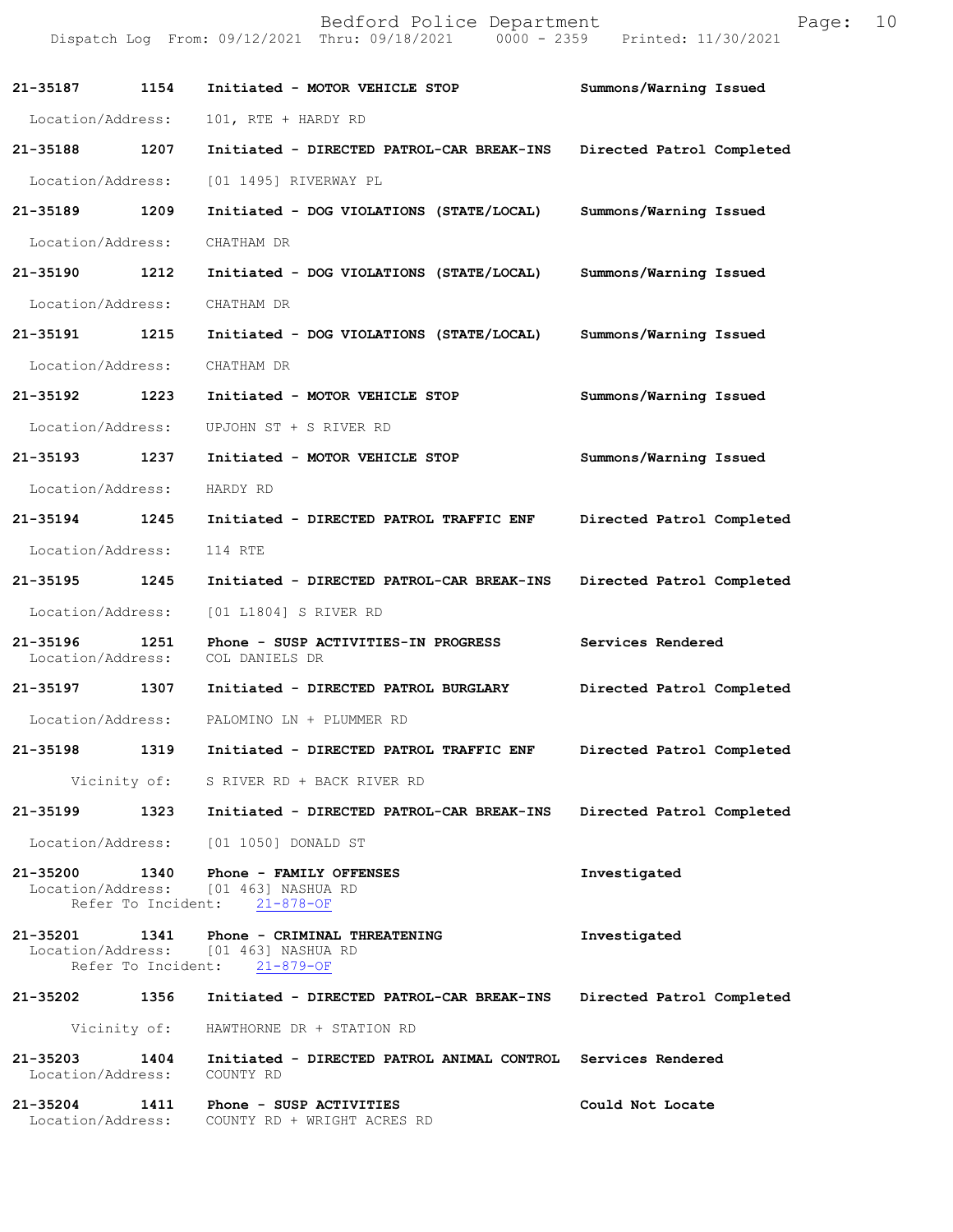Bedford Police Department
Dispatch Log From: 09/12/2021 Thru: 09/18/2021 0000 - 2359 Printed: 11/30/2021

**21-35187** **1154** **Initiated - MOTOR VEHICLE STOP** **Summons/Warning Issued**
Location/Address: 101, RTE + HARDY RD

**21-35188** **1207** **Initiated - DIRECTED PATROL-CAR BREAK-INS** **Directed Patrol Completed**
Location/Address: [01 1495] RIVERWAY PL

**21-35189** **1209** **Initiated - DOG VIOLATIONS (STATE/LOCAL)** **Summons/Warning Issued**
Location/Address: CHATHAM DR

**21-35190** **1212** **Initiated - DOG VIOLATIONS (STATE/LOCAL)** **Summons/Warning Issued**
Location/Address: CHATHAM DR

**21-35191** **1215** **Initiated - DOG VIOLATIONS (STATE/LOCAL)** **Summons/Warning Issued**
Location/Address: CHATHAM DR

**21-35192** **1223** **Initiated - MOTOR VEHICLE STOP** **Summons/Warning Issued**
Location/Address: UPJOHN ST + S RIVER RD

**21-35193** **1237** **Initiated - MOTOR VEHICLE STOP** **Summons/Warning Issued**
Location/Address: HARDY RD

**21-35194** **1245** **Initiated - DIRECTED PATROL TRAFFIC ENF** **Directed Patrol Completed**
Location/Address: 114 RTE

**21-35195** **1245** **Initiated - DIRECTED PATROL-CAR BREAK-INS** **Directed Patrol Completed**
Location/Address: [01 L1804] S RIVER RD

**21-35196** **1251** **Phone - SUSP ACTIVITIES-IN PROGRESS** **Services Rendered**
Location/Address: COL DANIELS DR

**21-35197** **1307** **Initiated - DIRECTED PATROL BURGLARY** **Directed Patrol Completed**
Location/Address: PALOMINO LN + PLUMMER RD

**21-35198** **1319** **Initiated - DIRECTED PATROL TRAFFIC ENF** **Directed Patrol Completed**
Vicinity of: S RIVER RD + BACK RIVER RD

**21-35199** **1323** **Initiated - DIRECTED PATROL-CAR BREAK-INS** **Directed Patrol Completed**
Location/Address: [01 1050] DONALD ST

**21-35200** **1340** **Phone - FAMILY OFFENSES** **Investigated**
Location/Address: [01 463] NASHUA RD
Refer To Incident: 21-878-OF

**21-35201** **1341** **Phone - CRIMINAL THREATENING** **Investigated**
Location/Address: [01 463] NASHUA RD
Refer To Incident: 21-879-OF

**21-35202** **1356** **Initiated - DIRECTED PATROL-CAR BREAK-INS** **Directed Patrol Completed**
Vicinity of: HAWTHORNE DR + STATION RD

**21-35203** **1404** **Initiated - DIRECTED PATROL ANIMAL CONTROL** **Services Rendered**
Location/Address: COUNTY RD

**21-35204** **1411** **Phone - SUSP ACTIVITIES** **Could Not Locate**
Location/Address: COUNTY RD + WRIGHT ACRES RD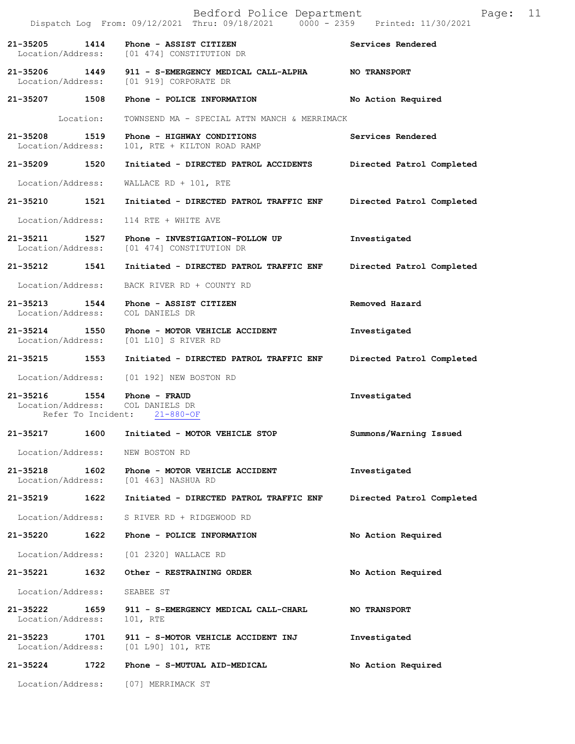**21-35205 1414 Phone - ASSIST CITIZEN** **Services Rendered**
Location/Address: [01 474] CONSTITUTION DR

**21-35206 1449 911 - S-EMERGENCY MEDICAL CALL-ALPHA** **NO TRANSPORT**
Location/Address: [01 919] CORPORATE DR

**21-35207 1508 Phone - POLICE INFORMATION** **No Action Required**
Location: TOWNSEND MA - SPECIAL ATTN MANCH & MERRIMACK

**21-35208 1519 Phone - HIGHWAY CONDITIONS** **Services Rendered**
Location/Address: 101, RTE + KILTON ROAD RAMP

**21-35209 1520 Initiated - DIRECTED PATROL ACCIDENTS** **Directed Patrol Completed**
Location/Address: WALLACE RD + 101, RTE

**21-35210 1521 Initiated - DIRECTED PATROL TRAFFIC ENF** **Directed Patrol Completed**
Location/Address: 114 RTE + WHITE AVE

**21-35211 1527 Phone - INVESTIGATION-FOLLOW UP** **Investigated**
Location/Address: [01 474] CONSTITUTION DR

**21-35212 1541 Initiated - DIRECTED PATROL TRAFFIC ENF** **Directed Patrol Completed**
Location/Address: BACK RIVER RD + COUNTY RD

**21-35213 1544 Phone - ASSIST CITIZEN** **Removed Hazard**
Location/Address: COL DANIELS DR

**21-35214 1550 Phone - MOTOR VEHICLE ACCIDENT** **Investigated**
Location/Address: [01 L10] S RIVER RD

**21-35215 1553 Initiated - DIRECTED PATROL TRAFFIC ENF** **Directed Patrol Completed**
Location/Address: [01 192] NEW BOSTON RD

**21-35216 1554 Phone - FRAUD** **Investigated**
Location/Address: COL DANIELS DR
Refer To Incident: 21-880-OF

**21-35217 1600 Initiated - MOTOR VEHICLE STOP** **Summons/Warning Issued**
Location/Address: NEW BOSTON RD

**21-35218 1602 Phone - MOTOR VEHICLE ACCIDENT** **Investigated**
Location/Address: [01 463] NASHUA RD

**21-35219 1622 Initiated - DIRECTED PATROL TRAFFIC ENF** **Directed Patrol Completed**
Location/Address: S RIVER RD + RIDGEWOOD RD

**21-35220 1622 Phone - POLICE INFORMATION** **No Action Required**
Location/Address: [01 2320] WALLACE RD

**21-35221 1632 Other - RESTRAINING ORDER** **No Action Required**
Location/Address: SEABEE ST

**21-35222 1659 911 - S-EMERGENCY MEDICAL CALL-CHARL** **NO TRANSPORT**
Location/Address: 101, RTE

**21-35223 1701 911 - S-MOTOR VEHICLE ACCIDENT INJ** **Investigated**
Location/Address: [01 L90] 101, RTE

**21-35224 1722 Phone - S-MUTUAL AID-MEDICAL** **No Action Required**
Location/Address: [07] MERRIMACK ST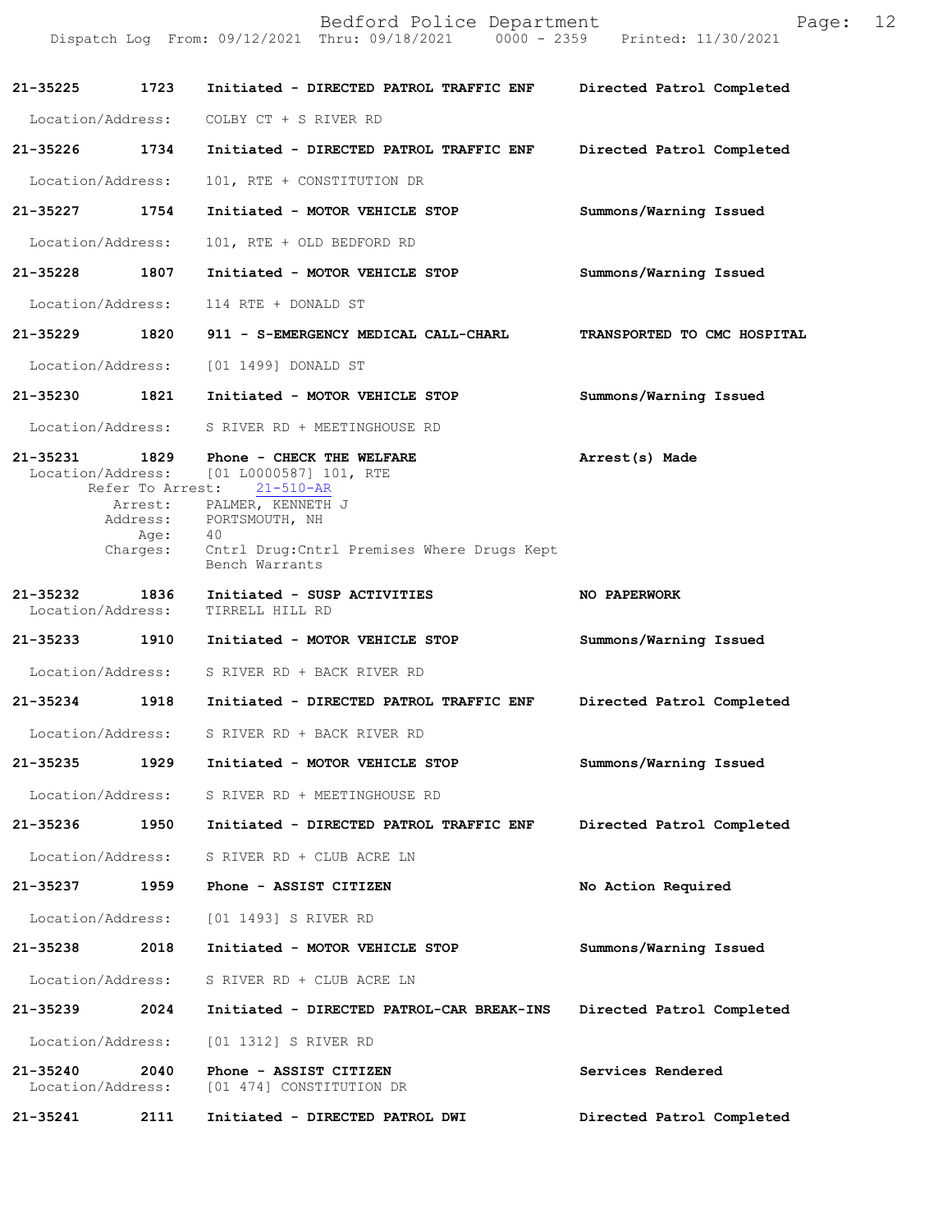21-35225 1723 Initiated - DIRECTED PATROL TRAFFIC ENF Directed Patrol Completed

Location/Address: COLBY CT + S RIVER RD

21-35226 1734 Initiated - DIRECTED PATROL TRAFFIC ENF Directed Patrol Completed

Location/Address: 101, RTE + CONSTITUTION DR

21-35227 1754 Initiated - MOTOR VEHICLE STOP Summons/Warning Issued

Location/Address: 101, RTE + OLD BEDFORD RD

21-35228 1807 Initiated - MOTOR VEHICLE STOP Summons/Warning Issued

Location/Address: 114 RTE + DONALD ST

21-35229 1820 911 - S-EMERGENCY MEDICAL CALL-CHARL TRANSPORTED TO CMC HOSPITAL

Location/Address: [01 1499] DONALD ST

21-35230 1821 Initiated - MOTOR VEHICLE STOP Summons/Warning Issued

Location/Address: S RIVER RD + MEETINGHOUSE RD

21-35231 1829 Phone - CHECK THE WELFARE Arrest(s) Made
Location/Address: [01 L0000587] 101, RTE
Refer To Arrest: 21-510-AR
Arrest: PALMER, KENNETH J
Address: PORTSMOUTH, NH
Age: 40
Charges: Cntrl Drug:Cntrl Premises Where Drugs Kept
Bench Warrants

21-35232 1836 Initiated - SUSP ACTIVITIES NO PAPERWORK
Location/Address: TIRRELL HILL RD

21-35233 1910 Initiated - MOTOR VEHICLE STOP Summons/Warning Issued

Location/Address: S RIVER RD + BACK RIVER RD

21-35234 1918 Initiated - DIRECTED PATROL TRAFFIC ENF Directed Patrol Completed

Location/Address: S RIVER RD + BACK RIVER RD

21-35235 1929 Initiated - MOTOR VEHICLE STOP Summons/Warning Issued

Location/Address: S RIVER RD + MEETINGHOUSE RD

21-35236 1950 Initiated - DIRECTED PATROL TRAFFIC ENF Directed Patrol Completed

Location/Address: S RIVER RD + CLUB ACRE LN

21-35237 1959 Phone - ASSIST CITIZEN No Action Required

Location/Address: [01 1493] S RIVER RD

21-35238 2018 Initiated - MOTOR VEHICLE STOP Summons/Warning Issued

Location/Address: S RIVER RD + CLUB ACRE LN

21-35239 2024 Initiated - DIRECTED PATROL-CAR BREAK-INS Directed Patrol Completed

Location/Address: [01 1312] S RIVER RD

21-35240 2040 Phone - ASSIST CITIZEN Services Rendered
Location/Address: [01 474] CONSTITUTION DR

21-35241 2111 Initiated - DIRECTED PATROL DWI Directed Patrol Completed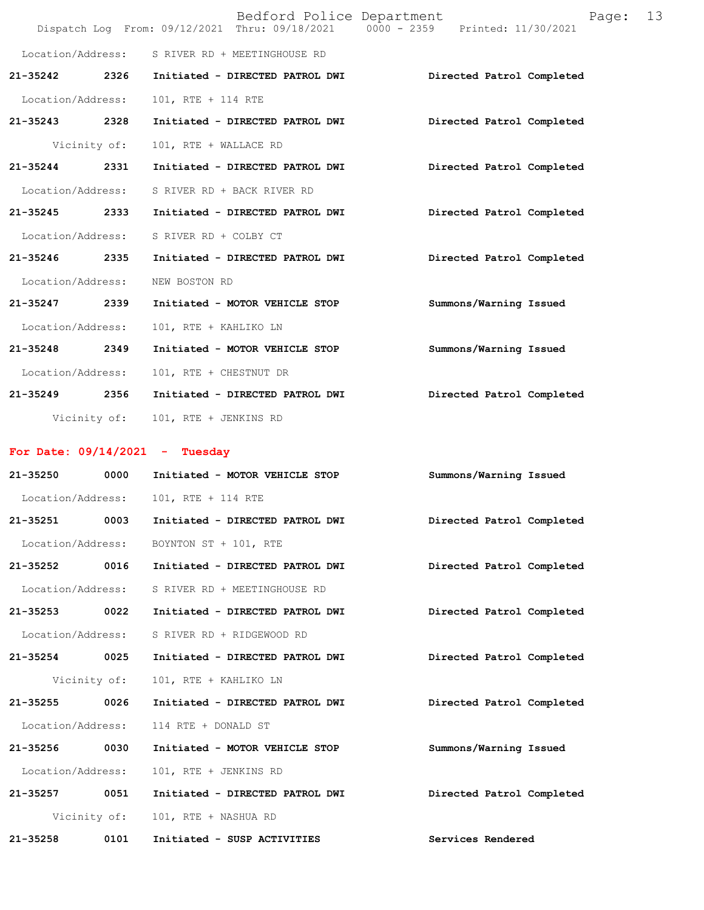Location/Address: S RIVER RD + MEETINGHOUSE RD

**21-35242 2326 Initiated - DIRECTED PATROL DWI** **Directed Patrol Completed**

Location/Address: 101, RTE + 114 RTE

**21-35243 2328 Initiated - DIRECTED PATROL DWI** **Directed Patrol Completed**

Vicinity of: 101, RTE + WALLACE RD

**21-35244 2331 Initiated - DIRECTED PATROL DWI** **Directed Patrol Completed**

Location/Address: S RIVER RD + BACK RIVER RD

**21-35245 2333 Initiated - DIRECTED PATROL DWI** **Directed Patrol Completed**

Location/Address: S RIVER RD + COLBY CT

**21-35246 2335 Initiated - DIRECTED PATROL DWI** **Directed Patrol Completed**

Location/Address: NEW BOSTON RD

**21-35247 2339 Initiated - MOTOR VEHICLE STOP** **Summons/Warning Issued**

Location/Address: 101, RTE + KAHLIKO LN

**21-35248 2349 Initiated - MOTOR VEHICLE STOP** **Summons/Warning Issued**

Location/Address: 101, RTE + CHESTNUT DR

**21-35249 2356 Initiated - DIRECTED PATROL DWI** **Directed Patrol Completed**

Vicinity of: 101, RTE + JENKINS RD

## For Date: 09/14/2021 - Tuesday

**21-35250 0000 Initiated - MOTOR VEHICLE STOP** **Summons/Warning Issued**

Location/Address: 101, RTE + 114 RTE

**21-35251 0003 Initiated - DIRECTED PATROL DWI** **Directed Patrol Completed**

Location/Address: BOYNTON ST + 101, RTE

**21-35252 0016 Initiated - DIRECTED PATROL DWI** **Directed Patrol Completed**

Location/Address: S RIVER RD + MEETINGHOUSE RD

**21-35253 0022 Initiated - DIRECTED PATROL DWI** **Directed Patrol Completed**

Location/Address: S RIVER RD + RIDGEWOOD RD

**21-35254 0025 Initiated - DIRECTED PATROL DWI** **Directed Patrol Completed**

Vicinity of: 101, RTE + KAHLIKO LN

**21-35255 0026 Initiated - DIRECTED PATROL DWI** **Directed Patrol Completed**

Location/Address: 114 RTE + DONALD ST

**21-35256 0030 Initiated - MOTOR VEHICLE STOP** **Summons/Warning Issued**

Location/Address: 101, RTE + JENKINS RD

**21-35257 0051 Initiated - DIRECTED PATROL DWI** **Directed Patrol Completed**

Vicinity of: 101, RTE + NASHUA RD

**21-35258 0101 Initiated - SUSP ACTIVITIES** **Services Rendered**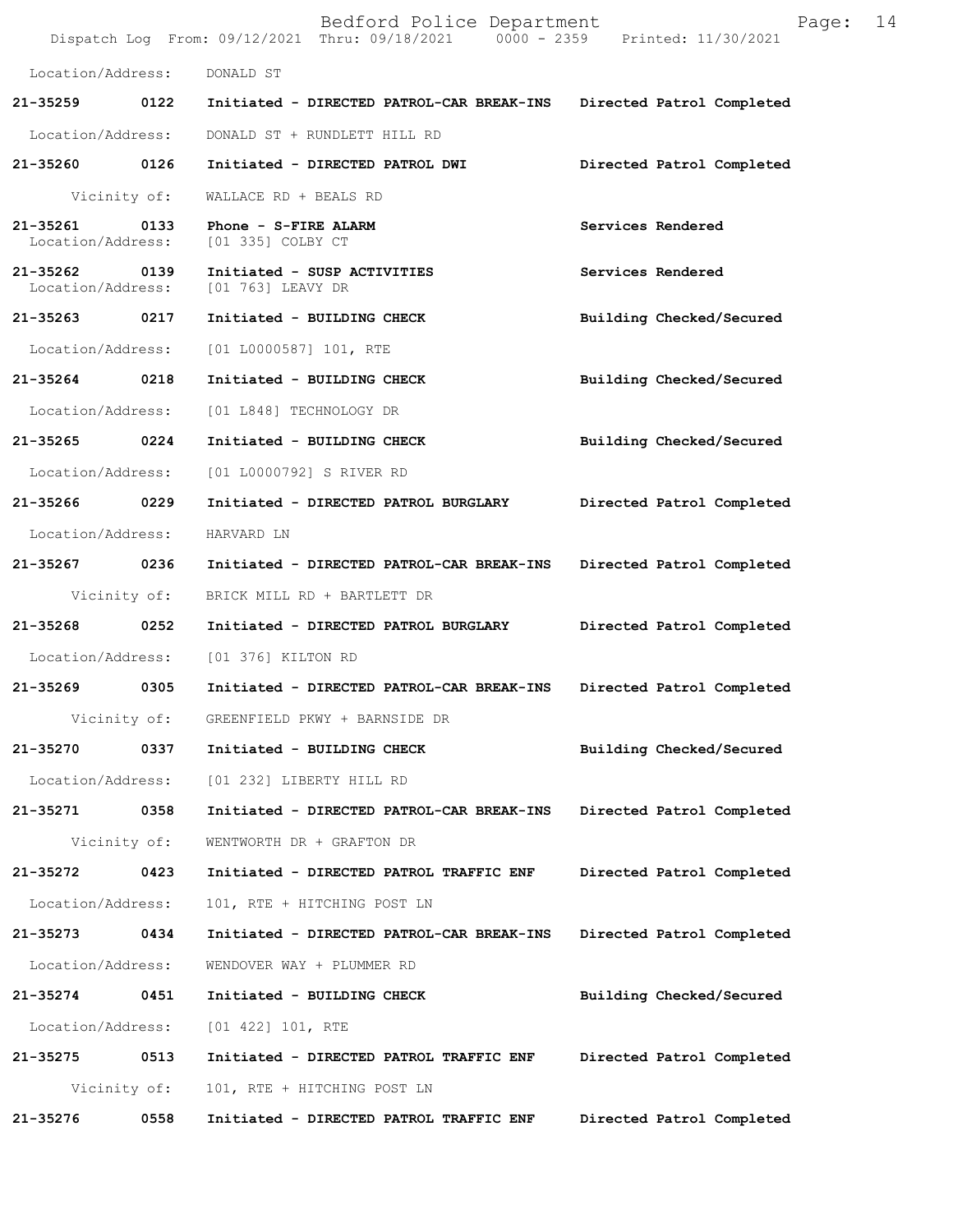Location/Address: DONALD ST

**21-35259 0122 Initiated - DIRECTED PATROL-CAR BREAK-INS Directed Patrol Completed**

Location/Address: DONALD ST + RUNDLETT HILL RD

**21-35260 0126 Initiated - DIRECTED PATROL DWI Directed Patrol Completed**

Vicinity of: WALLACE RD + BEALS RD

**21-35261 0133 Phone - S-FIRE ALARM Services Rendered**
Location/Address: [01 335] COLBY CT

**21-35262 0139 Initiated - SUSP ACTIVITIES Services Rendered**
Location/Address: [01 763] LEAVY DR

**21-35263 0217 Initiated - BUILDING CHECK Building Checked/Secured**

Location/Address: [01 L0000587] 101, RTE

**21-35264 0218 Initiated - BUILDING CHECK Building Checked/Secured**

Location/Address: [01 L848] TECHNOLOGY DR

**21-35265 0224 Initiated - BUILDING CHECK Building Checked/Secured**

Location/Address: [01 L0000792] S RIVER RD

**21-35266 0229 Initiated - DIRECTED PATROL BURGLARY Directed Patrol Completed**

Location/Address: HARVARD LN

**21-35267 0236 Initiated - DIRECTED PATROL-CAR BREAK-INS Directed Patrol Completed**

Vicinity of: BRICK MILL RD + BARTLETT DR

**21-35268 0252 Initiated - DIRECTED PATROL BURGLARY Directed Patrol Completed**

Location/Address: [01 376] KILTON RD

**21-35269 0305 Initiated - DIRECTED PATROL-CAR BREAK-INS Directed Patrol Completed**

Vicinity of: GREENFIELD PKWY + BARNSIDE DR

**21-35270 0337 Initiated - BUILDING CHECK Building Checked/Secured**

Location/Address: [01 232] LIBERTY HILL RD

**21-35271 0358 Initiated - DIRECTED PATROL-CAR BREAK-INS Directed Patrol Completed**

Vicinity of: WENTWORTH DR + GRAFTON DR

**21-35272 0423 Initiated - DIRECTED PATROL TRAFFIC ENF Directed Patrol Completed**

Location/Address: 101, RTE + HITCHING POST LN

**21-35273 0434 Initiated - DIRECTED PATROL-CAR BREAK-INS Directed Patrol Completed**

Location/Address: WENDOVER WAY + PLUMMER RD

**21-35274 0451 Initiated - BUILDING CHECK Building Checked/Secured**

Location/Address: [01 422] 101, RTE

**21-35275 0513 Initiated - DIRECTED PATROL TRAFFIC ENF Directed Patrol Completed**

Vicinity of: 101, RTE + HITCHING POST LN

**21-35276 0558 Initiated - DIRECTED PATROL TRAFFIC ENF Directed Patrol Completed**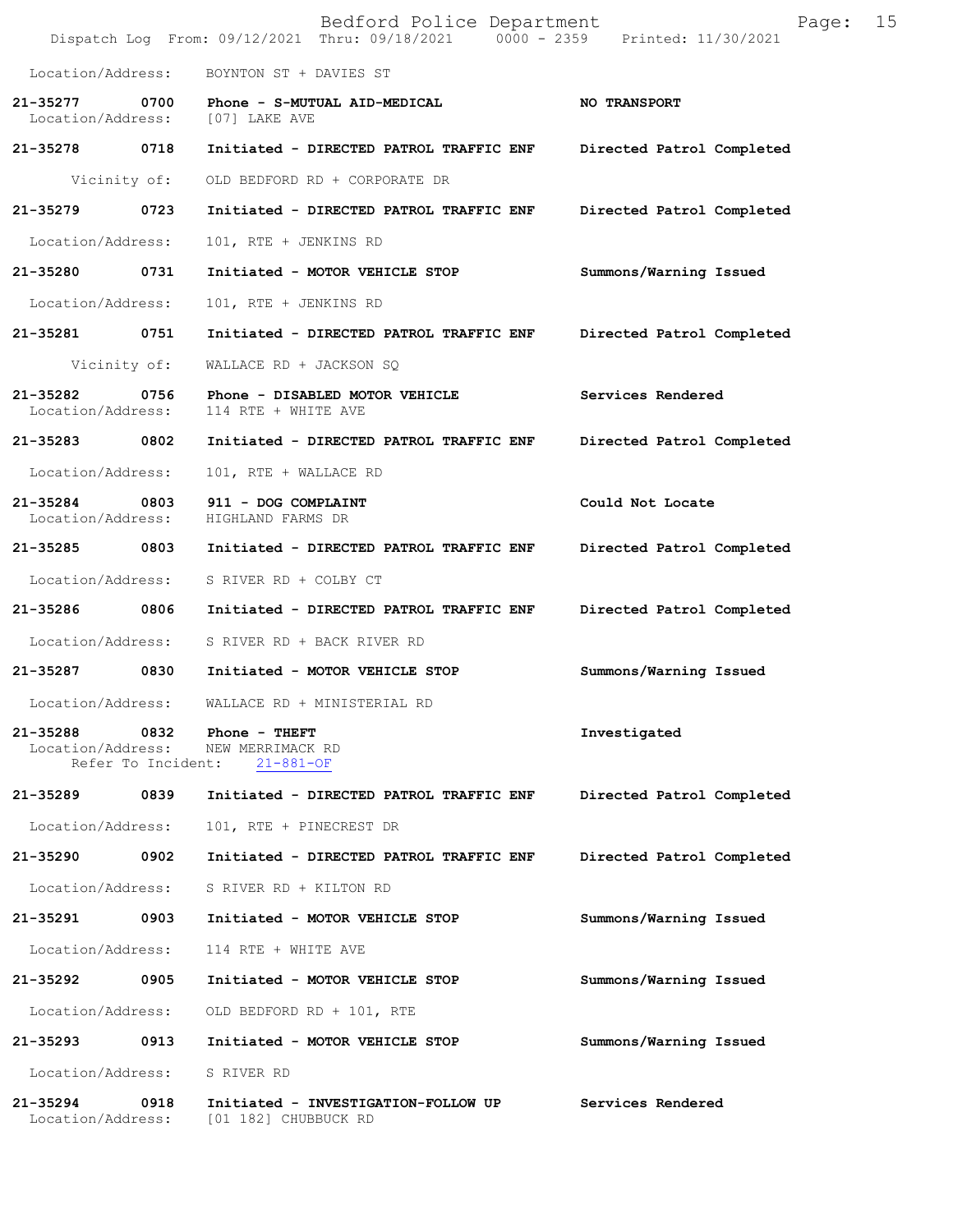Location/Address: BOYNTON ST + DAVIES ST

**21-35277 0700 Phone - S-MUTUAL AID-MEDICAL** NO TRANSPORT
Location/Address: [07] LAKE AVE

**21-35278 0718 Initiated - DIRECTED PATROL TRAFFIC ENF** Directed Patrol Completed
Vicinity of: OLD BEDFORD RD + CORPORATE DR

**21-35279 0723 Initiated - DIRECTED PATROL TRAFFIC ENF** Directed Patrol Completed
Location/Address: 101, RTE + JENKINS RD

**21-35280 0731 Initiated - MOTOR VEHICLE STOP** Summons/Warning Issued
Location/Address: 101, RTE + JENKINS RD

**21-35281 0751 Initiated - DIRECTED PATROL TRAFFIC ENF** Directed Patrol Completed
Vicinity of: WALLACE RD + JACKSON SQ

**21-35282 0756 Phone - DISABLED MOTOR VEHICLE** Services Rendered
Location/Address: 114 RTE + WHITE AVE

**21-35283 0802 Initiated - DIRECTED PATROL TRAFFIC ENF** Directed Patrol Completed
Location/Address: 101, RTE + WALLACE RD

**21-35284 0803 911 - DOG COMPLAINT** Could Not Locate
Location/Address: HIGHLAND FARMS DR

**21-35285 0803 Initiated - DIRECTED PATROL TRAFFIC ENF** Directed Patrol Completed
Location/Address: S RIVER RD + COLBY CT

**21-35286 0806 Initiated - DIRECTED PATROL TRAFFIC ENF** Directed Patrol Completed
Location/Address: S RIVER RD + BACK RIVER RD

**21-35287 0830 Initiated - MOTOR VEHICLE STOP** Summons/Warning Issued
Location/Address: WALLACE RD + MINISTERIAL RD

**21-35288 0832 Phone - THEFT** Investigated
Location/Address: NEW MERRIMACK RD
Refer To Incident: 21-881-OF

**21-35289 0839 Initiated - DIRECTED PATROL TRAFFIC ENF** Directed Patrol Completed
Location/Address: 101, RTE + PINECREST DR

**21-35290 0902 Initiated - DIRECTED PATROL TRAFFIC ENF** Directed Patrol Completed
Location/Address: S RIVER RD + KILTON RD

**21-35291 0903 Initiated - MOTOR VEHICLE STOP** Summons/Warning Issued
Location/Address: 114 RTE + WHITE AVE

**21-35292 0905 Initiated - MOTOR VEHICLE STOP** Summons/Warning Issued
Location/Address: OLD BEDFORD RD + 101, RTE

**21-35293 0913 Initiated - MOTOR VEHICLE STOP** Summons/Warning Issued
Location/Address: S RIVER RD

**21-35294 0918 Initiated - INVESTIGATION-FOLLOW UP** Services Rendered
Location/Address: [01 182] CHUBBUCK RD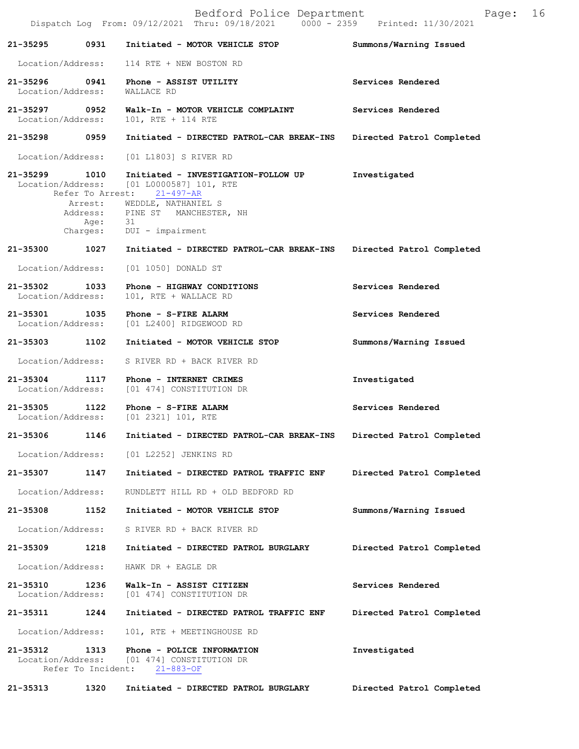**21-35295** **0931** **Initiated - MOTOR VEHICLE STOP** **Summons/Warning Issued**

Location/Address: 114 RTE + NEW BOSTON RD

**21-35296** **0941** **Phone - ASSIST UTILITY** **Services Rendered**
Location/Address: WALLACE RD

**21-35297** **0952** **Walk-In - MOTOR VEHICLE COMPLAINT** **Services Rendered**
Location/Address: 101, RTE + 114 RTE

**21-35298** **0959** **Initiated - DIRECTED PATROL-CAR BREAK-INS** **Directed Patrol Completed**

Location/Address: [01 L1803] S RIVER RD

**21-35299** **1010** **Initiated - INVESTIGATION-FOLLOW UP** **Investigated**
Location/Address: [01 L0000587] 101, RTE
Refer To Arrest: 21-497-AR
Arrest: WEDDLE, NATHANIEL S
Address: PINE ST MANCHESTER, NH
Age: 31
Charges: DUI - impairment

**21-35300** **1027** **Initiated - DIRECTED PATROL-CAR BREAK-INS** **Directed Patrol Completed**

Location/Address: [01 1050] DONALD ST

**21-35302** **1033** **Phone - HIGHWAY CONDITIONS** **Services Rendered**
Location/Address: 101, RTE + WALLACE RD

**21-35301** **1035** **Phone - S-FIRE ALARM** **Services Rendered**
Location/Address: [01 L2400] RIDGEWOOD RD

**21-35303** **1102** **Initiated - MOTOR VEHICLE STOP** **Summons/Warning Issued**

Location/Address: S RIVER RD + BACK RIVER RD

**21-35304** **1117** **Phone - INTERNET CRIMES** **Investigated**
Location/Address: [01 474] CONSTITUTION DR

**21-35305** **1122** **Phone - S-FIRE ALARM** **Services Rendered**
Location/Address: [01 2321] 101, RTE

**21-35306** **1146** **Initiated - DIRECTED PATROL-CAR BREAK-INS** **Directed Patrol Completed**

Location/Address: [01 L2252] JENKINS RD

**21-35307** **1147** **Initiated - DIRECTED PATROL TRAFFIC ENF** **Directed Patrol Completed**

Location/Address: RUNDLETT HILL RD + OLD BEDFORD RD

**21-35308** **1152** **Initiated - MOTOR VEHICLE STOP** **Summons/Warning Issued**

Location/Address: S RIVER RD + BACK RIVER RD

**21-35309** **1218** **Initiated - DIRECTED PATROL BURGLARY** **Directed Patrol Completed**

Location/Address: HAWK DR + EAGLE DR

**21-35310** **1236** **Walk-In - ASSIST CITIZEN** **Services Rendered**
Location/Address: [01 474] CONSTITUTION DR

**21-35311** **1244** **Initiated - DIRECTED PATROL TRAFFIC ENF** **Directed Patrol Completed**

Location/Address: 101, RTE + MEETINGHOUSE RD

**21-35312** **1313** **Phone - POLICE INFORMATION** **Investigated**
Location/Address: [01 474] CONSTITUTION DR
Refer To Incident: 21-883-OF

**21-35313** **1320** **Initiated - DIRECTED PATROL BURGLARY** **Directed Patrol Completed**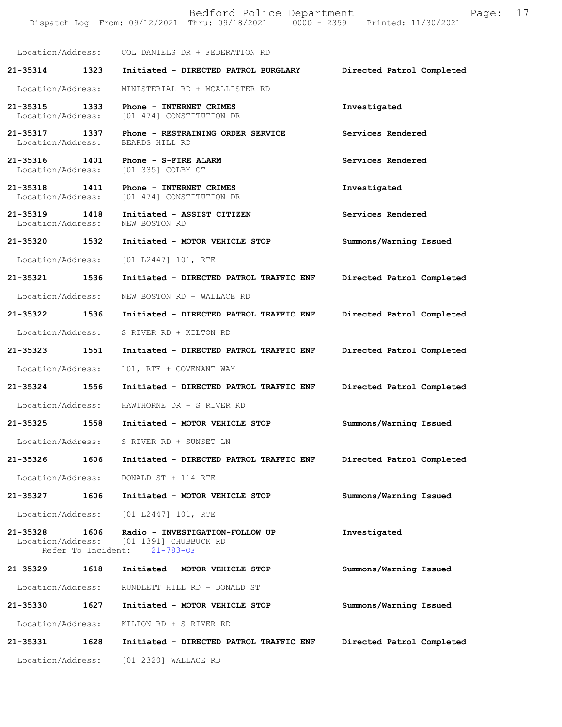Location/Address: COL DANIELS DR + FEDERATION RD

**21-35314 1323 Initiated - DIRECTED PATROL BURGLARY** **Directed Patrol Completed**
Location/Address: MINISTERIAL RD + MCALLISTER RD

**21-35315 1333 Phone - INTERNET CRIMES** **Investigated**
Location/Address: [01 474] CONSTITUTION DR

**21-35317 1337 Phone - RESTRAINING ORDER SERVICE** **Services Rendered**
Location/Address: BEARDS HILL RD

**21-35316 1401 Phone - S-FIRE ALARM** **Services Rendered**
Location/Address: [01 335] COLBY CT

**21-35318 1411 Phone - INTERNET CRIMES** **Investigated**
Location/Address: [01 474] CONSTITUTION DR

**21-35319 1418 Initiated - ASSIST CITIZEN** **Services Rendered**
Location/Address: NEW BOSTON RD

**21-35320 1532 Initiated - MOTOR VEHICLE STOP** **Summons/Warning Issued**
Location/Address: [01 L2447] 101, RTE

**21-35321 1536 Initiated - DIRECTED PATROL TRAFFIC ENF** **Directed Patrol Completed**
Location/Address: NEW BOSTON RD + WALLACE RD

**21-35322 1536 Initiated - DIRECTED PATROL TRAFFIC ENF** **Directed Patrol Completed**
Location/Address: S RIVER RD + KILTON RD

**21-35323 1551 Initiated - DIRECTED PATROL TRAFFIC ENF** **Directed Patrol Completed**
Location/Address: 101, RTE + COVENANT WAY

**21-35324 1556 Initiated - DIRECTED PATROL TRAFFIC ENF** **Directed Patrol Completed**
Location/Address: HAWTHORNE DR + S RIVER RD

**21-35325 1558 Initiated - MOTOR VEHICLE STOP** **Summons/Warning Issued**
Location/Address: S RIVER RD + SUNSET LN

**21-35326 1606 Initiated - DIRECTED PATROL TRAFFIC ENF** **Directed Patrol Completed**
Location/Address: DONALD ST + 114 RTE

**21-35327 1606 Initiated - MOTOR VEHICLE STOP** **Summons/Warning Issued**
Location/Address: [01 L2447] 101, RTE

**21-35328 1606 Radio - INVESTIGATION-FOLLOW UP** **Investigated**
Location/Address: [01 1391] CHUBBUCK RD
Refer To Incident: 21-783-OF

**21-35329 1618 Initiated - MOTOR VEHICLE STOP** **Summons/Warning Issued**
Location/Address: RUNDLETT HILL RD + DONALD ST

**21-35330 1627 Initiated - MOTOR VEHICLE STOP** **Summons/Warning Issued**
Location/Address: KILTON RD + S RIVER RD

**21-35331 1628 Initiated - DIRECTED PATROL TRAFFIC ENF** **Directed Patrol Completed**
Location/Address: [01 2320] WALLACE RD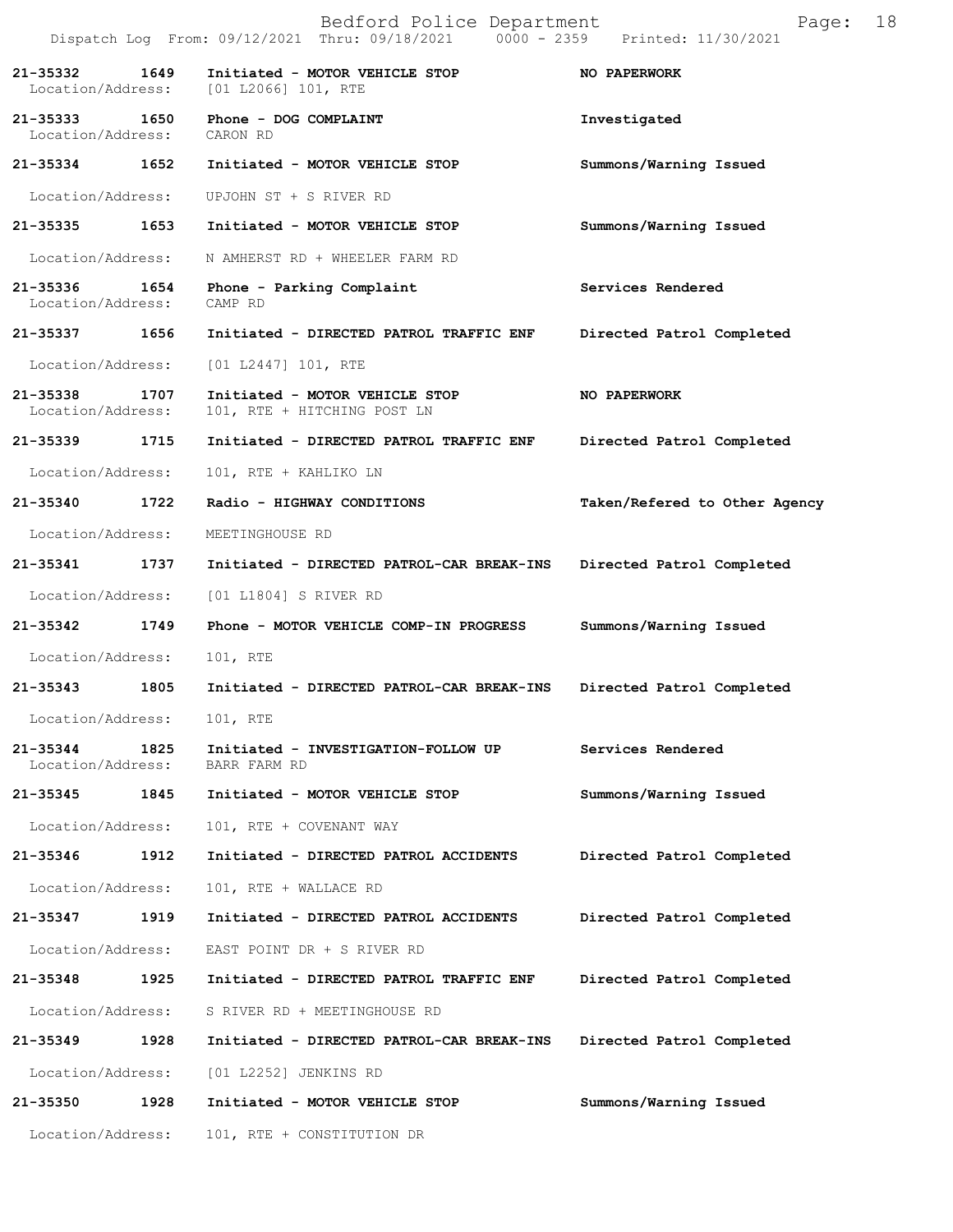| Call Number | Time | Call Reason | Action |
|---|---|---|---|
| 21-35332 | 1649 | Initiated - MOTOR VEHICLE STOP | NO PAPERWORK |
| Location/Address: | | [01 L2066] 101, RTE | |
| 21-35333 | 1650 | Phone - DOG COMPLAINT | Investigated |
| Location/Address: | | CARON RD | |
| 21-35334 | 1652 | Initiated - MOTOR VEHICLE STOP | Summons/Warning Issued |
| Location/Address: | | UPJOHN ST + S RIVER RD | |
| 21-35335 | 1653 | Initiated - MOTOR VEHICLE STOP | Summons/Warning Issued |
| Location/Address: | | N AMHERST RD + WHEELER FARM RD | |
| 21-35336 | 1654 | Phone - Parking Complaint | Services Rendered |
| Location/Address: | | CAMP RD | |
| 21-35337 | 1656 | Initiated - DIRECTED PATROL TRAFFIC ENF | Directed Patrol Completed |
| Location/Address: | | [01 L2447] 101, RTE | |
| 21-35338 | 1707 | Initiated - MOTOR VEHICLE STOP | NO PAPERWORK |
| Location/Address: | | 101, RTE + HITCHING POST LN | |
| 21-35339 | 1715 | Initiated - DIRECTED PATROL TRAFFIC ENF | Directed Patrol Completed |
| Location/Address: | | 101, RTE + KAHLIKO LN | |
| 21-35340 | 1722 | Radio - HIGHWAY CONDITIONS | Taken/Refered to Other Agency |
| Location/Address: | | MEETINGHOUSE RD | |
| 21-35341 | 1737 | Initiated - DIRECTED PATROL-CAR BREAK-INS | Directed Patrol Completed |
| Location/Address: | | [01 L1804] S RIVER RD | |
| 21-35342 | 1749 | Phone - MOTOR VEHICLE COMP-IN PROGRESS | Summons/Warning Issued |
| Location/Address: | | 101, RTE | |
| 21-35343 | 1805 | Initiated - DIRECTED PATROL-CAR BREAK-INS | Directed Patrol Completed |
| Location/Address: | | 101, RTE | |
| 21-35344 | 1825 | Initiated - INVESTIGATION-FOLLOW UP | Services Rendered |
| Location/Address: | | BARR FARM RD | |
| 21-35345 | 1845 | Initiated - MOTOR VEHICLE STOP | Summons/Warning Issued |
| Location/Address: | | 101, RTE + COVENANT WAY | |
| 21-35346 | 1912 | Initiated - DIRECTED PATROL ACCIDENTS | Directed Patrol Completed |
| Location/Address: | | 101, RTE + WALLACE RD | |
| 21-35347 | 1919 | Initiated - DIRECTED PATROL ACCIDENTS | Directed Patrol Completed |
| Location/Address: | | EAST POINT DR + S RIVER RD | |
| 21-35348 | 1925 | Initiated - DIRECTED PATROL TRAFFIC ENF | Directed Patrol Completed |
| Location/Address: | | S RIVER RD + MEETINGHOUSE RD | |
| 21-35349 | 1928 | Initiated - DIRECTED PATROL-CAR BREAK-INS | Directed Patrol Completed |
| Location/Address: | | [01 L2252] JENKINS RD | |
| 21-35350 | 1928 | Initiated - MOTOR VEHICLE STOP | Summons/Warning Issued |
| Location/Address: | | 101, RTE + CONSTITUTION DR | |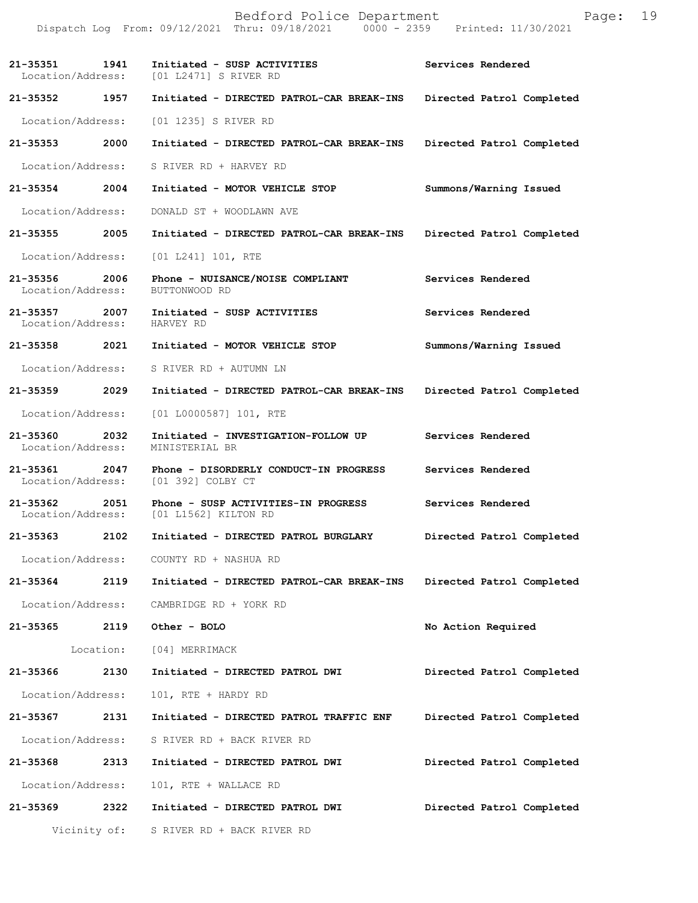| Call # | Time | Call Reason/Action | Disposition |
|---|---|---|---|
| 21-35351 | 1941 | Initiated - SUSP ACTIVITIES | Services Rendered |
| Location/Address: | | [01 L2471] S RIVER RD | |
| 21-35352 | 1957 | Initiated - DIRECTED PATROL-CAR BREAK-INS | Directed Patrol Completed |
| Location/Address: | | [01 1235] S RIVER RD | |
| 21-35353 | 2000 | Initiated - DIRECTED PATROL-CAR BREAK-INS | Directed Patrol Completed |
| Location/Address: | | S RIVER RD + HARVEY RD | |
| 21-35354 | 2004 | Initiated - MOTOR VEHICLE STOP | Summons/Warning Issued |
| Location/Address: | | DONALD ST + WOODLAWN AVE | |
| 21-35355 | 2005 | Initiated - DIRECTED PATROL-CAR BREAK-INS | Directed Patrol Completed |
| Location/Address: | | [01 L241] 101, RTE | |
| 21-35356 | 2006 | Phone - NUISANCE/NOISE COMPLIANT | Services Rendered |
| Location/Address: | | BUTTONWOOD RD | |
| 21-35357 | 2007 | Initiated - SUSP ACTIVITIES | Services Rendered |
| Location/Address: | | HARVEY RD | |
| 21-35358 | 2021 | Initiated - MOTOR VEHICLE STOP | Summons/Warning Issued |
| Location/Address: | | S RIVER RD + AUTUMN LN | |
| 21-35359 | 2029 | Initiated - DIRECTED PATROL-CAR BREAK-INS | Directed Patrol Completed |
| Location/Address: | | [01 L0000587] 101, RTE | |
| 21-35360 | 2032 | Initiated - INVESTIGATION-FOLLOW UP | Services Rendered |
| Location/Address: | | MINISTERIAL BR | |
| 21-35361 | 2047 | Phone - DISORDERLY CONDUCT-IN PROGRESS | Services Rendered |
| Location/Address: | | [01 392] COLBY CT | |
| 21-35362 | 2051 | Phone - SUSP ACTIVITIES-IN PROGRESS | Services Rendered |
| Location/Address: | | [01 L1562] KILTON RD | |
| 21-35363 | 2102 | Initiated - DIRECTED PATROL BURGLARY | Directed Patrol Completed |
| Location/Address: | | COUNTY RD + NASHUA RD | |
| 21-35364 | 2119 | Initiated - DIRECTED PATROL-CAR BREAK-INS | Directed Patrol Completed |
| Location/Address: | | CAMBRIDGE RD + YORK RD | |
| 21-35365 | 2119 | Other - BOLO | No Action Required |
| Location: | | [04] MERRIMACK | |
| 21-35366 | 2130 | Initiated - DIRECTED PATROL DWI | Directed Patrol Completed |
| Location/Address: | | 101, RTE + HARDY RD | |
| 21-35367 | 2131 | Initiated - DIRECTED PATROL TRAFFIC ENF | Directed Patrol Completed |
| Location/Address: | | S RIVER RD + BACK RIVER RD | |
| 21-35368 | 2313 | Initiated - DIRECTED PATROL DWI | Directed Patrol Completed |
| Location/Address: | | 101, RTE + WALLACE RD | |
| 21-35369 | 2322 | Initiated - DIRECTED PATROL DWI | Directed Patrol Completed |
| Vicinity of: | | S RIVER RD + BACK RIVER RD | |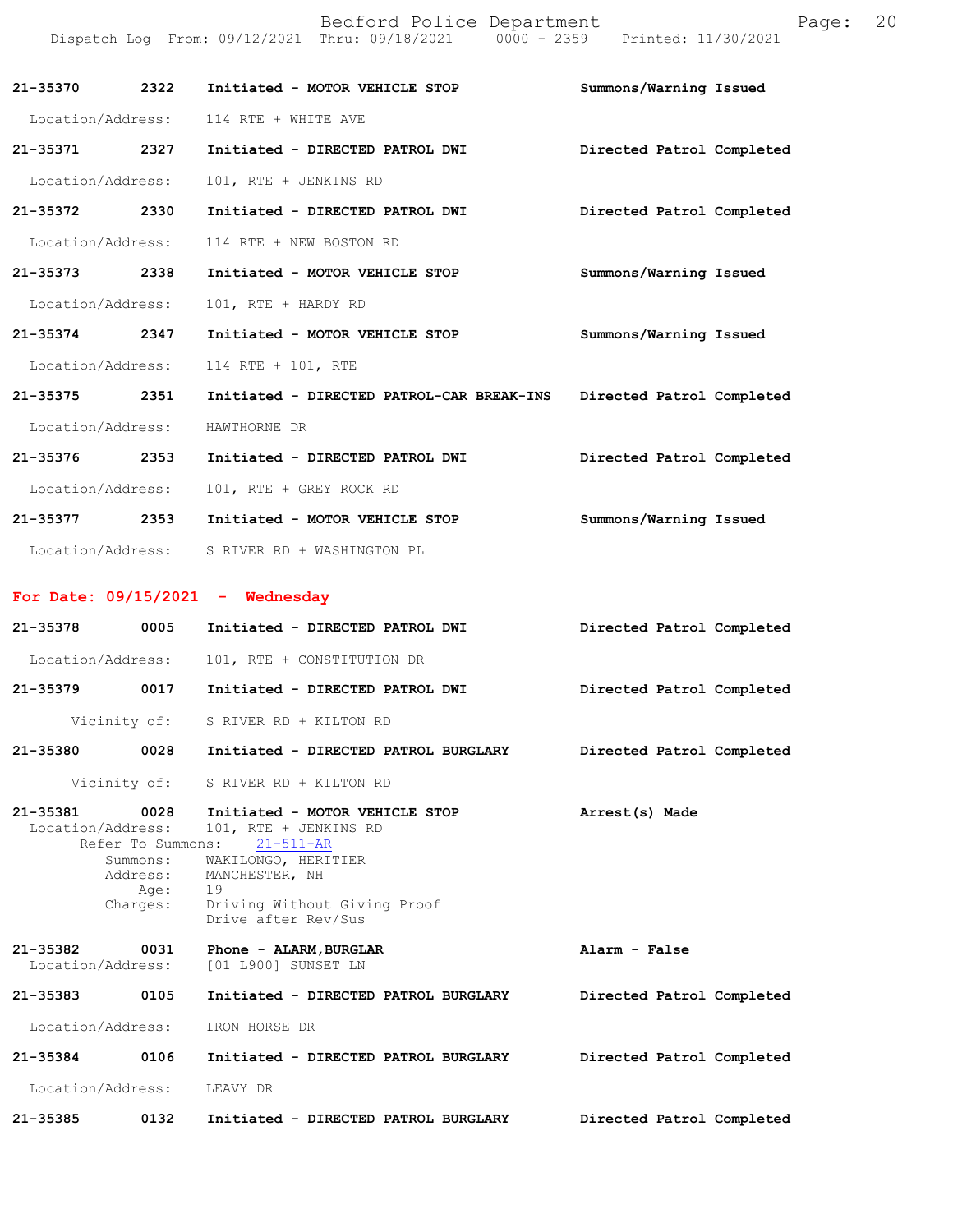| Call # | Time | Call Reason / Action | Disposition |
|---|---|---|---|
| 21-35370 | 2322 | Initiated - MOTOR VEHICLE STOP | Summons/Warning Issued |
| | | Location/Address: 114 RTE + WHITE AVE | |
| 21-35371 | 2327 | Initiated - DIRECTED PATROL DWI | Directed Patrol Completed |
| | | Location/Address: 101, RTE + JENKINS RD | |
| 21-35372 | 2330 | Initiated - DIRECTED PATROL DWI | Directed Patrol Completed |
| | | Location/Address: 114 RTE + NEW BOSTON RD | |
| 21-35373 | 2338 | Initiated - MOTOR VEHICLE STOP | Summons/Warning Issued |
| | | Location/Address: 101, RTE + HARDY RD | |
| 21-35374 | 2347 | Initiated - MOTOR VEHICLE STOP | Summons/Warning Issued |
| | | Location/Address: 114 RTE + 101, RTE | |
| 21-35375 | 2351 | Initiated - DIRECTED PATROL-CAR BREAK-INS | Directed Patrol Completed |
| | | Location/Address: HAWTHORNE DR | |
| 21-35376 | 2353 | Initiated - DIRECTED PATROL DWI | Directed Patrol Completed |
| | | Location/Address: 101, RTE + GREY ROCK RD | |
| 21-35377 | 2353 | Initiated - MOTOR VEHICLE STOP | Summons/Warning Issued |
| | | Location/Address: S RIVER RD + WASHINGTON PL | |

## For Date: 09/15/2021 - Wednesday

| Call # | Time | Call Reason / Action | Disposition |
|---|---|---|---|
| 21-35378 | 0005 | Initiated - DIRECTED PATROL DWI | Directed Patrol Completed |
| | | Location/Address: 101, RTE + CONSTITUTION DR | |
| 21-35379 | 0017 | Initiated - DIRECTED PATROL DWI | Directed Patrol Completed |
| | | Vicinity of: S RIVER RD + KILTON RD | |
| 21-35380 | 0028 | Initiated - DIRECTED PATROL BURGLARY | Directed Patrol Completed |
| | | Vicinity of: S RIVER RD + KILTON RD | |
| 21-35381 | 0028 | Initiated - MOTOR VEHICLE STOP | Arrest(s) Made |
| | | Location/Address: 101, RTE + JENKINS RD | |
| | | Refer To Summons: 21-511-AR | |
| | | Summons: WAKILONGO, HERITIER | |
| | | Address: MANCHESTER, NH | |
| | | Age: 19 | |
| | | Charges: Driving Without Giving Proof; Drive after Rev/Sus | |
| 21-35382 | 0031 | Phone - ALARM, BURGLAR | Alarm - False |
| | | Location/Address: [01 L900] SUNSET LN | |
| 21-35383 | 0105 | Initiated - DIRECTED PATROL BURGLARY | Directed Patrol Completed |
| | | Location/Address: IRON HORSE DR | |
| 21-35384 | 0106 | Initiated - DIRECTED PATROL BURGLARY | Directed Patrol Completed |
| | | Location/Address: LEAVY DR | |
| 21-35385 | 0132 | Initiated - DIRECTED PATROL BURGLARY | Directed Patrol Completed |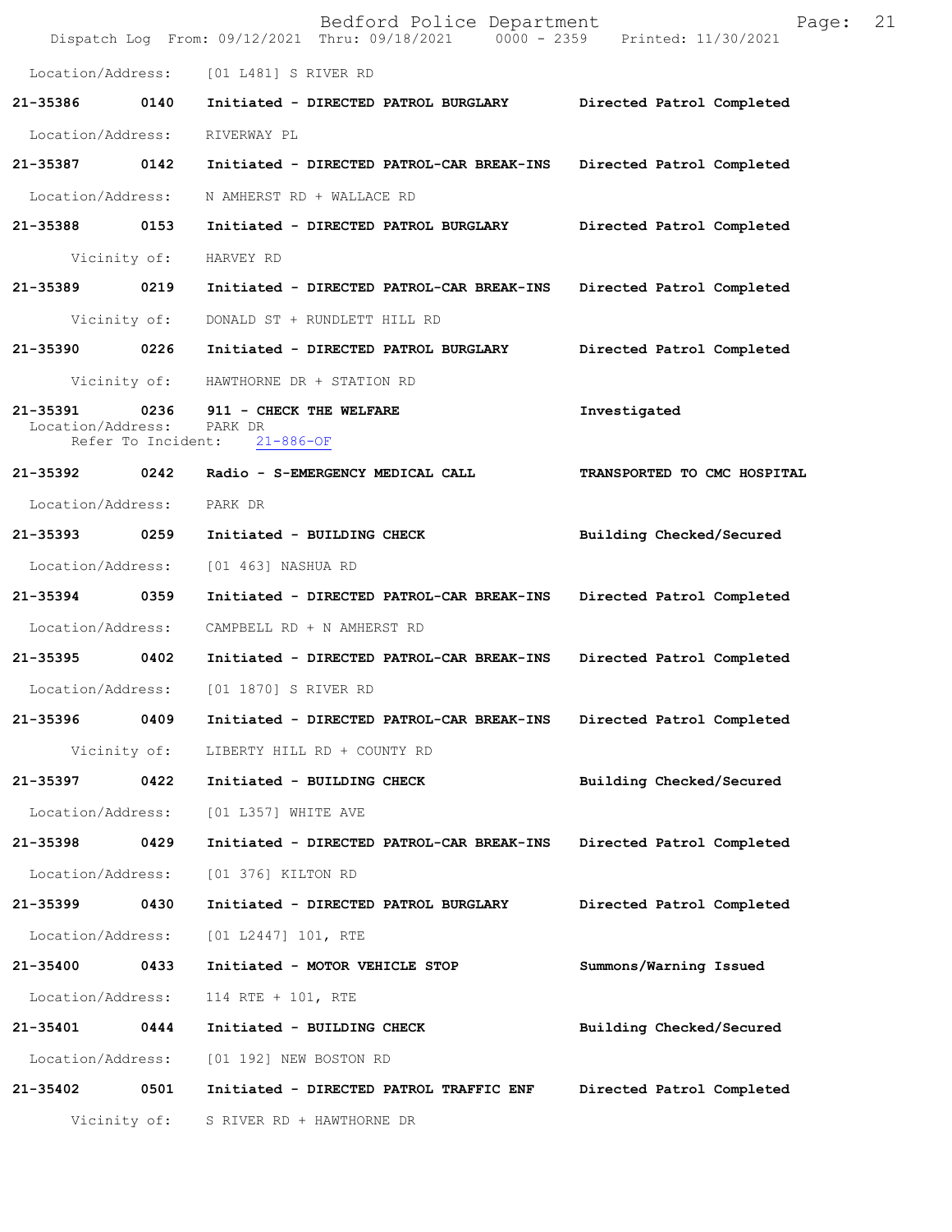Location/Address: [01 L481] S RIVER RD

**21-35386 0140 Initiated - DIRECTED PATROL BURGLARY Directed Patrol Completed**

Location/Address: RIVERWAY PL

**21-35387 0142 Initiated - DIRECTED PATROL-CAR BREAK-INS Directed Patrol Completed**

Location/Address: N AMHERST RD + WALLACE RD

**21-35388 0153 Initiated - DIRECTED PATROL BURGLARY Directed Patrol Completed**

Vicinity of: HARVEY RD

**21-35389 0219 Initiated - DIRECTED PATROL-CAR BREAK-INS Directed Patrol Completed**

Vicinity of: DONALD ST + RUNDLETT HILL RD

**21-35390 0226 Initiated - DIRECTED PATROL BURGLARY Directed Patrol Completed**

Vicinity of: HAWTHORNE DR + STATION RD

**21-35391 0236 911 - CHECK THE WELFARE Investigated**
Location/Address: PARK DR
Refer To Incident: 21-886-OF

**21-35392 0242 Radio - S-EMERGENCY MEDICAL CALL TRANSPORTED TO CMC HOSPITAL**

Location/Address: PARK DR

**21-35393 0259 Initiated - BUILDING CHECK Building Checked/Secured**

Location/Address: [01 463] NASHUA RD

**21-35394 0359 Initiated - DIRECTED PATROL-CAR BREAK-INS Directed Patrol Completed**

Location/Address: CAMPBELL RD + N AMHERST RD

**21-35395 0402 Initiated - DIRECTED PATROL-CAR BREAK-INS Directed Patrol Completed**

Location/Address: [01 1870] S RIVER RD

**21-35396 0409 Initiated - DIRECTED PATROL-CAR BREAK-INS Directed Patrol Completed**

Vicinity of: LIBERTY HILL RD + COUNTY RD

**21-35397 0422 Initiated - BUILDING CHECK Building Checked/Secured**

Location/Address: [01 L357] WHITE AVE

**21-35398 0429 Initiated - DIRECTED PATROL-CAR BREAK-INS Directed Patrol Completed**

Location/Address: [01 376] KILTON RD

**21-35399 0430 Initiated - DIRECTED PATROL BURGLARY Directed Patrol Completed**

Location/Address: [01 L2447] 101, RTE

**21-35400 0433 Initiated - MOTOR VEHICLE STOP Summons/Warning Issued**

Location/Address: 114 RTE + 101, RTE

**21-35401 0444 Initiated - BUILDING CHECK Building Checked/Secured**

Location/Address: [01 192] NEW BOSTON RD

**21-35402 0501 Initiated - DIRECTED PATROL TRAFFIC ENF Directed Patrol Completed**

Vicinity of: S RIVER RD + HAWTHORNE DR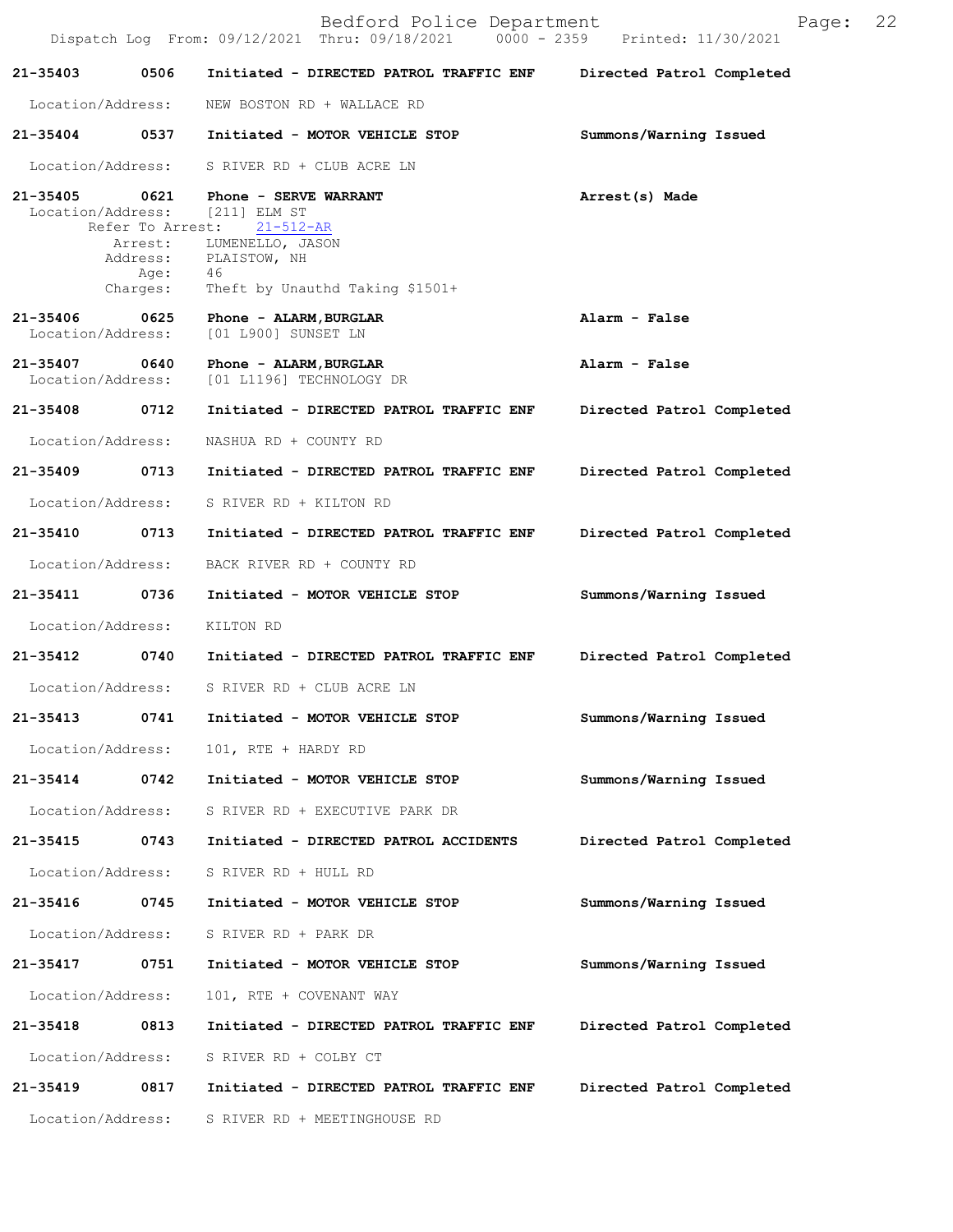21-35403 0506 Initiated - DIRECTED PATROL TRAFFIC ENF Directed Patrol Completed

Location/Address: NEW BOSTON RD + WALLACE RD

21-35404 0537 Initiated - MOTOR VEHICLE STOP Summons/Warning Issued

Location/Address: S RIVER RD + CLUB ACRE LN

21-35405 0621 Phone - SERVE WARRANT Arrest(s) Made

Location/Address: [211] ELM ST
Refer To Arrest: 21-512-AR
Arrest: LUMENELLO, JASON
Address: PLAISTOW, NH
Age: 46
Charges: Theft by Unauthd Taking $1501+

21-35406 0625 Phone - ALARM,BURGLAR Alarm - False

Location/Address: [01 L900] SUNSET LN

21-35407 0640 Phone - ALARM,BURGLAR Alarm - False

Location/Address: [01 L1196] TECHNOLOGY DR

21-35408 0712 Initiated - DIRECTED PATROL TRAFFIC ENF Directed Patrol Completed

Location/Address: NASHUA RD + COUNTY RD

21-35409 0713 Initiated - DIRECTED PATROL TRAFFIC ENF Directed Patrol Completed

Location/Address: S RIVER RD + KILTON RD

21-35410 0713 Initiated - DIRECTED PATROL TRAFFIC ENF Directed Patrol Completed

Location/Address: BACK RIVER RD + COUNTY RD

21-35411 0736 Initiated - MOTOR VEHICLE STOP Summons/Warning Issued

Location/Address: KILTON RD

21-35412 0740 Initiated - DIRECTED PATROL TRAFFIC ENF Directed Patrol Completed

Location/Address: S RIVER RD + CLUB ACRE LN

21-35413 0741 Initiated - MOTOR VEHICLE STOP Summons/Warning Issued

Location/Address: 101, RTE + HARDY RD

21-35414 0742 Initiated - MOTOR VEHICLE STOP Summons/Warning Issued

Location/Address: S RIVER RD + EXECUTIVE PARK DR

21-35415 0743 Initiated - DIRECTED PATROL ACCIDENTS Directed Patrol Completed

Location/Address: S RIVER RD + HULL RD

21-35416 0745 Initiated - MOTOR VEHICLE STOP Summons/Warning Issued

Location/Address: S RIVER RD + PARK DR

21-35417 0751 Initiated - MOTOR VEHICLE STOP Summons/Warning Issued

Location/Address: 101, RTE + COVENANT WAY

21-35418 0813 Initiated - DIRECTED PATROL TRAFFIC ENF Directed Patrol Completed

Location/Address: S RIVER RD + COLBY CT

21-35419 0817 Initiated - DIRECTED PATROL TRAFFIC ENF Directed Patrol Completed

Location/Address: S RIVER RD + MEETINGHOUSE RD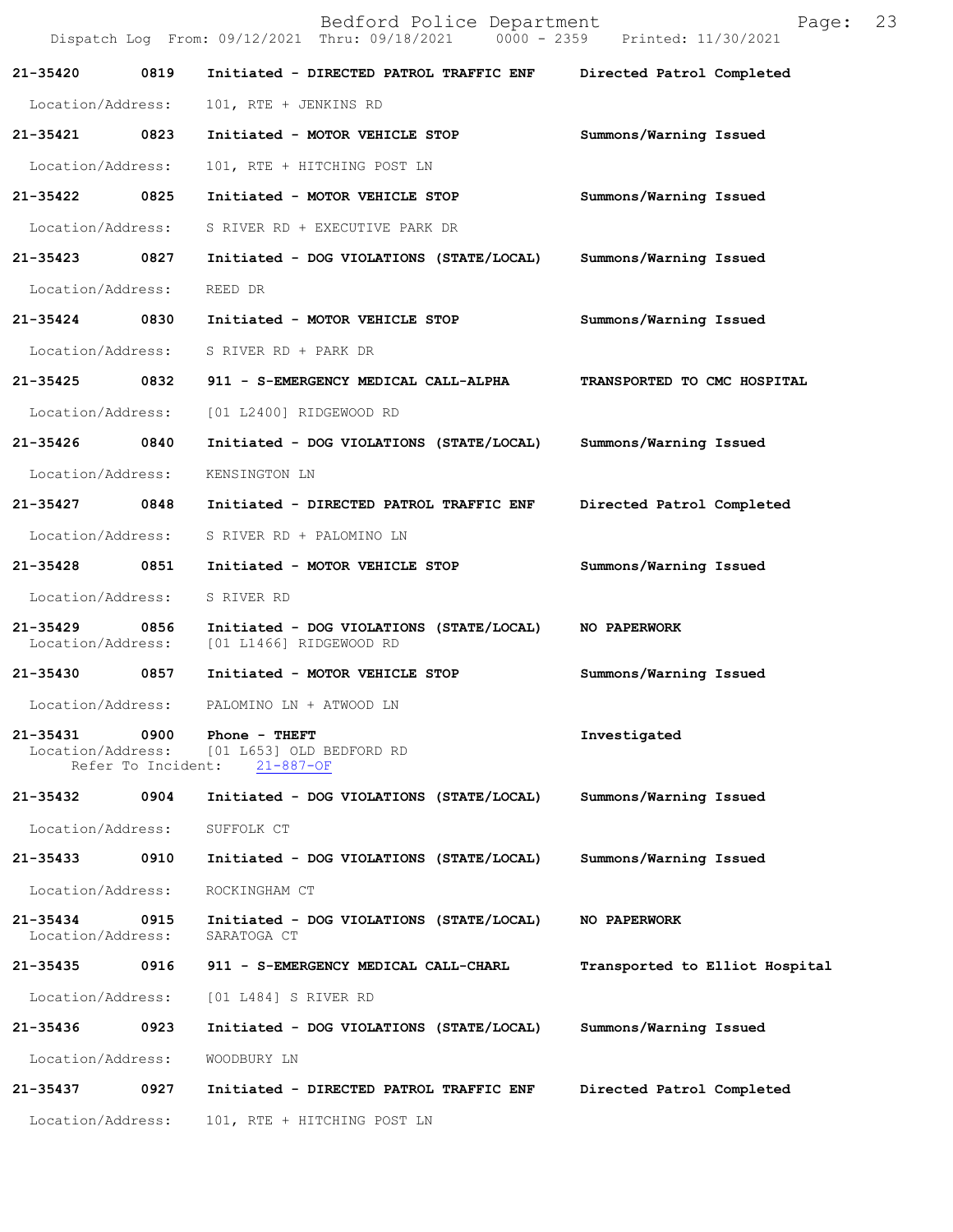| Call Number | Time | Call Type | Disposition |
| --- | --- | --- | --- |
| **21-35420** | **0819** | **Initiated - DIRECTED PATROL TRAFFIC ENF** | **Directed Patrol Completed** |
| Location/Address: | | 101, RTE + JENKINS RD | |
| **21-35421** | **0823** | **Initiated - MOTOR VEHICLE STOP** | **Summons/Warning Issued** |
| Location/Address: | | 101, RTE + HITCHING POST LN | |
| **21-35422** | **0825** | **Initiated - MOTOR VEHICLE STOP** | **Summons/Warning Issued** |
| Location/Address: | | S RIVER RD + EXECUTIVE PARK DR | |
| **21-35423** | **0827** | **Initiated - DOG VIOLATIONS (STATE/LOCAL)** | **Summons/Warning Issued** |
| Location/Address: | | REED DR | |
| **21-35424** | **0830** | **Initiated - MOTOR VEHICLE STOP** | **Summons/Warning Issued** |
| Location/Address: | | S RIVER RD + PARK DR | |
| **21-35425** | **0832** | **911 - S-EMERGENCY MEDICAL CALL-ALPHA** | **TRANSPORTED TO CMC HOSPITAL** |
| Location/Address: | | [01 L2400] RIDGEWOOD RD | |
| **21-35426** | **0840** | **Initiated - DOG VIOLATIONS (STATE/LOCAL)** | **Summons/Warning Issued** |
| Location/Address: | | KENSINGTON LN | |
| **21-35427** | **0848** | **Initiated - DIRECTED PATROL TRAFFIC ENF** | **Directed Patrol Completed** |
| Location/Address: | | S RIVER RD + PALOMINO LN | |
| **21-35428** | **0851** | **Initiated - MOTOR VEHICLE STOP** | **Summons/Warning Issued** |
| Location/Address: | | S RIVER RD | |
| **21-35429** | **0856** | **Initiated - DOG VIOLATIONS (STATE/LOCAL)** | **NO PAPERWORK** |
| Location/Address: | | [01 L1466] RIDGEWOOD RD | |
| **21-35430** | **0857** | **Initiated - MOTOR VEHICLE STOP** | **Summons/Warning Issued** |
| Location/Address: | | PALOMINO LN + ATWOOD LN | |
| **21-35431** | **0900** | **Phone - THEFT** | **Investigated** |
| Location/Address: | | [01 L653] OLD BEDFORD RD | |
| Refer To Incident: | | 21-887-OF | |
| **21-35432** | **0904** | **Initiated - DOG VIOLATIONS (STATE/LOCAL)** | **Summons/Warning Issued** |
| Location/Address: | | SUFFOLK CT | |
| **21-35433** | **0910** | **Initiated - DOG VIOLATIONS (STATE/LOCAL)** | **Summons/Warning Issued** |
| Location/Address: | | ROCKINGHAM CT | |
| **21-35434** | **0915** | **Initiated - DOG VIOLATIONS (STATE/LOCAL)** | **NO PAPERWORK** |
| Location/Address: | | SARATOGA CT | |
| **21-35435** | **0916** | **911 - S-EMERGENCY MEDICAL CALL-CHARL** | **Transported to Elliot Hospital** |
| Location/Address: | | [01 L484] S RIVER RD | |
| **21-35436** | **0923** | **Initiated - DOG VIOLATIONS (STATE/LOCAL)** | **Summons/Warning Issued** |
| Location/Address: | | WOODBURY LN | |
| **21-35437** | **0927** | **Initiated - DIRECTED PATROL TRAFFIC ENF** | **Directed Patrol Completed** |
| Location/Address: | | 101, RTE + HITCHING POST LN | |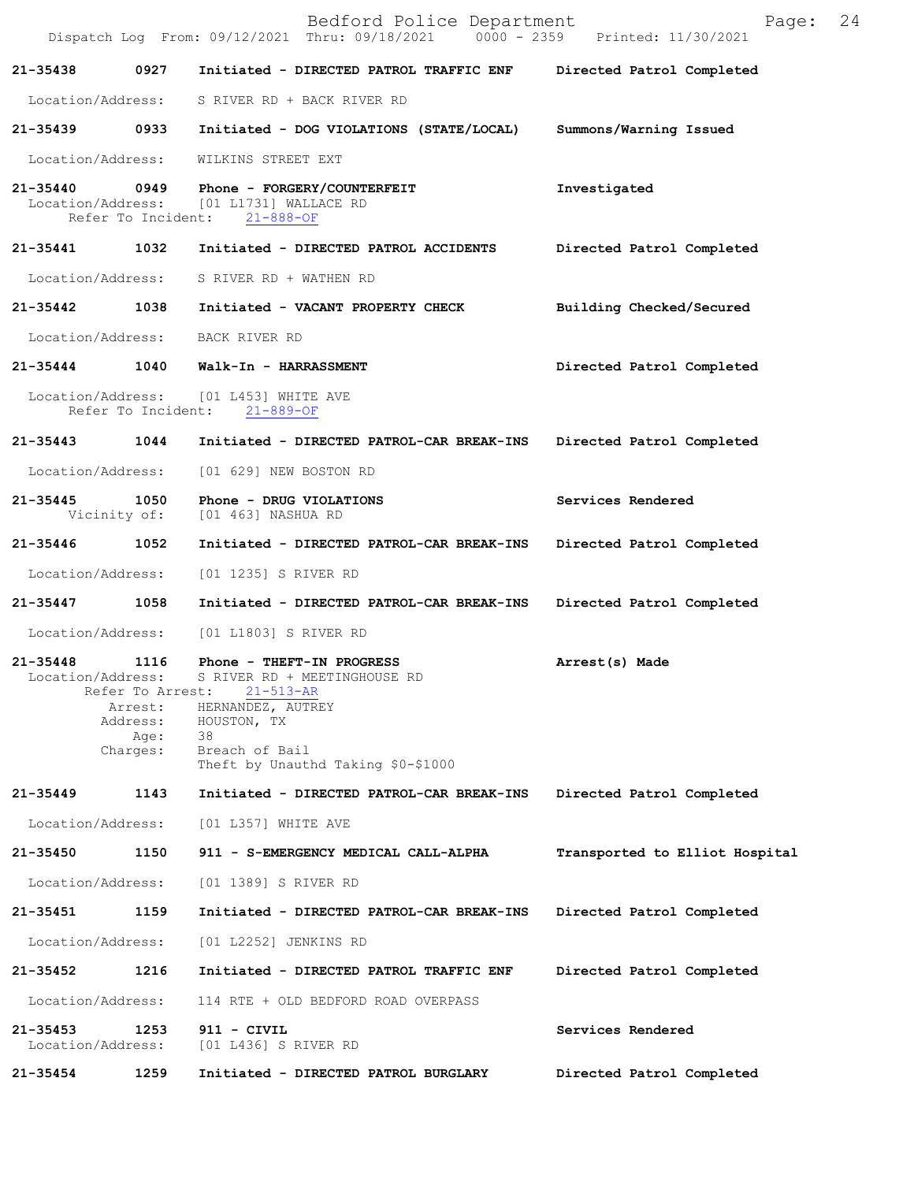21-35438 0927 Initiated - DIRECTED PATROL TRAFFIC ENF Directed Patrol Completed

Location/Address: S RIVER RD + BACK RIVER RD

21-35439 0933 Initiated - DOG VIOLATIONS (STATE/LOCAL) Summons/Warning Issued

Location/Address: WILKINS STREET EXT

21-35440 0949 Phone - FORGERY/COUNTERFEIT Investigated
Location/Address: [01 L1731] WALLACE RD
Refer To Incident: 21-888-OF

21-35441 1032 Initiated - DIRECTED PATROL ACCIDENTS Directed Patrol Completed

Location/Address: S RIVER RD + WATHEN RD

21-35442 1038 Initiated - VACANT PROPERTY CHECK Building Checked/Secured

Location/Address: BACK RIVER RD

21-35444 1040 Walk-In - HARRASSMENT Directed Patrol Completed

Location/Address: [01 L453] WHITE AVE
Refer To Incident: 21-889-OF

21-35443 1044 Initiated - DIRECTED PATROL-CAR BREAK-INS Directed Patrol Completed

Location/Address: [01 629] NEW BOSTON RD

21-35445 1050 Phone - DRUG VIOLATIONS Services Rendered
Vicinity of: [01 463] NASHUA RD

21-35446 1052 Initiated - DIRECTED PATROL-CAR BREAK-INS Directed Patrol Completed

Location/Address: [01 1235] S RIVER RD

21-35447 1058 Initiated - DIRECTED PATROL-CAR BREAK-INS Directed Patrol Completed

Location/Address: [01 L1803] S RIVER RD

21-35448 1116 Phone - THEFT-IN PROGRESS Arrest(s) Made
Location/Address: S RIVER RD + MEETINGHOUSE RD
Refer To Arrest: 21-513-AR
Arrest: HERNANDEZ, AUTREY
Address: HOUSTON, TX
Age: 38
Charges: Breach of Bail
Theft by Unauthd Taking $0-$1000

21-35449 1143 Initiated - DIRECTED PATROL-CAR BREAK-INS Directed Patrol Completed

Location/Address: [01 L357] WHITE AVE

21-35450 1150 911 - S-EMERGENCY MEDICAL CALL-ALPHA Transported to Elliot Hospital

Location/Address: [01 1389] S RIVER RD

21-35451 1159 Initiated - DIRECTED PATROL-CAR BREAK-INS Directed Patrol Completed

Location/Address: [01 L2252] JENKINS RD

21-35452 1216 Initiated - DIRECTED PATROL TRAFFIC ENF Directed Patrol Completed

Location/Address: 114 RTE + OLD BEDFORD ROAD OVERPASS

21-35453 1253 911 - CIVIL Services Rendered
Location/Address: [01 L436] S RIVER RD

21-35454 1259 Initiated - DIRECTED PATROL BURGLARY Directed Patrol Completed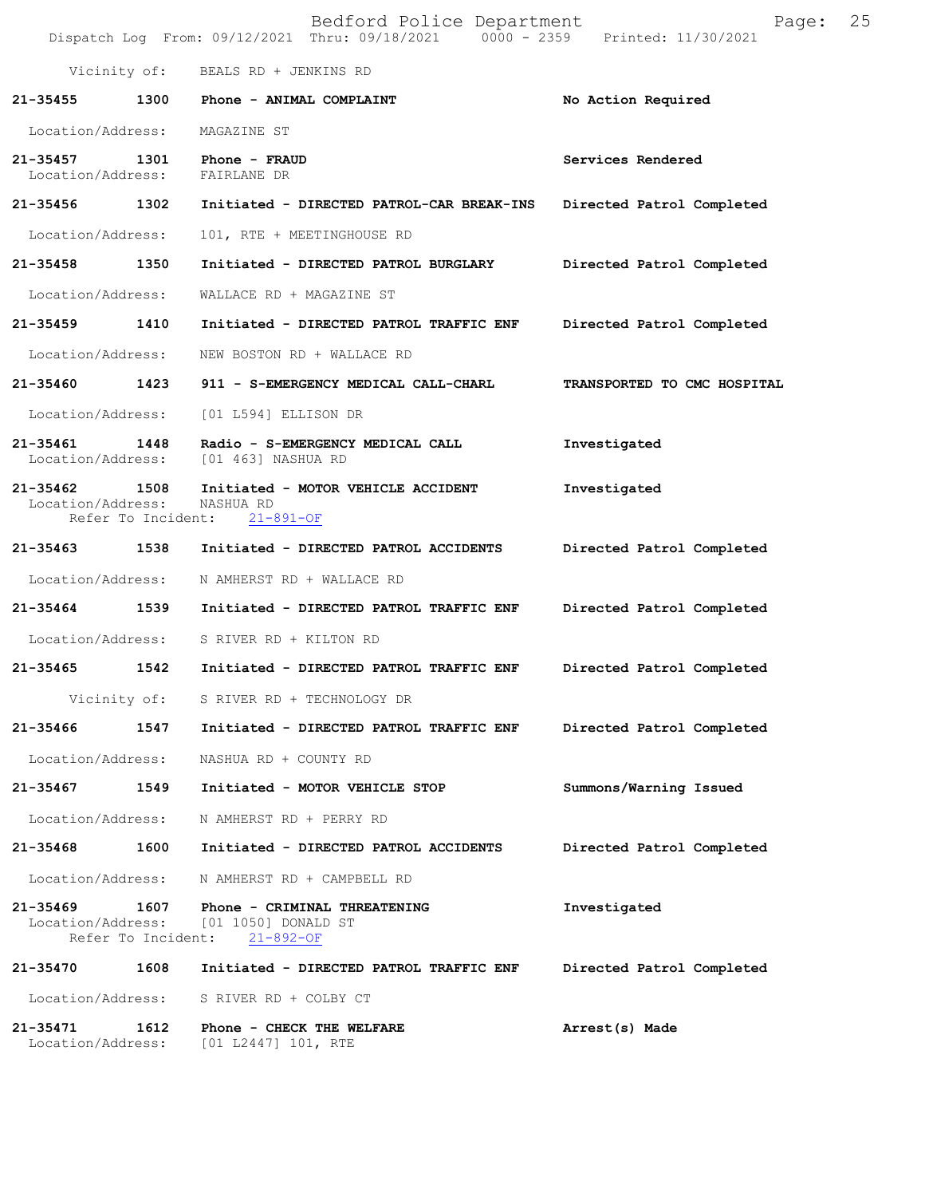Vicinity of: BEALS RD + JENKINS RD

**21-35455** 1300 **Phone - ANIMAL COMPLAINT** **No Action Required**
Location/Address: MAGAZINE ST

**21-35457** 1301 **Phone - FRAUD** **Services Rendered**
Location/Address: FAIRLANE DR

**21-35456** 1302 **Initiated - DIRECTED PATROL-CAR BREAK-INS** **Directed Patrol Completed**
Location/Address: 101, RTE + MEETINGHOUSE RD

**21-35458** 1350 **Initiated - DIRECTED PATROL BURGLARY** **Directed Patrol Completed**
Location/Address: WALLACE RD + MAGAZINE ST

**21-35459** 1410 **Initiated - DIRECTED PATROL TRAFFIC ENF** **Directed Patrol Completed**
Location/Address: NEW BOSTON RD + WALLACE RD

**21-35460** 1423 **911 - S-EMERGENCY MEDICAL CALL-CHARL** **TRANSPORTED TO CMC HOSPITAL**
Location/Address: [01 L594] ELLISON DR

**21-35461** 1448 **Radio - S-EMERGENCY MEDICAL CALL** **Investigated**
Location/Address: [01 463] NASHUA RD

**21-35462** 1508 **Initiated - MOTOR VEHICLE ACCIDENT** **Investigated**
Location/Address: NASHUA RD
Refer To Incident: 21-891-OF

**21-35463** 1538 **Initiated - DIRECTED PATROL ACCIDENTS** **Directed Patrol Completed**
Location/Address: N AMHERST RD + WALLACE RD

**21-35464** 1539 **Initiated - DIRECTED PATROL TRAFFIC ENF** **Directed Patrol Completed**
Location/Address: S RIVER RD + KILTON RD

**21-35465** 1542 **Initiated - DIRECTED PATROL TRAFFIC ENF** **Directed Patrol Completed**
Vicinity of: S RIVER RD + TECHNOLOGY DR

**21-35466** 1547 **Initiated - DIRECTED PATROL TRAFFIC ENF** **Directed Patrol Completed**
Location/Address: NASHUA RD + COUNTY RD

**21-35467** 1549 **Initiated - MOTOR VEHICLE STOP** **Summons/Warning Issued**
Location/Address: N AMHERST RD + PERRY RD

**21-35468** 1600 **Initiated - DIRECTED PATROL ACCIDENTS** **Directed Patrol Completed**
Location/Address: N AMHERST RD + CAMPBELL RD

**21-35469** 1607 **Phone - CRIMINAL THREATENING** **Investigated**
Location/Address: [01 1050] DONALD ST
Refer To Incident: 21-892-OF

**21-35470** 1608 **Initiated - DIRECTED PATROL TRAFFIC ENF** **Directed Patrol Completed**
Location/Address: S RIVER RD + COLBY CT

**21-35471** 1612 **Phone - CHECK THE WELFARE** **Arrest(s) Made**
Location/Address: [01 L2447] 101, RTE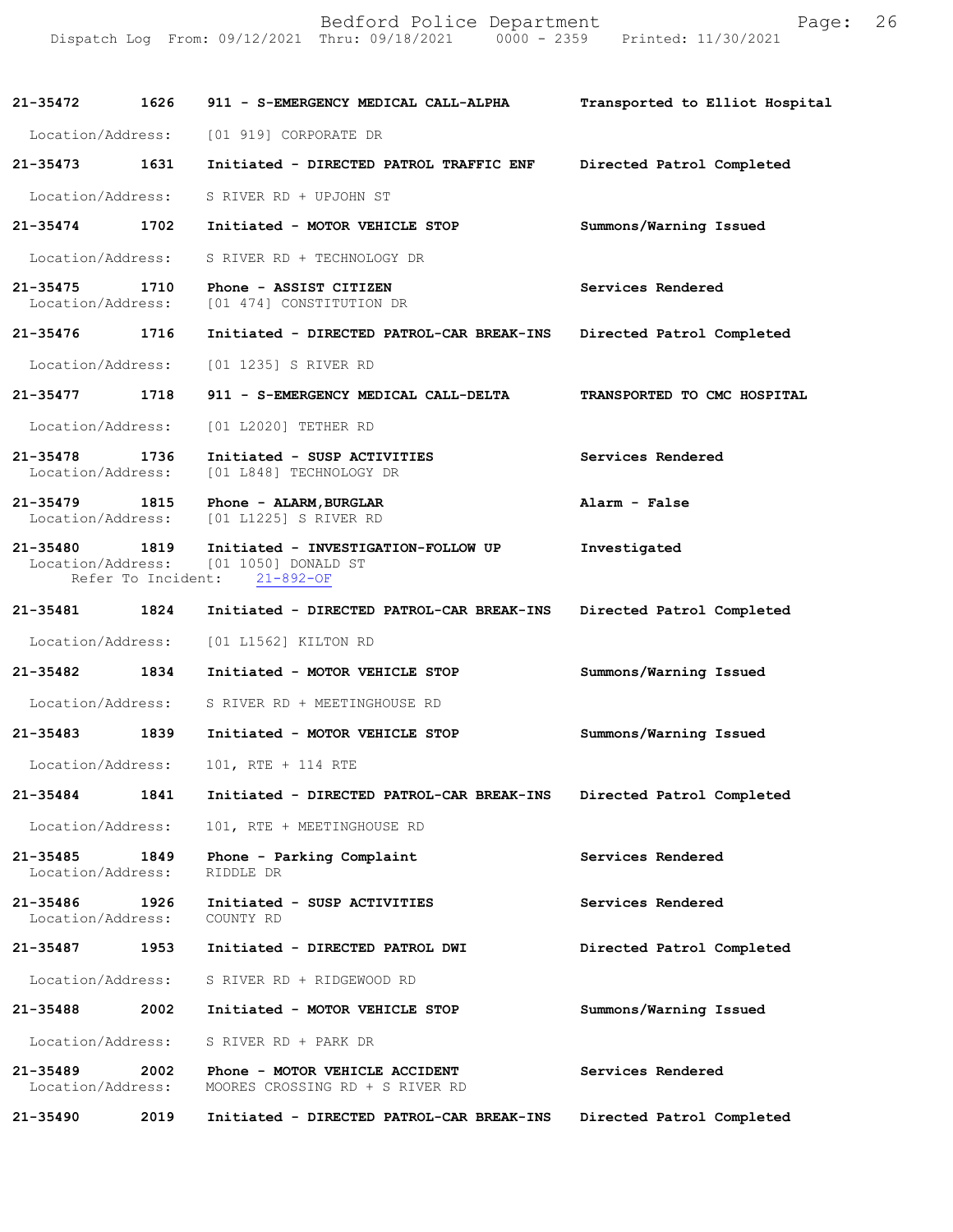| Call Number | Time | Call Reason | Action |
|---|---|---|---|
| **21-35472** | **1626** | **911 - S-EMERGENCY MEDICAL CALL-ALPHA** | **Transported to Elliot Hospital** |
| Location/Address: | | [01 919] CORPORATE DR | |
| **21-35473** | **1631** | **Initiated - DIRECTED PATROL TRAFFIC ENF** | **Directed Patrol Completed** |
| Location/Address: | | S RIVER RD + UPJOHN ST | |
| **21-35474** | **1702** | **Initiated - MOTOR VEHICLE STOP** | **Summons/Warning Issued** |
| Location/Address: | | S RIVER RD + TECHNOLOGY DR | |
| **21-35475** | **1710** | **Phone - ASSIST CITIZEN** | **Services Rendered** |
| Location/Address: | | [01 474] CONSTITUTION DR | |
| **21-35476** | **1716** | **Initiated - DIRECTED PATROL-CAR BREAK-INS** | **Directed Patrol Completed** |
| Location/Address: | | [01 1235] S RIVER RD | |
| **21-35477** | **1718** | **911 - S-EMERGENCY MEDICAL CALL-DELTA** | **TRANSPORTED TO CMC HOSPITAL** |
| Location/Address: | | [01 L2020] TETHER RD | |
| **21-35478** | **1736** | **Initiated - SUSP ACTIVITIES** | **Services Rendered** |
| Location/Address: | | [01 L848] TECHNOLOGY DR | |
| **21-35479** | **1815** | **Phone - ALARM,BURGLAR** | **Alarm - False** |
| Location/Address: | | [01 L1225] S RIVER RD | |
| **21-35480** | **1819** | **Initiated - INVESTIGATION-FOLLOW UP** | **Investigated** |
| Location/Address: | | [01 1050] DONALD ST | |
| Refer To Incident: | | 21-892-OF | |
| **21-35481** | **1824** | **Initiated - DIRECTED PATROL-CAR BREAK-INS** | **Directed Patrol Completed** |
| Location/Address: | | [01 L1562] KILTON RD | |
| **21-35482** | **1834** | **Initiated - MOTOR VEHICLE STOP** | **Summons/Warning Issued** |
| Location/Address: | | S RIVER RD + MEETINGHOUSE RD | |
| **21-35483** | **1839** | **Initiated - MOTOR VEHICLE STOP** | **Summons/Warning Issued** |
| Location/Address: | | 101, RTE + 114 RTE | |
| **21-35484** | **1841** | **Initiated - DIRECTED PATROL-CAR BREAK-INS** | **Directed Patrol Completed** |
| Location/Address: | | 101, RTE + MEETINGHOUSE RD | |
| **21-35485** | **1849** | **Phone - Parking Complaint** | **Services Rendered** |
| Location/Address: | | RIDDLE DR | |
| **21-35486** | **1926** | **Initiated - SUSP ACTIVITIES** | **Services Rendered** |
| Location/Address: | | COUNTY RD | |
| **21-35487** | **1953** | **Initiated - DIRECTED PATROL DWI** | **Directed Patrol Completed** |
| Location/Address: | | S RIVER RD + RIDGEWOOD RD | |
| **21-35488** | **2002** | **Initiated - MOTOR VEHICLE STOP** | **Summons/Warning Issued** |
| Location/Address: | | S RIVER RD + PARK DR | |
| **21-35489** | **2002** | **Phone - MOTOR VEHICLE ACCIDENT** | **Services Rendered** |
| Location/Address: | | MOORES CROSSING RD + S RIVER RD | |
| **21-35490** | **2019** | **Initiated - DIRECTED PATROL-CAR BREAK-INS** | **Directed Patrol Completed** |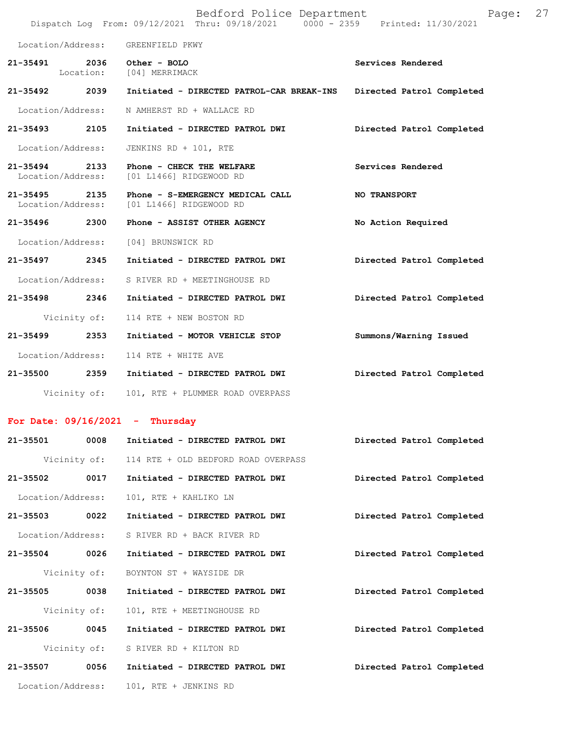Location/Address: GREENFIELD PKWY

21-35491 2036 Other - BOLO Services Rendered
Location: [04] MERRIMACK

21-35492 2039 Initiated - DIRECTED PATROL-CAR BREAK-INS Directed Patrol Completed

Location/Address: N AMHERST RD + WALLACE RD

21-35493 2105 Initiated - DIRECTED PATROL DWI Directed Patrol Completed

Location/Address: JENKINS RD + 101, RTE

21-35494 2133 Phone - CHECK THE WELFARE Services Rendered
Location/Address: [01 L1466] RIDGEWOOD RD

21-35495 2135 Phone - S-EMERGENCY MEDICAL CALL NO TRANSPORT
Location/Address: [01 L1466] RIDGEWOOD RD

21-35496 2300 Phone - ASSIST OTHER AGENCY No Action Required

Location/Address: [04] BRUNSWICK RD

21-35497 2345 Initiated - DIRECTED PATROL DWI Directed Patrol Completed

Location/Address: S RIVER RD + MEETINGHOUSE RD

21-35498 2346 Initiated - DIRECTED PATROL DWI Directed Patrol Completed

Vicinity of: 114 RTE + NEW BOSTON RD

21-35499 2353 Initiated - MOTOR VEHICLE STOP Summons/Warning Issued

Location/Address: 114 RTE + WHITE AVE

21-35500 2359 Initiated - DIRECTED PATROL DWI Directed Patrol Completed

Vicinity of: 101, RTE + PLUMMER ROAD OVERPASS

**For Date: 09/16/2021 - Thursday**

21-35501 0008 Initiated - DIRECTED PATROL DWI Directed Patrol Completed

Vicinity of: 114 RTE + OLD BEDFORD ROAD OVERPASS

21-35502 0017 Initiated - DIRECTED PATROL DWI Directed Patrol Completed

Location/Address: 101, RTE + KAHLIKO LN

21-35503 0022 Initiated - DIRECTED PATROL DWI Directed Patrol Completed

Location/Address: S RIVER RD + BACK RIVER RD

21-35504 0026 Initiated - DIRECTED PATROL DWI Directed Patrol Completed

Vicinity of: BOYNTON ST + WAYSIDE DR

21-35505 0038 Initiated - DIRECTED PATROL DWI Directed Patrol Completed

Vicinity of: 101, RTE + MEETINGHOUSE RD

21-35506 0045 Initiated - DIRECTED PATROL DWI Directed Patrol Completed

Vicinity of: S RIVER RD + KILTON RD

21-35507 0056 Initiated - DIRECTED PATROL DWI Directed Patrol Completed

Location/Address: 101, RTE + JENKINS RD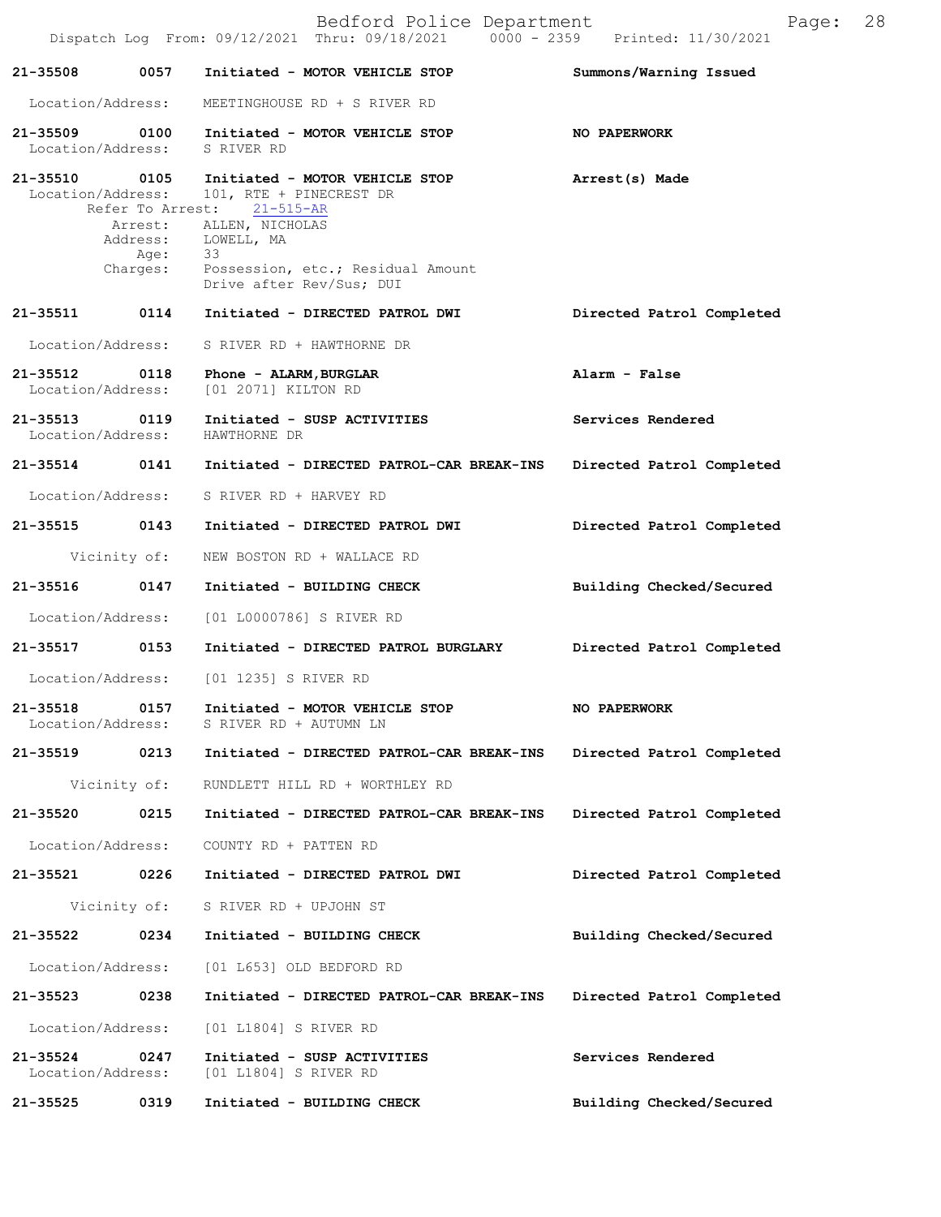21-35508 0057 Initiated - MOTOR VEHICLE STOP Summons/Warning Issued

Location/Address: MEETINGHOUSE RD + S RIVER RD

21-35509 0100 Initiated - MOTOR VEHICLE STOP NO PAPERWORK
Location/Address: S RIVER RD

21-35510 0105 Initiated - MOTOR VEHICLE STOP Arrest(s) Made
Location/Address: 101, RTE + PINECREST DR
Refer To Arrest: 21-515-AR
Arrest: ALLEN, NICHOLAS
Address: LOWELL, MA
Age: 33
Charges: Possession, etc.; Residual Amount
Drive after Rev/Sus; DUI

21-35511 0114 Initiated - DIRECTED PATROL DWI Directed Patrol Completed

Location/Address: S RIVER RD + HAWTHORNE DR

21-35512 0118 Phone - ALARM,BURGLAR Alarm - False
Location/Address: [01 2071] KILTON RD

21-35513 0119 Initiated - SUSP ACTIVITIES Services Rendered
Location/Address: HAWTHORNE DR

21-35514 0141 Initiated - DIRECTED PATROL-CAR BREAK-INS Directed Patrol Completed

Location/Address: S RIVER RD + HARVEY RD

21-35515 0143 Initiated - DIRECTED PATROL DWI Directed Patrol Completed

Vicinity of: NEW BOSTON RD + WALLACE RD

21-35516 0147 Initiated - BUILDING CHECK Building Checked/Secured

Location/Address: [01 L0000786] S RIVER RD

21-35517 0153 Initiated - DIRECTED PATROL BURGLARY Directed Patrol Completed

Location/Address: [01 1235] S RIVER RD

21-35518 0157 Initiated - MOTOR VEHICLE STOP NO PAPERWORK
Location/Address: S RIVER RD + AUTUMN LN

21-35519 0213 Initiated - DIRECTED PATROL-CAR BREAK-INS Directed Patrol Completed

Vicinity of: RUNDLETT HILL RD + WORTHLEY RD

21-35520 0215 Initiated - DIRECTED PATROL-CAR BREAK-INS Directed Patrol Completed

Location/Address: COUNTY RD + PATTEN RD

21-35521 0226 Initiated - DIRECTED PATROL DWI Directed Patrol Completed

Vicinity of: S RIVER RD + UPJOHN ST

21-35522 0234 Initiated - BUILDING CHECK Building Checked/Secured

Location/Address: [01 L653] OLD BEDFORD RD

21-35523 0238 Initiated - DIRECTED PATROL-CAR BREAK-INS Directed Patrol Completed

Location/Address: [01 L1804] S RIVER RD

21-35524 0247 Initiated - SUSP ACTIVITIES Services Rendered
Location/Address: [01 L1804] S RIVER RD

21-35525 0319 Initiated - BUILDING CHECK Building Checked/Secured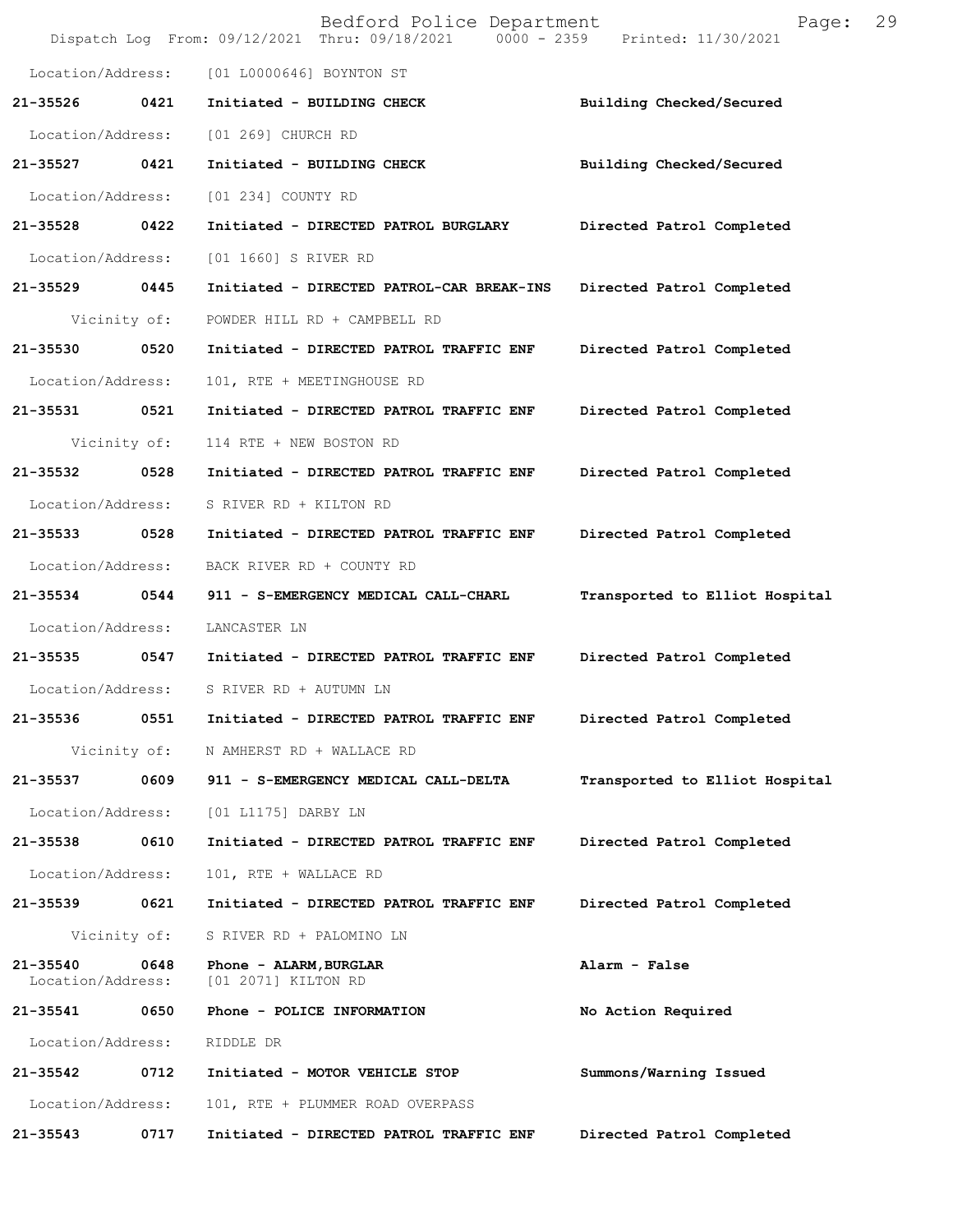Location/Address: [01 L0000646] BOYNTON ST

**21-35526 0421 Initiated - BUILDING CHECK Building Checked/Secured**

Location/Address: [01 269] CHURCH RD

**21-35527 0421 Initiated - BUILDING CHECK Building Checked/Secured**

Location/Address: [01 234] COUNTY RD

**21-35528 0422 Initiated - DIRECTED PATROL BURGLARY Directed Patrol Completed**

Location/Address: [01 1660] S RIVER RD

**21-35529 0445 Initiated - DIRECTED PATROL-CAR BREAK-INS Directed Patrol Completed**

Vicinity of: POWDER HILL RD + CAMPBELL RD

**21-35530 0520 Initiated - DIRECTED PATROL TRAFFIC ENF Directed Patrol Completed**

Location/Address: 101, RTE + MEETINGHOUSE RD

**21-35531 0521 Initiated - DIRECTED PATROL TRAFFIC ENF Directed Patrol Completed**

Vicinity of: 114 RTE + NEW BOSTON RD

**21-35532 0528 Initiated - DIRECTED PATROL TRAFFIC ENF Directed Patrol Completed**

Location/Address: S RIVER RD + KILTON RD

**21-35533 0528 Initiated - DIRECTED PATROL TRAFFIC ENF Directed Patrol Completed**

Location/Address: BACK RIVER RD + COUNTY RD

**21-35534 0544 911 - S-EMERGENCY MEDICAL CALL-CHARL Transported to Elliot Hospital**

Location/Address: LANCASTER LN

**21-35535 0547 Initiated - DIRECTED PATROL TRAFFIC ENF Directed Patrol Completed**

Location/Address: S RIVER RD + AUTUMN LN

**21-35536 0551 Initiated - DIRECTED PATROL TRAFFIC ENF Directed Patrol Completed**

Vicinity of: N AMHERST RD + WALLACE RD

**21-35537 0609 911 - S-EMERGENCY MEDICAL CALL-DELTA Transported to Elliot Hospital**

Location/Address: [01 L1175] DARBY LN

**21-35538 0610 Initiated - DIRECTED PATROL TRAFFIC ENF Directed Patrol Completed**

Location/Address: 101, RTE + WALLACE RD

**21-35539 0621 Initiated - DIRECTED PATROL TRAFFIC ENF Directed Patrol Completed**

Vicinity of: S RIVER RD + PALOMINO LN

**21-35540 0648 Phone - ALARM,BURGLAR Alarm - False**

Location/Address: [01 2071] KILTON RD

**21-35541 0650 Phone - POLICE INFORMATION No Action Required**

Location/Address: RIDDLE DR

**21-35542 0712 Initiated - MOTOR VEHICLE STOP Summons/Warning Issued**

Location/Address: 101, RTE + PLUMMER ROAD OVERPASS

**21-35543 0717 Initiated - DIRECTED PATROL TRAFFIC ENF Directed Patrol Completed**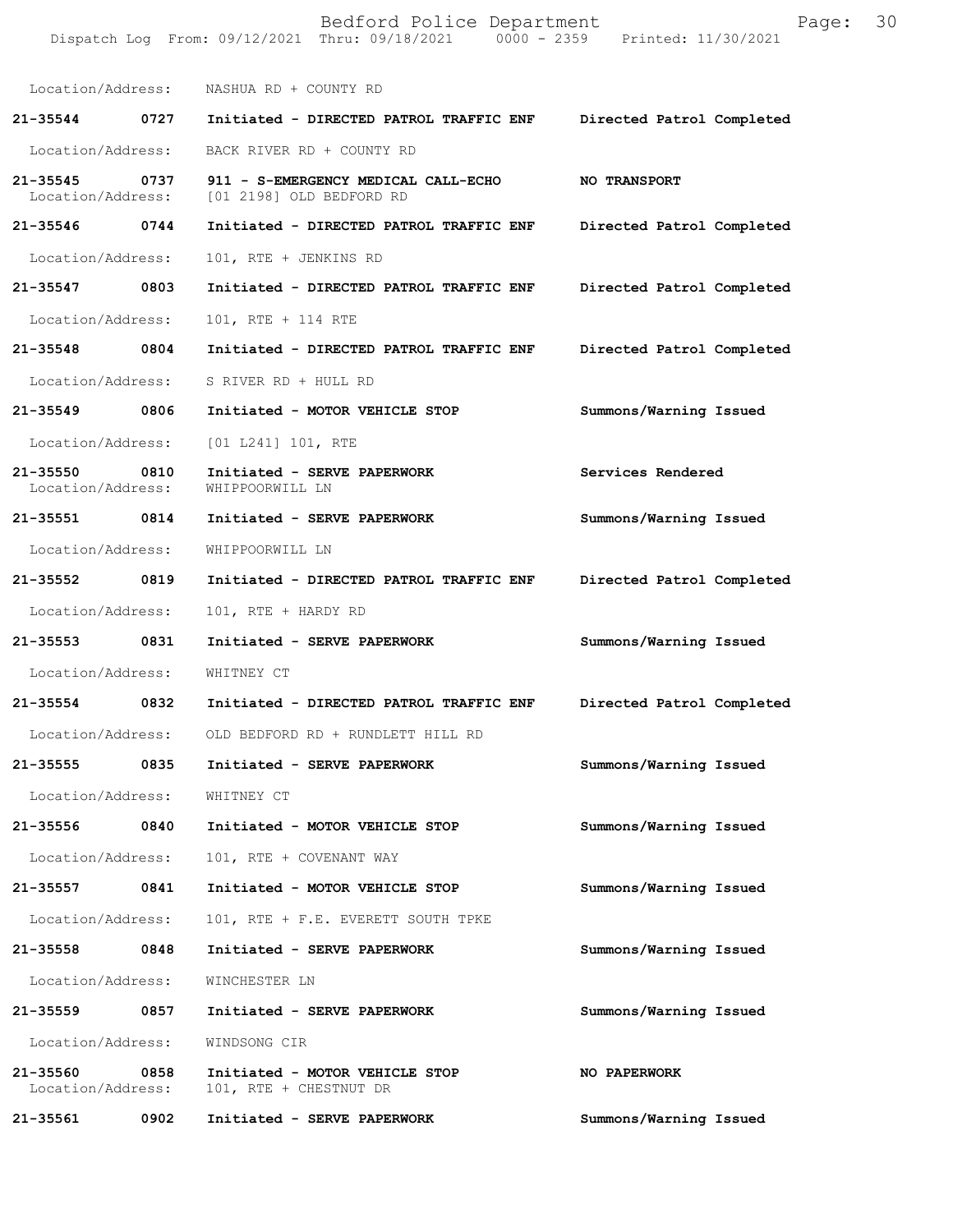Location/Address: NASHUA RD + COUNTY RD

**21-35544 0727 Initiated - DIRECTED PATROL TRAFFIC ENF Directed Patrol Completed**

Location/Address: BACK RIVER RD + COUNTY RD

**21-35545 0737 911 - S-EMERGENCY MEDICAL CALL-ECHO NO TRANSPORT**
Location/Address: [01 2198] OLD BEDFORD RD

**21-35546 0744 Initiated - DIRECTED PATROL TRAFFIC ENF Directed Patrol Completed**

Location/Address: 101, RTE + JENKINS RD

**21-35547 0803 Initiated - DIRECTED PATROL TRAFFIC ENF Directed Patrol Completed**

Location/Address: 101, RTE + 114 RTE

**21-35548 0804 Initiated - DIRECTED PATROL TRAFFIC ENF Directed Patrol Completed**

Location/Address: S RIVER RD + HULL RD

**21-35549 0806 Initiated - MOTOR VEHICLE STOP Summons/Warning Issued**

Location/Address: [01 L241] 101, RTE

**21-35550 0810 Initiated - SERVE PAPERWORK Services Rendered**
Location/Address: WHIPPOORWILL LN

**21-35551 0814 Initiated - SERVE PAPERWORK Summons/Warning Issued**

Location/Address: WHIPPOORWILL LN

**21-35552 0819 Initiated - DIRECTED PATROL TRAFFIC ENF Directed Patrol Completed**

Location/Address: 101, RTE + HARDY RD

**21-35553 0831 Initiated - SERVE PAPERWORK Summons/Warning Issued**

Location/Address: WHITNEY CT

**21-35554 0832 Initiated - DIRECTED PATROL TRAFFIC ENF Directed Patrol Completed**

Location/Address: OLD BEDFORD RD + RUNDLETT HILL RD

**21-35555 0835 Initiated - SERVE PAPERWORK Summons/Warning Issued**

Location/Address: WHITNEY CT

**21-35556 0840 Initiated - MOTOR VEHICLE STOP Summons/Warning Issued**

Location/Address: 101, RTE + COVENANT WAY

**21-35557 0841 Initiated - MOTOR VEHICLE STOP Summons/Warning Issued**

Location/Address: 101, RTE + F.E. EVERETT SOUTH TPKE

**21-35558 0848 Initiated - SERVE PAPERWORK Summons/Warning Issued**

Location/Address: WINCHESTER LN

**21-35559 0857 Initiated - SERVE PAPERWORK Summons/Warning Issued**

Location/Address: WINDSONG CIR

**21-35560 0858 Initiated - MOTOR VEHICLE STOP NO PAPERWORK**
Location/Address: 101, RTE + CHESTNUT DR

**21-35561 0902 Initiated - SERVE PAPERWORK Summons/Warning Issued**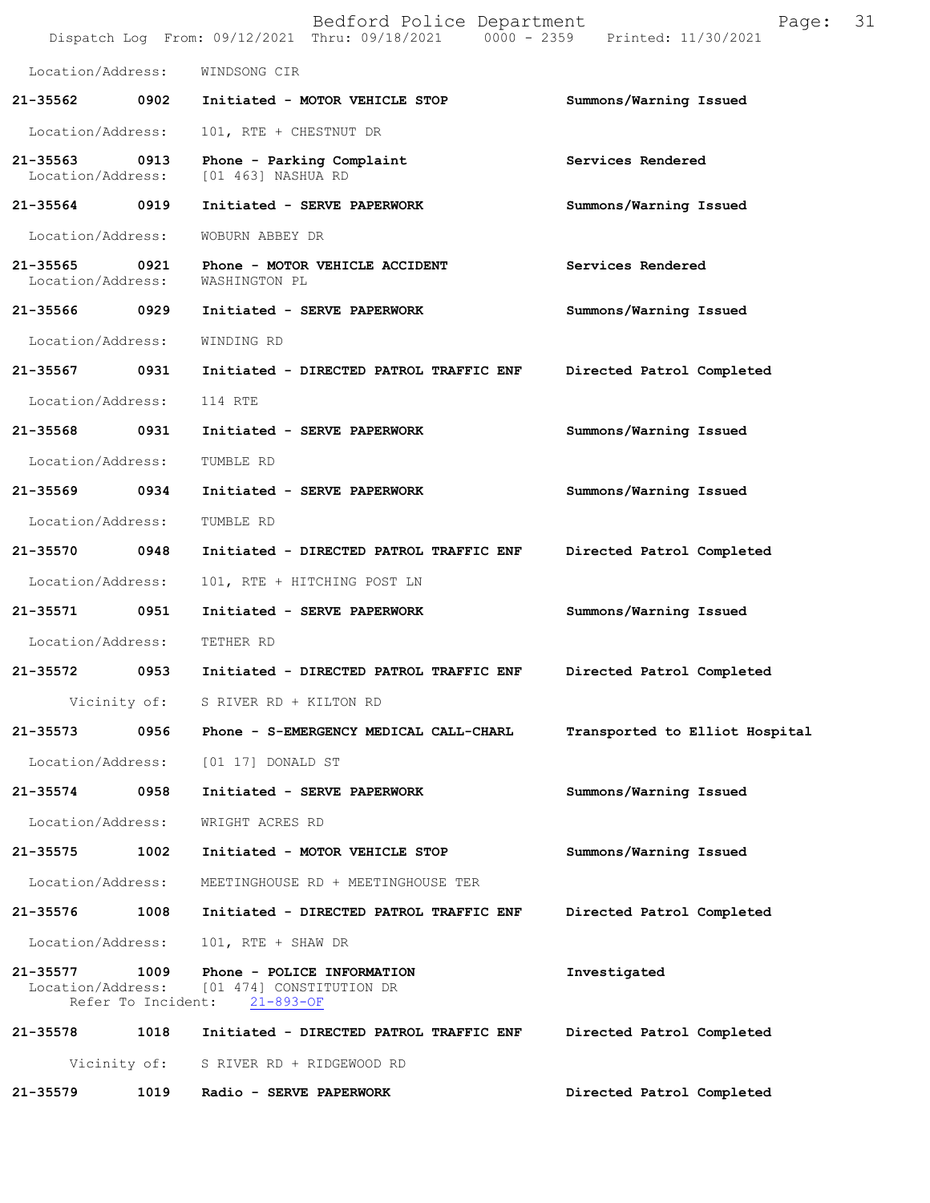Location/Address: WINDSONG CIR

**21-35562 0902 Initiated - MOTOR VEHICLE STOP** Summons/Warning Issued

Location/Address: 101, RTE + CHESTNUT DR

**21-35563 0913 Phone - Parking Complaint** Services Rendered
Location/Address: [01 463] NASHUA RD

**21-35564 0919 Initiated - SERVE PAPERWORK** Summons/Warning Issued

Location/Address: WOBURN ABBEY DR

**21-35565 0921 Phone - MOTOR VEHICLE ACCIDENT** Services Rendered
Location/Address: WASHINGTON PL

**21-35566 0929 Initiated - SERVE PAPERWORK** Summons/Warning Issued

Location/Address: WINDING RD

**21-35567 0931 Initiated - DIRECTED PATROL TRAFFIC ENF** Directed Patrol Completed

Location/Address: 114 RTE

**21-35568 0931 Initiated - SERVE PAPERWORK** Summons/Warning Issued

Location/Address: TUMBLE RD

**21-35569 0934 Initiated - SERVE PAPERWORK** Summons/Warning Issued

Location/Address: TUMBLE RD

**21-35570 0948 Initiated - DIRECTED PATROL TRAFFIC ENF** Directed Patrol Completed

Location/Address: 101, RTE + HITCHING POST LN

**21-35571 0951 Initiated - SERVE PAPERWORK** Summons/Warning Issued

Location/Address: TETHER RD

**21-35572 0953 Initiated - DIRECTED PATROL TRAFFIC ENF** Directed Patrol Completed

Vicinity of: S RIVER RD + KILTON RD

**21-35573 0956 Phone - S-EMERGENCY MEDICAL CALL-CHARL** Transported to Elliot Hospital

Location/Address: [01 17] DONALD ST

**21-35574 0958 Initiated - SERVE PAPERWORK** Summons/Warning Issued

Location/Address: WRIGHT ACRES RD

**21-35575 1002 Initiated - MOTOR VEHICLE STOP** Summons/Warning Issued

Location/Address: MEETINGHOUSE RD + MEETINGHOUSE TER

**21-35576 1008 Initiated - DIRECTED PATROL TRAFFIC ENF** Directed Patrol Completed

Location/Address: 101, RTE + SHAW DR

**21-35577 1009 Phone - POLICE INFORMATION** Investigated
Location/Address: [01 474] CONSTITUTION DR
Refer To Incident: 21-893-OF

**21-35578 1018 Initiated - DIRECTED PATROL TRAFFIC ENF** Directed Patrol Completed

Vicinity of: S RIVER RD + RIDGEWOOD RD

**21-35579 1019 Radio - SERVE PAPERWORK** Directed Patrol Completed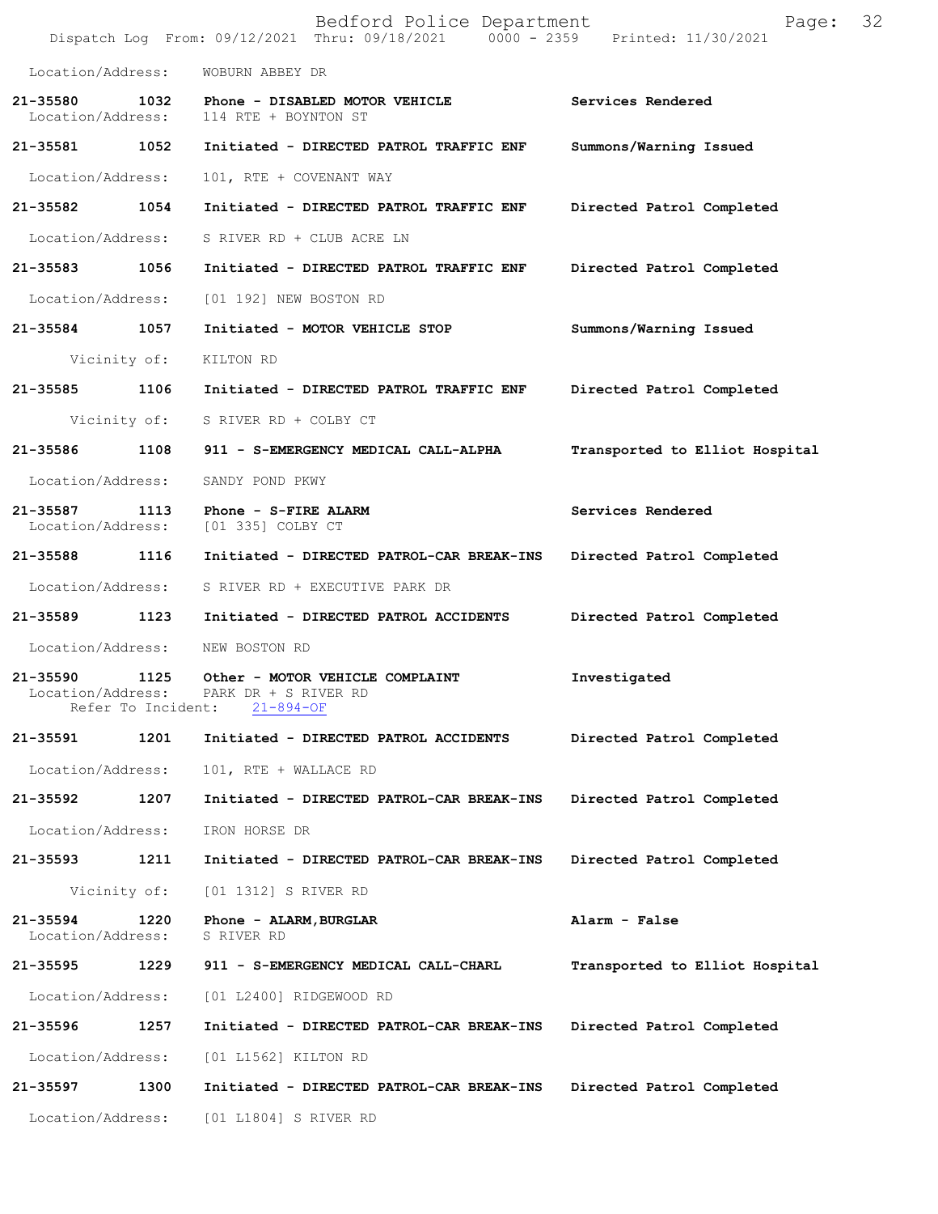Location/Address: WOBURN ABBEY DR

**21-35580 1032 Phone - DISABLED MOTOR VEHICLE** — **Services Rendered**
Location/Address: 114 RTE + BOYNTON ST

**21-35581 1052 Initiated - DIRECTED PATROL TRAFFIC ENF** — **Summons/Warning Issued**
Location/Address: 101, RTE + COVENANT WAY

**21-35582 1054 Initiated - DIRECTED PATROL TRAFFIC ENF** — **Directed Patrol Completed**
Location/Address: S RIVER RD + CLUB ACRE LN

**21-35583 1056 Initiated - DIRECTED PATROL TRAFFIC ENF** — **Directed Patrol Completed**
Location/Address: [01 192] NEW BOSTON RD

**21-35584 1057 Initiated - MOTOR VEHICLE STOP** — **Summons/Warning Issued**
Vicinity of: KILTON RD

**21-35585 1106 Initiated - DIRECTED PATROL TRAFFIC ENF** — **Directed Patrol Completed**
Vicinity of: S RIVER RD + COLBY CT

**21-35586 1108 911 - S-EMERGENCY MEDICAL CALL-ALPHA** — **Transported to Elliot Hospital**
Location/Address: SANDY POND PKWY

**21-35587 1113 Phone - S-FIRE ALARM** — **Services Rendered**
Location/Address: [01 335] COLBY CT

**21-35588 1116 Initiated - DIRECTED PATROL-CAR BREAK-INS** — **Directed Patrol Completed**
Location/Address: S RIVER RD + EXECUTIVE PARK DR

**21-35589 1123 Initiated - DIRECTED PATROL ACCIDENTS** — **Directed Patrol Completed**
Location/Address: NEW BOSTON RD

**21-35590 1125 Other - MOTOR VEHICLE COMPLAINT** — **Investigated**
Location/Address: PARK DR + S RIVER RD
Refer To Incident: 21-894-OF

**21-35591 1201 Initiated - DIRECTED PATROL ACCIDENTS** — **Directed Patrol Completed**
Location/Address: 101, RTE + WALLACE RD

**21-35592 1207 Initiated - DIRECTED PATROL-CAR BREAK-INS** — **Directed Patrol Completed**
Location/Address: IRON HORSE DR

**21-35593 1211 Initiated - DIRECTED PATROL-CAR BREAK-INS** — **Directed Patrol Completed**
Vicinity of: [01 1312] S RIVER RD

**21-35594 1220 Phone - ALARM,BURGLAR** — **Alarm - False**
Location/Address: S RIVER RD

**21-35595 1229 911 - S-EMERGENCY MEDICAL CALL-CHARL** — **Transported to Elliot Hospital**
Location/Address: [01 L2400] RIDGEWOOD RD

**21-35596 1257 Initiated - DIRECTED PATROL-CAR BREAK-INS** — **Directed Patrol Completed**
Location/Address: [01 L1562] KILTON RD

**21-35597 1300 Initiated - DIRECTED PATROL-CAR BREAK-INS** — **Directed Patrol Completed**
Location/Address: [01 L1804] S RIVER RD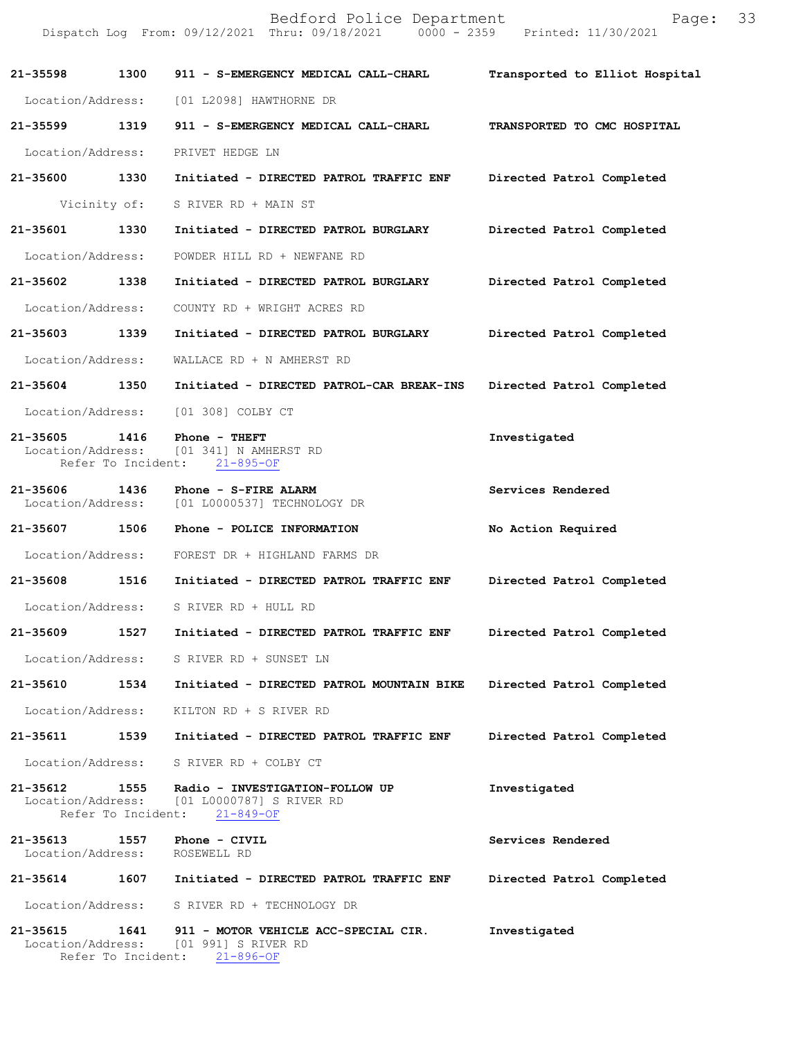| Call # | Time | Call Reason / Action | Disposition |
|---|---|---|---|
| 21-35598 | 1300 | 911 - S-EMERGENCY MEDICAL CALL-CHARL | Transported to Elliot Hospital |
| | | Location/Address: [01 L2098] HAWTHORNE DR | |
| 21-35599 | 1319 | 911 - S-EMERGENCY MEDICAL CALL-CHARL | TRANSPORTED TO CMC HOSPITAL |
| | | Location/Address: PRIVET HEDGE LN | |
| 21-35600 | 1330 | Initiated - DIRECTED PATROL TRAFFIC ENF | Directed Patrol Completed |
| | | Vicinity of: S RIVER RD + MAIN ST | |
| 21-35601 | 1330 | Initiated - DIRECTED PATROL BURGLARY | Directed Patrol Completed |
| | | Location/Address: POWDER HILL RD + NEWFANE RD | |
| 21-35602 | 1338 | Initiated - DIRECTED PATROL BURGLARY | Directed Patrol Completed |
| | | Location/Address: COUNTY RD + WRIGHT ACRES RD | |
| 21-35603 | 1339 | Initiated - DIRECTED PATROL BURGLARY | Directed Patrol Completed |
| | | Location/Address: WALLACE RD + N AMHERST RD | |
| 21-35604 | 1350 | Initiated - DIRECTED PATROL-CAR BREAK-INS | Directed Patrol Completed |
| | | Location/Address: [01 308] COLBY CT | |
| 21-35605 | 1416 | Phone - THEFT | Investigated |
| | | Location/Address: [01 341] N AMHERST RD | |
| | | Refer To Incident: 21-895-OF | |
| 21-35606 | 1436 | Phone - S-FIRE ALARM | Services Rendered |
| | | Location/Address: [01 L0000537] TECHNOLOGY DR | |
| 21-35607 | 1506 | Phone - POLICE INFORMATION | No Action Required |
| | | Location/Address: FOREST DR + HIGHLAND FARMS DR | |
| 21-35608 | 1516 | Initiated - DIRECTED PATROL TRAFFIC ENF | Directed Patrol Completed |
| | | Location/Address: S RIVER RD + HULL RD | |
| 21-35609 | 1527 | Initiated - DIRECTED PATROL TRAFFIC ENF | Directed Patrol Completed |
| | | Location/Address: S RIVER RD + SUNSET LN | |
| 21-35610 | 1534 | Initiated - DIRECTED PATROL MOUNTAIN BIKE | Directed Patrol Completed |
| | | Location/Address: KILTON RD + S RIVER RD | |
| 21-35611 | 1539 | Initiated - DIRECTED PATROL TRAFFIC ENF | Directed Patrol Completed |
| | | Location/Address: S RIVER RD + COLBY CT | |
| 21-35612 | 1555 | Radio - INVESTIGATION-FOLLOW UP | Investigated |
| | | Location/Address: [01 L0000787] S RIVER RD | |
| | | Refer To Incident: 21-849-OF | |
| 21-35613 | 1557 | Phone - CIVIL | Services Rendered |
| | | Location/Address: ROSEWELL RD | |
| 21-35614 | 1607 | Initiated - DIRECTED PATROL TRAFFIC ENF | Directed Patrol Completed |
| | | Location/Address: S RIVER RD + TECHNOLOGY DR | |
| 21-35615 | 1641 | 911 - MOTOR VEHICLE ACC-SPECIAL CIR. | Investigated |
| | | Location/Address: [01 991] S RIVER RD | |
| | | Refer To Incident: 21-896-OF | |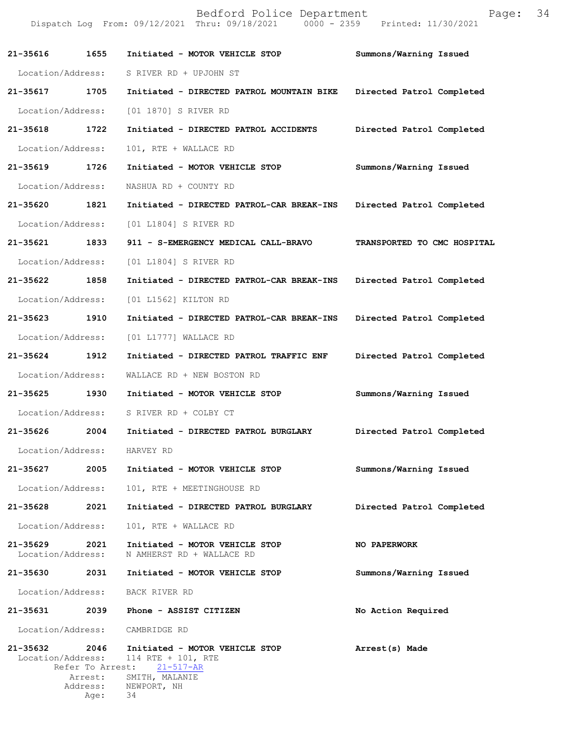**21-35616** 1655 **Initiated - MOTOR VEHICLE STOP** **Summons/Warning Issued**
Location/Address: S RIVER RD + UPJOHN ST

**21-35617** 1705 **Initiated - DIRECTED PATROL MOUNTAIN BIKE** **Directed Patrol Completed**
Location/Address: [01 1870] S RIVER RD

**21-35618** 1722 **Initiated - DIRECTED PATROL ACCIDENTS** **Directed Patrol Completed**
Location/Address: 101, RTE + WALLACE RD

**21-35619** 1726 **Initiated - MOTOR VEHICLE STOP** **Summons/Warning Issued**
Location/Address: NASHUA RD + COUNTY RD

**21-35620** 1821 **Initiated - DIRECTED PATROL-CAR BREAK-INS** **Directed Patrol Completed**
Location/Address: [01 L1804] S RIVER RD

**21-35621** 1833 **911 - S-EMERGENCY MEDICAL CALL-BRAVO** **TRANSPORTED TO CMC HOSPITAL**
Location/Address: [01 L1804] S RIVER RD

**21-35622** 1858 **Initiated - DIRECTED PATROL-CAR BREAK-INS** **Directed Patrol Completed**
Location/Address: [01 L1562] KILTON RD

**21-35623** 1910 **Initiated - DIRECTED PATROL-CAR BREAK-INS** **Directed Patrol Completed**
Location/Address: [01 L1777] WALLACE RD

**21-35624** 1912 **Initiated - DIRECTED PATROL TRAFFIC ENF** **Directed Patrol Completed**
Location/Address: WALLACE RD + NEW BOSTON RD

**21-35625** 1930 **Initiated - MOTOR VEHICLE STOP** **Summons/Warning Issued**
Location/Address: S RIVER RD + COLBY CT

**21-35626** 2004 **Initiated - DIRECTED PATROL BURGLARY** **Directed Patrol Completed**
Location/Address: HARVEY RD

**21-35627** 2005 **Initiated - MOTOR VEHICLE STOP** **Summons/Warning Issued**
Location/Address: 101, RTE + MEETINGHOUSE RD

**21-35628** 2021 **Initiated - DIRECTED PATROL BURGLARY** **Directed Patrol Completed**
Location/Address: 101, RTE + WALLACE RD

**21-35629** 2021 **Initiated - MOTOR VEHICLE STOP** **NO PAPERWORK**
Location/Address: N AMHERST RD + WALLACE RD

**21-35630** 2031 **Initiated - MOTOR VEHICLE STOP** **Summons/Warning Issued**
Location/Address: BACK RIVER RD

**21-35631** 2039 **Phone - ASSIST CITIZEN** **No Action Required**
Location/Address: CAMBRIDGE RD

**21-35632** 2046 **Initiated - MOTOR VEHICLE STOP** **Arrest(s) Made**
Location/Address: 114 RTE + 101, RTE
Refer To Arrest: 21-517-AR
Arrest: SMITH, MALANIE
Address: NEWPORT, NH
Age: 34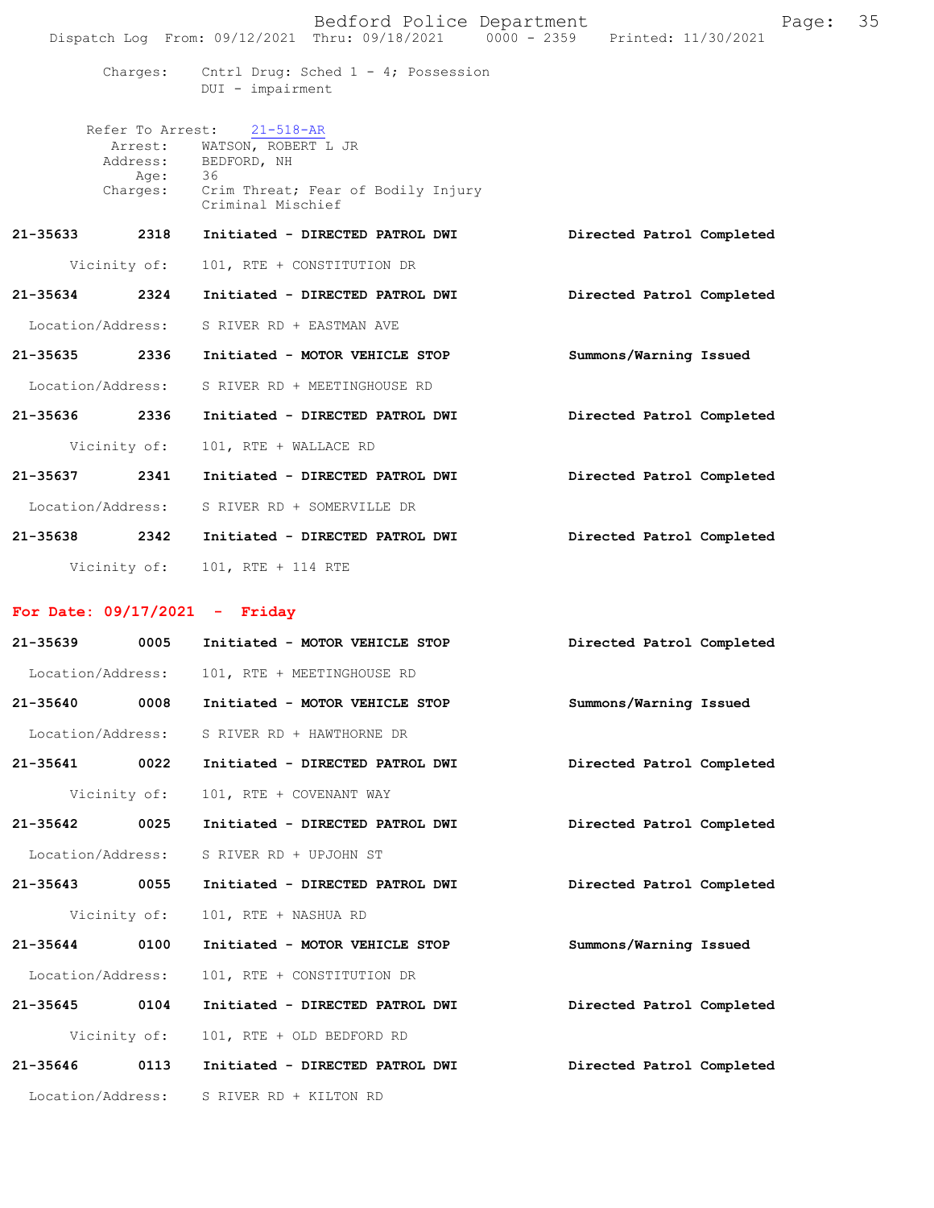Charges: Cntrl Drug: Sched 1 - 4; Possession
DUI - impairment

Refer To Arrest: 21-518-AR
Arrest: WATSON, ROBERT L JR
Address: BEDFORD, NH
Age: 36
Charges: Crim Threat; Fear of Bodily Injury
Criminal Mischief

**21-35633 2318 Initiated - DIRECTED PATROL DWI** — **Directed Patrol Completed**
Vicinity of: 101, RTE + CONSTITUTION DR

**21-35634 2324 Initiated - DIRECTED PATROL DWI** — **Directed Patrol Completed**
Location/Address: S RIVER RD + EASTMAN AVE

**21-35635 2336 Initiated - MOTOR VEHICLE STOP** — **Summons/Warning Issued**
Location/Address: S RIVER RD + MEETINGHOUSE RD

**21-35636 2336 Initiated - DIRECTED PATROL DWI** — **Directed Patrol Completed**
Vicinity of: 101, RTE + WALLACE RD

**21-35637 2341 Initiated - DIRECTED PATROL DWI** — **Directed Patrol Completed**
Location/Address: S RIVER RD + SOMERVILLE DR

**21-35638 2342 Initiated - DIRECTED PATROL DWI** — **Directed Patrol Completed**
Vicinity of: 101, RTE + 114 RTE

## For Date: 09/17/2021 - Friday

**21-35639 0005 Initiated - MOTOR VEHICLE STOP** — **Directed Patrol Completed**
Location/Address: 101, RTE + MEETINGHOUSE RD

**21-35640 0008 Initiated - MOTOR VEHICLE STOP** — **Summons/Warning Issued**
Location/Address: S RIVER RD + HAWTHORNE DR

**21-35641 0022 Initiated - DIRECTED PATROL DWI** — **Directed Patrol Completed**
Vicinity of: 101, RTE + COVENANT WAY

**21-35642 0025 Initiated - DIRECTED PATROL DWI** — **Directed Patrol Completed**
Location/Address: S RIVER RD + UPJOHN ST

**21-35643 0055 Initiated - DIRECTED PATROL DWI** — **Directed Patrol Completed**
Vicinity of: 101, RTE + NASHUA RD

**21-35644 0100 Initiated - MOTOR VEHICLE STOP** — **Summons/Warning Issued**
Location/Address: 101, RTE + CONSTITUTION DR

**21-35645 0104 Initiated - DIRECTED PATROL DWI** — **Directed Patrol Completed**
Vicinity of: 101, RTE + OLD BEDFORD RD

**21-35646 0113 Initiated - DIRECTED PATROL DWI** — **Directed Patrol Completed**
Location/Address: S RIVER RD + KILTON RD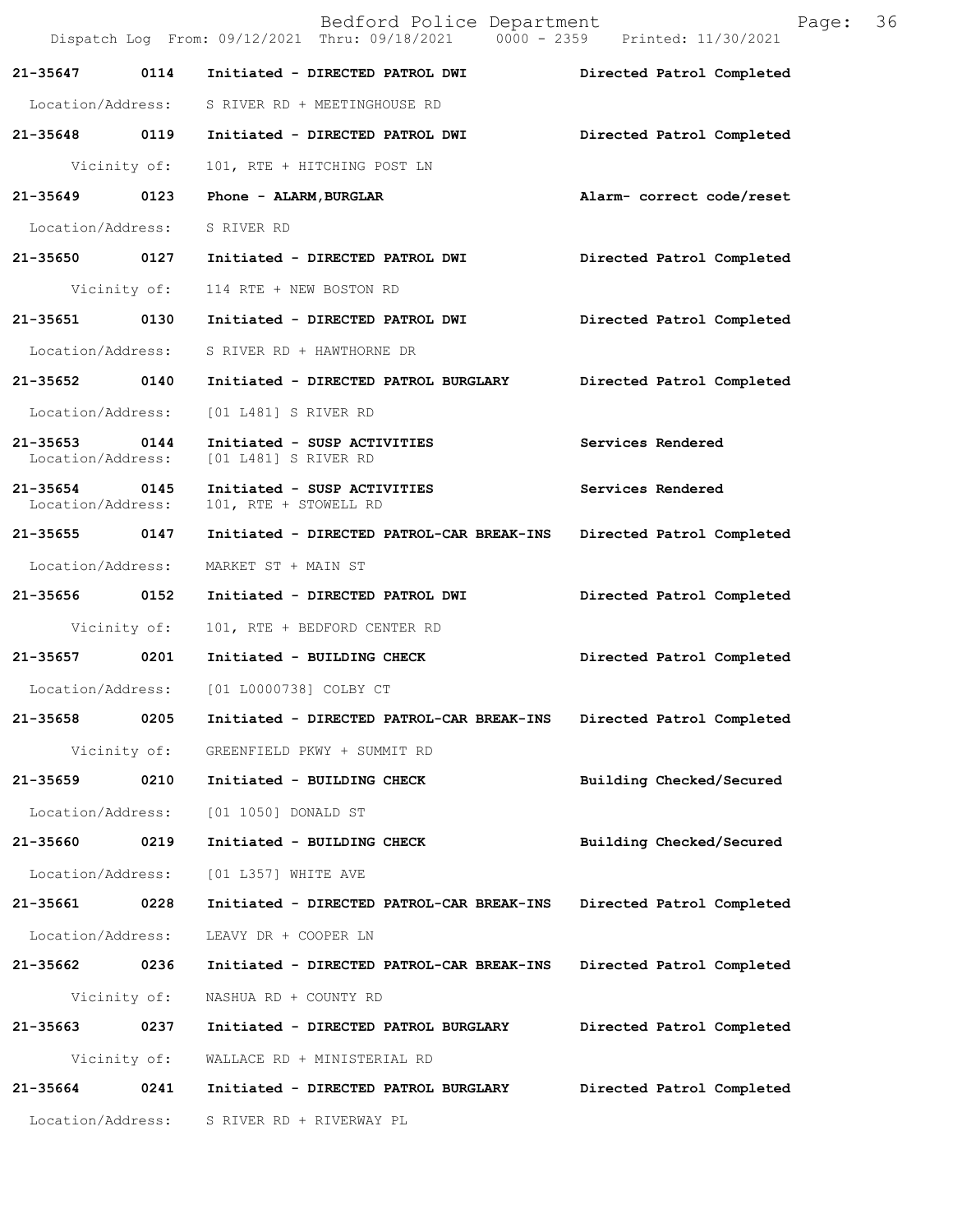| Call Number | Time | Call Reason | Action |
|---|---|---|---|
| **21-35647** | **0114** | **Initiated - DIRECTED PATROL DWI** | **Directed Patrol Completed** |
| Location/Address: | | S RIVER RD + MEETINGHOUSE RD | |
| **21-35648** | **0119** | **Initiated - DIRECTED PATROL DWI** | **Directed Patrol Completed** |
| Vicinity of: | | 101, RTE + HITCHING POST LN | |
| **21-35649** | **0123** | **Phone - ALARM,BURGLAR** | **Alarm- correct code/reset** |
| Location/Address: | | S RIVER RD | |
| **21-35650** | **0127** | **Initiated - DIRECTED PATROL DWI** | **Directed Patrol Completed** |
| Vicinity of: | | 114 RTE + NEW BOSTON RD | |
| **21-35651** | **0130** | **Initiated - DIRECTED PATROL DWI** | **Directed Patrol Completed** |
| Location/Address: | | S RIVER RD + HAWTHORNE DR | |
| **21-35652** | **0140** | **Initiated - DIRECTED PATROL BURGLARY** | **Directed Patrol Completed** |
| Location/Address: | | [01 L481] S RIVER RD | |
| **21-35653** | **0144** | **Initiated - SUSP ACTIVITIES** | **Services Rendered** |
| Location/Address: | | [01 L481] S RIVER RD | |
| **21-35654** | **0145** | **Initiated - SUSP ACTIVITIES** | **Services Rendered** |
| Location/Address: | | 101, RTE + STOWELL RD | |
| **21-35655** | **0147** | **Initiated - DIRECTED PATROL-CAR BREAK-INS** | **Directed Patrol Completed** |
| Location/Address: | | MARKET ST + MAIN ST | |
| **21-35656** | **0152** | **Initiated - DIRECTED PATROL DWI** | **Directed Patrol Completed** |
| Vicinity of: | | 101, RTE + BEDFORD CENTER RD | |
| **21-35657** | **0201** | **Initiated - BUILDING CHECK** | **Directed Patrol Completed** |
| Location/Address: | | [01 L0000738] COLBY CT | |
| **21-35658** | **0205** | **Initiated - DIRECTED PATROL-CAR BREAK-INS** | **Directed Patrol Completed** |
| Vicinity of: | | GREENFIELD PKWY + SUMMIT RD | |
| **21-35659** | **0210** | **Initiated - BUILDING CHECK** | **Building Checked/Secured** |
| Location/Address: | | [01 1050] DONALD ST | |
| **21-35660** | **0219** | **Initiated - BUILDING CHECK** | **Building Checked/Secured** |
| Location/Address: | | [01 L357] WHITE AVE | |
| **21-35661** | **0228** | **Initiated - DIRECTED PATROL-CAR BREAK-INS** | **Directed Patrol Completed** |
| Location/Address: | | LEAVY DR + COOPER LN | |
| **21-35662** | **0236** | **Initiated - DIRECTED PATROL-CAR BREAK-INS** | **Directed Patrol Completed** |
| Vicinity of: | | NASHUA RD + COUNTY RD | |
| **21-35663** | **0237** | **Initiated - DIRECTED PATROL BURGLARY** | **Directed Patrol Completed** |
| Vicinity of: | | WALLACE RD + MINISTERIAL RD | |
| **21-35664** | **0241** | **Initiated - DIRECTED PATROL BURGLARY** | **Directed Patrol Completed** |
| Location/Address: | | S RIVER RD + RIVERWAY PL | |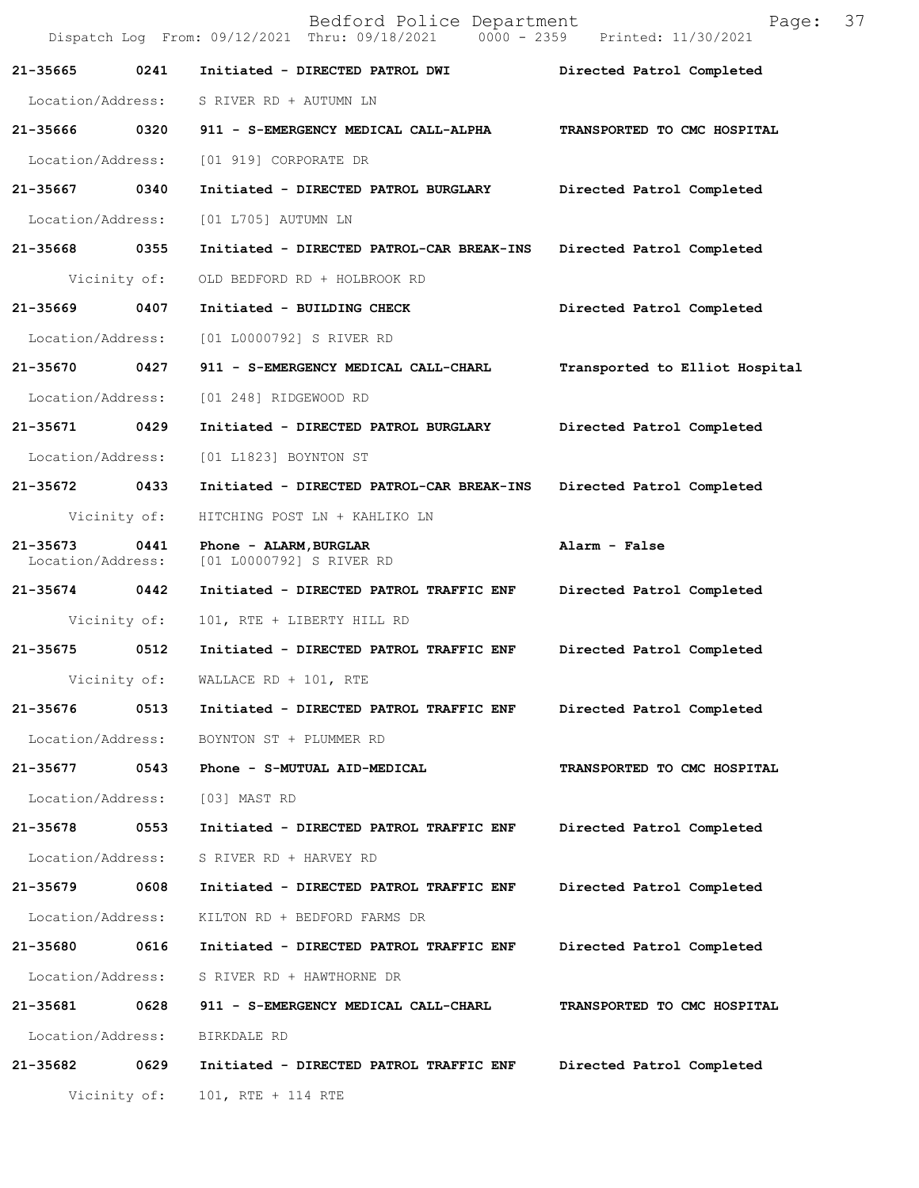| Call Number | Time | Call Reason | Action |
|---|---|---|---|
| **21-35665** | **0241** | **Initiated - DIRECTED PATROL DWI** | **Directed Patrol Completed** |
| Location/Address: | | S RIVER RD + AUTUMN LN | |
| **21-35666** | **0320** | **911 - S-EMERGENCY MEDICAL CALL-ALPHA** | **TRANSPORTED TO CMC HOSPITAL** |
| Location/Address: | | [01 919] CORPORATE DR | |
| **21-35667** | **0340** | **Initiated - DIRECTED PATROL BURGLARY** | **Directed Patrol Completed** |
| Location/Address: | | [01 L705] AUTUMN LN | |
| **21-35668** | **0355** | **Initiated - DIRECTED PATROL-CAR BREAK-INS** | **Directed Patrol Completed** |
| Vicinity of: | | OLD BEDFORD RD + HOLBROOK RD | |
| **21-35669** | **0407** | **Initiated - BUILDING CHECK** | **Directed Patrol Completed** |
| Location/Address: | | [01 L0000792] S RIVER RD | |
| **21-35670** | **0427** | **911 - S-EMERGENCY MEDICAL CALL-CHARL** | **Transported to Elliot Hospital** |
| Location/Address: | | [01 248] RIDGEWOOD RD | |
| **21-35671** | **0429** | **Initiated - DIRECTED PATROL BURGLARY** | **Directed Patrol Completed** |
| Location/Address: | | [01 L1823] BOYNTON ST | |
| **21-35672** | **0433** | **Initiated - DIRECTED PATROL-CAR BREAK-INS** | **Directed Patrol Completed** |
| Vicinity of: | | HITCHING POST LN + KAHLIKO LN | |
| **21-35673** | **0441** | **Phone - ALARM,BURGLAR** | **Alarm - False** |
| Location/Address: | | [01 L0000792] S RIVER RD | |
| **21-35674** | **0442** | **Initiated - DIRECTED PATROL TRAFFIC ENF** | **Directed Patrol Completed** |
| Vicinity of: | | 101, RTE + LIBERTY HILL RD | |
| **21-35675** | **0512** | **Initiated - DIRECTED PATROL TRAFFIC ENF** | **Directed Patrol Completed** |
| Vicinity of: | | WALLACE RD + 101, RTE | |
| **21-35676** | **0513** | **Initiated - DIRECTED PATROL TRAFFIC ENF** | **Directed Patrol Completed** |
| Location/Address: | | BOYNTON ST + PLUMMER RD | |
| **21-35677** | **0543** | **Phone - S-MUTUAL AID-MEDICAL** | **TRANSPORTED TO CMC HOSPITAL** |
| Location/Address: | | [03] MAST RD | |
| **21-35678** | **0553** | **Initiated - DIRECTED PATROL TRAFFIC ENF** | **Directed Patrol Completed** |
| Location/Address: | | S RIVER RD + HARVEY RD | |
| **21-35679** | **0608** | **Initiated - DIRECTED PATROL TRAFFIC ENF** | **Directed Patrol Completed** |
| Location/Address: | | KILTON RD + BEDFORD FARMS DR | |
| **21-35680** | **0616** | **Initiated - DIRECTED PATROL TRAFFIC ENF** | **Directed Patrol Completed** |
| Location/Address: | | S RIVER RD + HAWTHORNE DR | |
| **21-35681** | **0628** | **911 - S-EMERGENCY MEDICAL CALL-CHARL** | **TRANSPORTED TO CMC HOSPITAL** |
| Location/Address: | | BIRKDALE RD | |
| **21-35682** | **0629** | **Initiated - DIRECTED PATROL TRAFFIC ENF** | **Directed Patrol Completed** |
| Vicinity of: | | 101, RTE + 114 RTE | |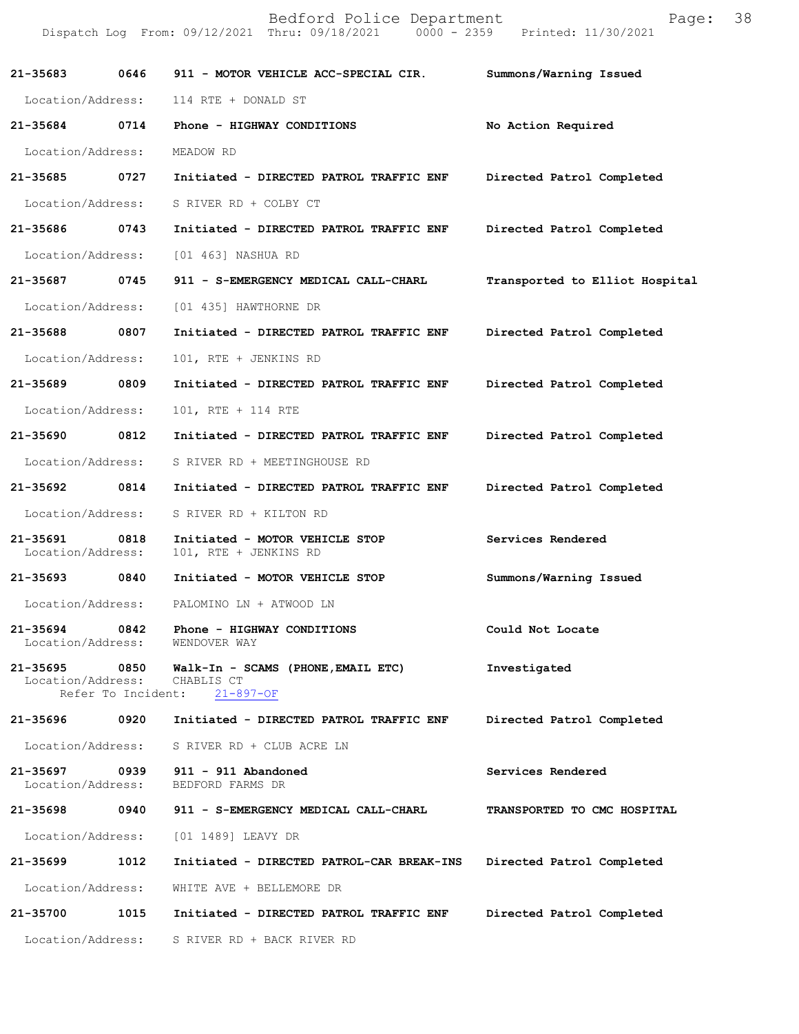| Call Number | Time | Call Reason | Action |
|---|---|---|---|
| 21-35683 | 0646 | 911 - MOTOR VEHICLE ACC-SPECIAL CIR. | Summons/Warning Issued |
| Location/Address: | | 114 RTE + DONALD ST | |
| 21-35684 | 0714 | Phone - HIGHWAY CONDITIONS | No Action Required |
| Location/Address: | | MEADOW RD | |
| 21-35685 | 0727 | Initiated - DIRECTED PATROL TRAFFIC ENF | Directed Patrol Completed |
| Location/Address: | | S RIVER RD + COLBY CT | |
| 21-35686 | 0743 | Initiated - DIRECTED PATROL TRAFFIC ENF | Directed Patrol Completed |
| Location/Address: | | [01 463] NASHUA RD | |
| 21-35687 | 0745 | 911 - S-EMERGENCY MEDICAL CALL-CHARL | Transported to Elliot Hospital |
| Location/Address: | | [01 435] HAWTHORNE DR | |
| 21-35688 | 0807 | Initiated - DIRECTED PATROL TRAFFIC ENF | Directed Patrol Completed |
| Location/Address: | | 101, RTE + JENKINS RD | |
| 21-35689 | 0809 | Initiated - DIRECTED PATROL TRAFFIC ENF | Directed Patrol Completed |
| Location/Address: | | 101, RTE + 114 RTE | |
| 21-35690 | 0812 | Initiated - DIRECTED PATROL TRAFFIC ENF | Directed Patrol Completed |
| Location/Address: | | S RIVER RD + MEETINGHOUSE RD | |
| 21-35692 | 0814 | Initiated - DIRECTED PATROL TRAFFIC ENF | Directed Patrol Completed |
| Location/Address: | | S RIVER RD + KILTON RD | |
| 21-35691 | 0818 | Initiated - MOTOR VEHICLE STOP | Services Rendered |
| Location/Address: | | 101, RTE + JENKINS RD | |
| 21-35693 | 0840 | Initiated - MOTOR VEHICLE STOP | Summons/Warning Issued |
| Location/Address: | | PALOMINO LN + ATWOOD LN | |
| 21-35694 | 0842 | Phone - HIGHWAY CONDITIONS | Could Not Locate |
| Location/Address: | | WENDOVER WAY | |
| 21-35695 | 0850 | Walk-In - SCAMS (PHONE,EMAIL ETC) | Investigated |
| Location/Address: | | CHABLIS CT | |
| Refer To Incident: | | 21-897-OF | |
| 21-35696 | 0920 | Initiated - DIRECTED PATROL TRAFFIC ENF | Directed Patrol Completed |
| Location/Address: | | S RIVER RD + CLUB ACRE LN | |
| 21-35697 | 0939 | 911 - 911 Abandoned | Services Rendered |
| Location/Address: | | BEDFORD FARMS DR | |
| 21-35698 | 0940 | 911 - S-EMERGENCY MEDICAL CALL-CHARL | TRANSPORTED TO CMC HOSPITAL |
| Location/Address: | | [01 1489] LEAVY DR | |
| 21-35699 | 1012 | Initiated - DIRECTED PATROL-CAR BREAK-INS | Directed Patrol Completed |
| Location/Address: | | WHITE AVE + BELLEMORE DR | |
| 21-35700 | 1015 | Initiated - DIRECTED PATROL TRAFFIC ENF | Directed Patrol Completed |
| Location/Address: | | S RIVER RD + BACK RIVER RD | |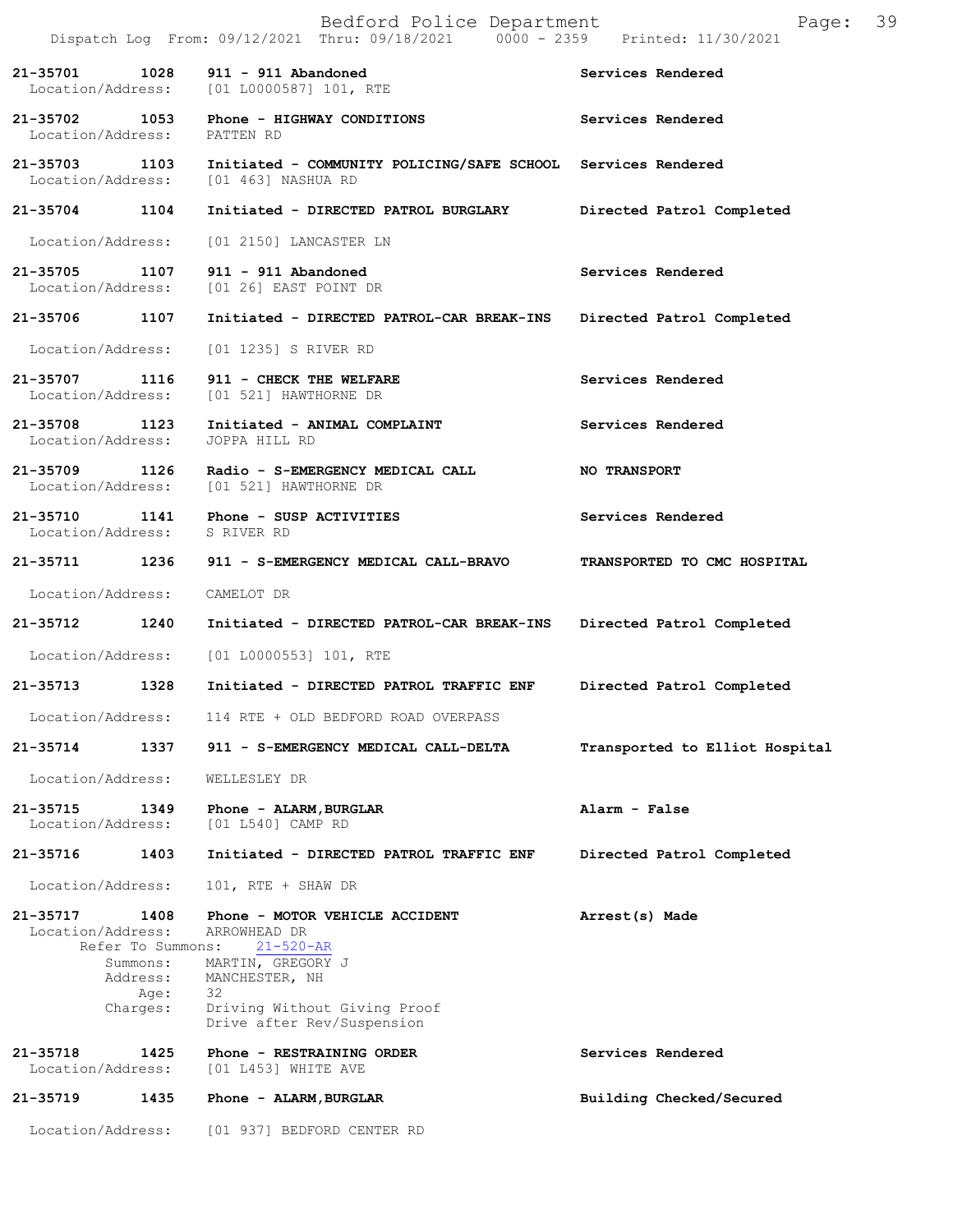**21-35701 1028 911 - 911 Abandoned** — **Services Rendered**
Location/Address: [01 L0000587] 101, RTE

**21-35702 1053 Phone - HIGHWAY CONDITIONS** — **Services Rendered**
Location/Address: PATTEN RD

**21-35703 1103 Initiated - COMMUNITY POLICING/SAFE SCHOOL** — **Services Rendered**
Location/Address: [01 463] NASHUA RD

**21-35704 1104 Initiated - DIRECTED PATROL BURGLARY** — **Directed Patrol Completed**
Location/Address: [01 2150] LANCASTER LN

**21-35705 1107 911 - 911 Abandoned** — **Services Rendered**
Location/Address: [01 26] EAST POINT DR

**21-35706 1107 Initiated - DIRECTED PATROL-CAR BREAK-INS** — **Directed Patrol Completed**
Location/Address: [01 1235] S RIVER RD

**21-35707 1116 911 - CHECK THE WELFARE** — **Services Rendered**
Location/Address: [01 521] HAWTHORNE DR

**21-35708 1123 Initiated - ANIMAL COMPLAINT** — **Services Rendered**
Location/Address: JOPPA HILL RD

**21-35709 1126 Radio - S-EMERGENCY MEDICAL CALL** — **NO TRANSPORT**
Location/Address: [01 521] HAWTHORNE DR

**21-35710 1141 Phone - SUSP ACTIVITIES** — **Services Rendered**
Location/Address: S RIVER RD

**21-35711 1236 911 - S-EMERGENCY MEDICAL CALL-BRAVO** — **TRANSPORTED TO CMC HOSPITAL**
Location/Address: CAMELOT DR

**21-35712 1240 Initiated - DIRECTED PATROL-CAR BREAK-INS** — **Directed Patrol Completed**
Location/Address: [01 L0000553] 101, RTE

**21-35713 1328 Initiated - DIRECTED PATROL TRAFFIC ENF** — **Directed Patrol Completed**
Location/Address: 114 RTE + OLD BEDFORD ROAD OVERPASS

**21-35714 1337 911 - S-EMERGENCY MEDICAL CALL-DELTA** — **Transported to Elliot Hospital**
Location/Address: WELLESLEY DR

**21-35715 1349 Phone - ALARM,BURGLAR** — **Alarm - False**
Location/Address: [01 L540] CAMP RD

**21-35716 1403 Initiated - DIRECTED PATROL TRAFFIC ENF** — **Directed Patrol Completed**
Location/Address: 101, RTE + SHAW DR

**21-35717 1408 Phone - MOTOR VEHICLE ACCIDENT** — **Arrest(s) Made**
Location/Address: ARROWHEAD DR
Refer To Summons: 21-520-AR
Summons: MARTIN, GREGORY J
Address: MANCHESTER, NH
Age: 32
Charges: Driving Without Giving Proof
Drive after Rev/Suspension

**21-35718 1425 Phone - RESTRAINING ORDER** — **Services Rendered**
Location/Address: [01 L453] WHITE AVE

**21-35719 1435 Phone - ALARM,BURGLAR** — **Building Checked/Secured**
Location/Address: [01 937] BEDFORD CENTER RD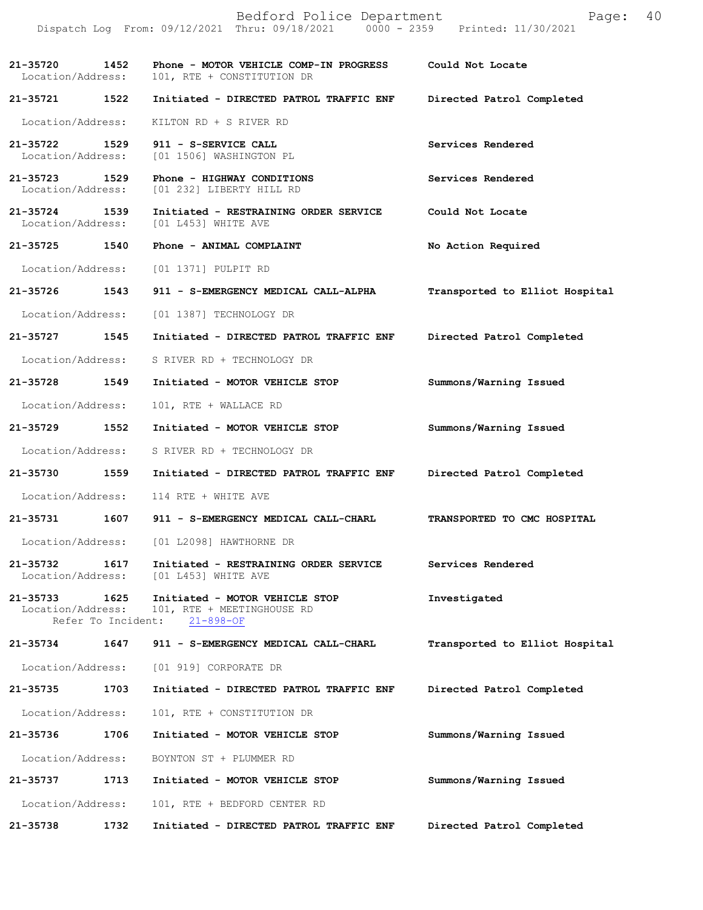| Call Number | Time | Call Reason | Action |
| --- | --- | --- | --- |
| 21-35720 | 1452 | Phone - MOTOR VEHICLE COMP-IN PROGRESS | Could Not Locate |
| Location/Address: | | 101, RTE + CONSTITUTION DR | |
| 21-35721 | 1522 | Initiated - DIRECTED PATROL TRAFFIC ENF | Directed Patrol Completed |
| Location/Address: | | KILTON RD + S RIVER RD | |
| 21-35722 | 1529 | 911 - S-SERVICE CALL | Services Rendered |
| Location/Address: | | [01 1506] WASHINGTON PL | |
| 21-35723 | 1529 | Phone - HIGHWAY CONDITIONS | Services Rendered |
| Location/Address: | | [01 232] LIBERTY HILL RD | |
| 21-35724 | 1539 | Initiated - RESTRAINING ORDER SERVICE | Could Not Locate |
| Location/Address: | | [01 L453] WHITE AVE | |
| 21-35725 | 1540 | Phone - ANIMAL COMPLAINT | No Action Required |
| Location/Address: | | [01 1371] PULPIT RD | |
| 21-35726 | 1543 | 911 - S-EMERGENCY MEDICAL CALL-ALPHA | Transported to Elliot Hospital |
| Location/Address: | | [01 1387] TECHNOLOGY DR | |
| 21-35727 | 1545 | Initiated - DIRECTED PATROL TRAFFIC ENF | Directed Patrol Completed |
| Location/Address: | | S RIVER RD + TECHNOLOGY DR | |
| 21-35728 | 1549 | Initiated - MOTOR VEHICLE STOP | Summons/Warning Issued |
| Location/Address: | | 101, RTE + WALLACE RD | |
| 21-35729 | 1552 | Initiated - MOTOR VEHICLE STOP | Summons/Warning Issued |
| Location/Address: | | S RIVER RD + TECHNOLOGY DR | |
| 21-35730 | 1559 | Initiated - DIRECTED PATROL TRAFFIC ENF | Directed Patrol Completed |
| Location/Address: | | 114 RTE + WHITE AVE | |
| 21-35731 | 1607 | 911 - S-EMERGENCY MEDICAL CALL-CHARL | TRANSPORTED TO CMC HOSPITAL |
| Location/Address: | | [01 L2098] HAWTHORNE DR | |
| 21-35732 | 1617 | Initiated - RESTRAINING ORDER SERVICE | Services Rendered |
| Location/Address: | | [01 L453] WHITE AVE | |
| 21-35733 | 1625 | Initiated - MOTOR VEHICLE STOP | Investigated |
| Location/Address: | | 101, RTE + MEETINGHOUSE RD | |
| Refer To Incident: | | 21-898-OF | |
| 21-35734 | 1647 | 911 - S-EMERGENCY MEDICAL CALL-CHARL | Transported to Elliot Hospital |
| Location/Address: | | [01 919] CORPORATE DR | |
| 21-35735 | 1703 | Initiated - DIRECTED PATROL TRAFFIC ENF | Directed Patrol Completed |
| Location/Address: | | 101, RTE + CONSTITUTION DR | |
| 21-35736 | 1706 | Initiated - MOTOR VEHICLE STOP | Summons/Warning Issued |
| Location/Address: | | BOYNTON ST + PLUMMER RD | |
| 21-35737 | 1713 | Initiated - MOTOR VEHICLE STOP | Summons/Warning Issued |
| Location/Address: | | 101, RTE + BEDFORD CENTER RD | |
| 21-35738 | 1732 | Initiated - DIRECTED PATROL TRAFFIC ENF | Directed Patrol Completed |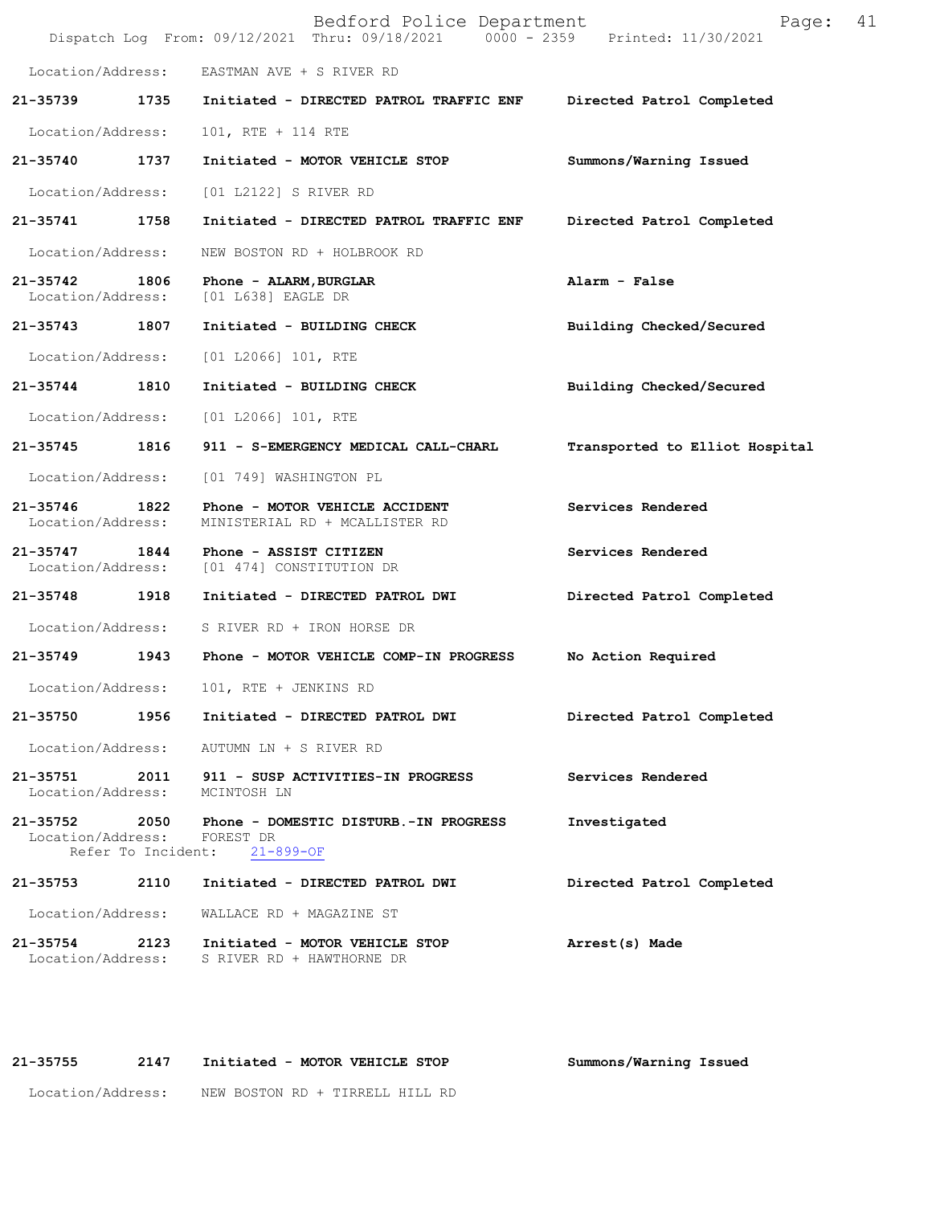Location/Address: EASTMAN AVE + S RIVER RD

| Call # | Time | Call Reason | Action |
|---|---|---|---|
| **21-35739** | **1735** | **Initiated - DIRECTED PATROL TRAFFIC ENF** | **Directed Patrol Completed** |
| Location/Address: | | 101, RTE + 114 RTE | |
| **21-35740** | **1737** | **Initiated - MOTOR VEHICLE STOP** | **Summons/Warning Issued** |
| Location/Address: | | [01 L2122] S RIVER RD | |
| **21-35741** | **1758** | **Initiated - DIRECTED PATROL TRAFFIC ENF** | **Directed Patrol Completed** |
| Location/Address: | | NEW BOSTON RD + HOLBROOK RD | |
| **21-35742** | **1806** | **Phone - ALARM,BURGLAR** | **Alarm - False** |
| Location/Address: | | [01 L638] EAGLE DR | |
| **21-35743** | **1807** | **Initiated - BUILDING CHECK** | **Building Checked/Secured** |
| Location/Address: | | [01 L2066] 101, RTE | |
| **21-35744** | **1810** | **Initiated - BUILDING CHECK** | **Building Checked/Secured** |
| Location/Address: | | [01 L2066] 101, RTE | |
| **21-35745** | **1816** | **911 - S-EMERGENCY MEDICAL CALL-CHARL** | **Transported to Elliot Hospital** |
| Location/Address: | | [01 749] WASHINGTON PL | |
| **21-35746** | **1822** | **Phone - MOTOR VEHICLE ACCIDENT** | **Services Rendered** |
| Location/Address: | | MINISTERIAL RD + MCALLISTER RD | |
| **21-35747** | **1844** | **Phone - ASSIST CITIZEN** | **Services Rendered** |
| Location/Address: | | [01 474] CONSTITUTION DR | |
| **21-35748** | **1918** | **Initiated - DIRECTED PATROL DWI** | **Directed Patrol Completed** |
| Location/Address: | | S RIVER RD + IRON HORSE DR | |
| **21-35749** | **1943** | **Phone - MOTOR VEHICLE COMP-IN PROGRESS** | **No Action Required** |
| Location/Address: | | 101, RTE + JENKINS RD | |
| **21-35750** | **1956** | **Initiated - DIRECTED PATROL DWI** | **Directed Patrol Completed** |
| Location/Address: | | AUTUMN LN + S RIVER RD | |
| **21-35751** | **2011** | **911 - SUSP ACTIVITIES-IN PROGRESS** | **Services Rendered** |
| Location/Address: | | MCINTOSH LN | |
| **21-35752** | **2050** | **Phone - DOMESTIC DISTURB.-IN PROGRESS** | **Investigated** |
| Location/Address: | | FOREST DR | |
| Refer To Incident: | | 21-899-OF | |
| **21-35753** | **2110** | **Initiated - DIRECTED PATROL DWI** | **Directed Patrol Completed** |
| Location/Address: | | WALLACE RD + MAGAZINE ST | |
| **21-35754** | **2123** | **Initiated - MOTOR VEHICLE STOP** | **Arrest(s) Made** |
| Location/Address: | | S RIVER RD + HAWTHORNE DR | |
| **21-35755** | **2147** | **Initiated - MOTOR VEHICLE STOP** | **Summons/Warning Issued** |
| Location/Address: | | NEW BOSTON RD + TIRRELL HILL RD | |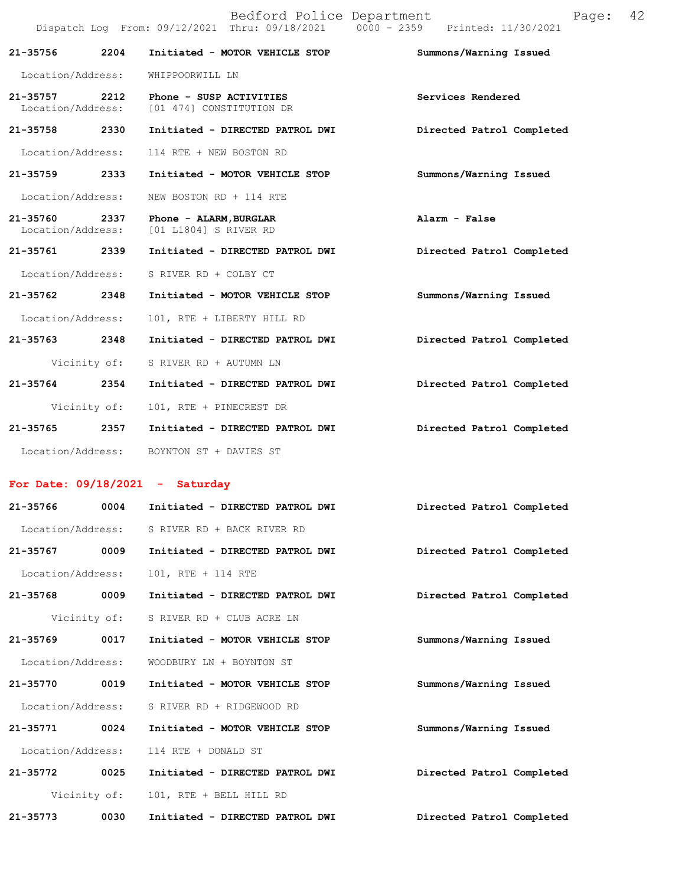| Call Number | Time | Call Reason | Action |
| --- | --- | --- | --- |
| 21-35756 | 2204 | Initiated - MOTOR VEHICLE STOP | Summons/Warning Issued |
| Location/Address: | | WHIPPOORWILL LN | |
| 21-35757 | 2212 | Phone - SUSP ACTIVITIES | Services Rendered |
| Location/Address: | | [01 474] CONSTITUTION DR | |
| 21-35758 | 2330 | Initiated - DIRECTED PATROL DWI | Directed Patrol Completed |
| Location/Address: | | 114 RTE + NEW BOSTON RD | |
| 21-35759 | 2333 | Initiated - MOTOR VEHICLE STOP | Summons/Warning Issued |
| Location/Address: | | NEW BOSTON RD + 114 RTE | |
| 21-35760 | 2337 | Phone - ALARM,BURGLAR | Alarm - False |
| Location/Address: | | [01 L1804] S RIVER RD | |
| 21-35761 | 2339 | Initiated - DIRECTED PATROL DWI | Directed Patrol Completed |
| Location/Address: | | S RIVER RD + COLBY CT | |
| 21-35762 | 2348 | Initiated - MOTOR VEHICLE STOP | Summons/Warning Issued |
| Location/Address: | | 101, RTE + LIBERTY HILL RD | |
| 21-35763 | 2348 | Initiated - DIRECTED PATROL DWI | Directed Patrol Completed |
| Vicinity of: | | S RIVER RD + AUTUMN LN | |
| 21-35764 | 2354 | Initiated - DIRECTED PATROL DWI | Directed Patrol Completed |
| Vicinity of: | | 101, RTE + PINECREST DR | |
| 21-35765 | 2357 | Initiated - DIRECTED PATROL DWI | Directed Patrol Completed |
| Location/Address: | | BOYNTON ST + DAVIES ST | |

**For Date: 09/18/2021 - Saturday**

| Call Number | Time | Call Reason | Action |
| --- | --- | --- | --- |
| 21-35766 | 0004 | Initiated - DIRECTED PATROL DWI | Directed Patrol Completed |
| Location/Address: | | S RIVER RD + BACK RIVER RD | |
| 21-35767 | 0009 | Initiated - DIRECTED PATROL DWI | Directed Patrol Completed |
| Location/Address: | | 101, RTE + 114 RTE | |
| 21-35768 | 0009 | Initiated - DIRECTED PATROL DWI | Directed Patrol Completed |
| Vicinity of: | | S RIVER RD + CLUB ACRE LN | |
| 21-35769 | 0017 | Initiated - MOTOR VEHICLE STOP | Summons/Warning Issued |
| Location/Address: | | WOODBURY LN + BOYNTON ST | |
| 21-35770 | 0019 | Initiated - MOTOR VEHICLE STOP | Summons/Warning Issued |
| Location/Address: | | S RIVER RD + RIDGEWOOD RD | |
| 21-35771 | 0024 | Initiated - MOTOR VEHICLE STOP | Summons/Warning Issued |
| Location/Address: | | 114 RTE + DONALD ST | |
| 21-35772 | 0025 | Initiated - DIRECTED PATROL DWI | Directed Patrol Completed |
| Vicinity of: | | 101, RTE + BELL HILL RD | |
| 21-35773 | 0030 | Initiated - DIRECTED PATROL DWI | Directed Patrol Completed |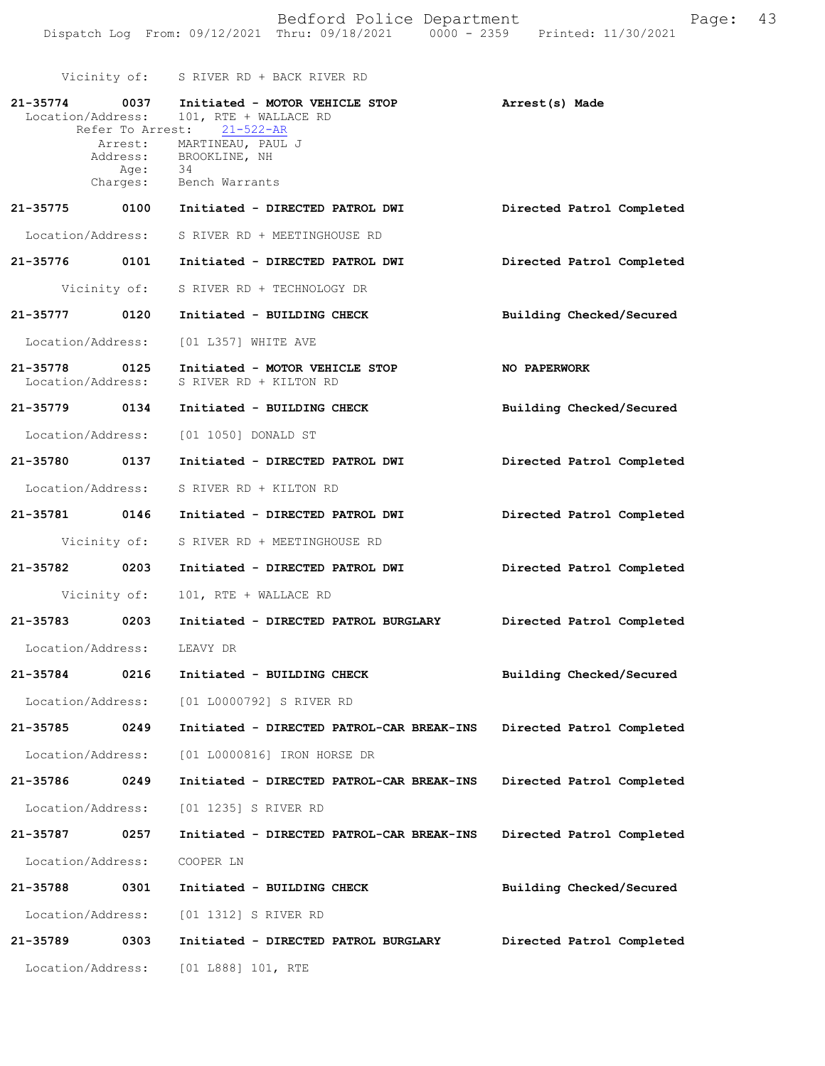Vicinity of: S RIVER RD + BACK RIVER RD

**21-35774 0037 Initiated - MOTOR VEHICLE STOP** — **Arrest(s) Made**
Location/Address: 101, RTE + WALLACE RD
Refer To Arrest: 21-522-AR
Arrest: MARTINEAU, PAUL J
Address: BROOKLINE, NH
Age: 34
Charges: Bench Warrants

**21-35775 0100 Initiated - DIRECTED PATROL DWI** — **Directed Patrol Completed**
Location/Address: S RIVER RD + MEETINGHOUSE RD

**21-35776 0101 Initiated - DIRECTED PATROL DWI** — **Directed Patrol Completed**
Vicinity of: S RIVER RD + TECHNOLOGY DR

**21-35777 0120 Initiated - BUILDING CHECK** — **Building Checked/Secured**
Location/Address: [01 L357] WHITE AVE

**21-35778 0125 Initiated - MOTOR VEHICLE STOP** — **NO PAPERWORK**
Location/Address: S RIVER RD + KILTON RD

**21-35779 0134 Initiated - BUILDING CHECK** — **Building Checked/Secured**
Location/Address: [01 1050] DONALD ST

**21-35780 0137 Initiated - DIRECTED PATROL DWI** — **Directed Patrol Completed**
Location/Address: S RIVER RD + KILTON RD

**21-35781 0146 Initiated - DIRECTED PATROL DWI** — **Directed Patrol Completed**
Vicinity of: S RIVER RD + MEETINGHOUSE RD

**21-35782 0203 Initiated - DIRECTED PATROL DWI** — **Directed Patrol Completed**
Vicinity of: 101, RTE + WALLACE RD

**21-35783 0203 Initiated - DIRECTED PATROL BURGLARY** — **Directed Patrol Completed**
Location/Address: LEAVY DR

**21-35784 0216 Initiated - BUILDING CHECK** — **Building Checked/Secured**
Location/Address: [01 L0000792] S RIVER RD

**21-35785 0249 Initiated - DIRECTED PATROL-CAR BREAK-INS** — **Directed Patrol Completed**
Location/Address: [01 L0000816] IRON HORSE DR

**21-35786 0249 Initiated - DIRECTED PATROL-CAR BREAK-INS** — **Directed Patrol Completed**
Location/Address: [01 1235] S RIVER RD

**21-35787 0257 Initiated - DIRECTED PATROL-CAR BREAK-INS** — **Directed Patrol Completed**
Location/Address: COOPER LN

**21-35788 0301 Initiated - BUILDING CHECK** — **Building Checked/Secured**
Location/Address: [01 1312] S RIVER RD

**21-35789 0303 Initiated - DIRECTED PATROL BURGLARY** — **Directed Patrol Completed**
Location/Address: [01 L888] 101, RTE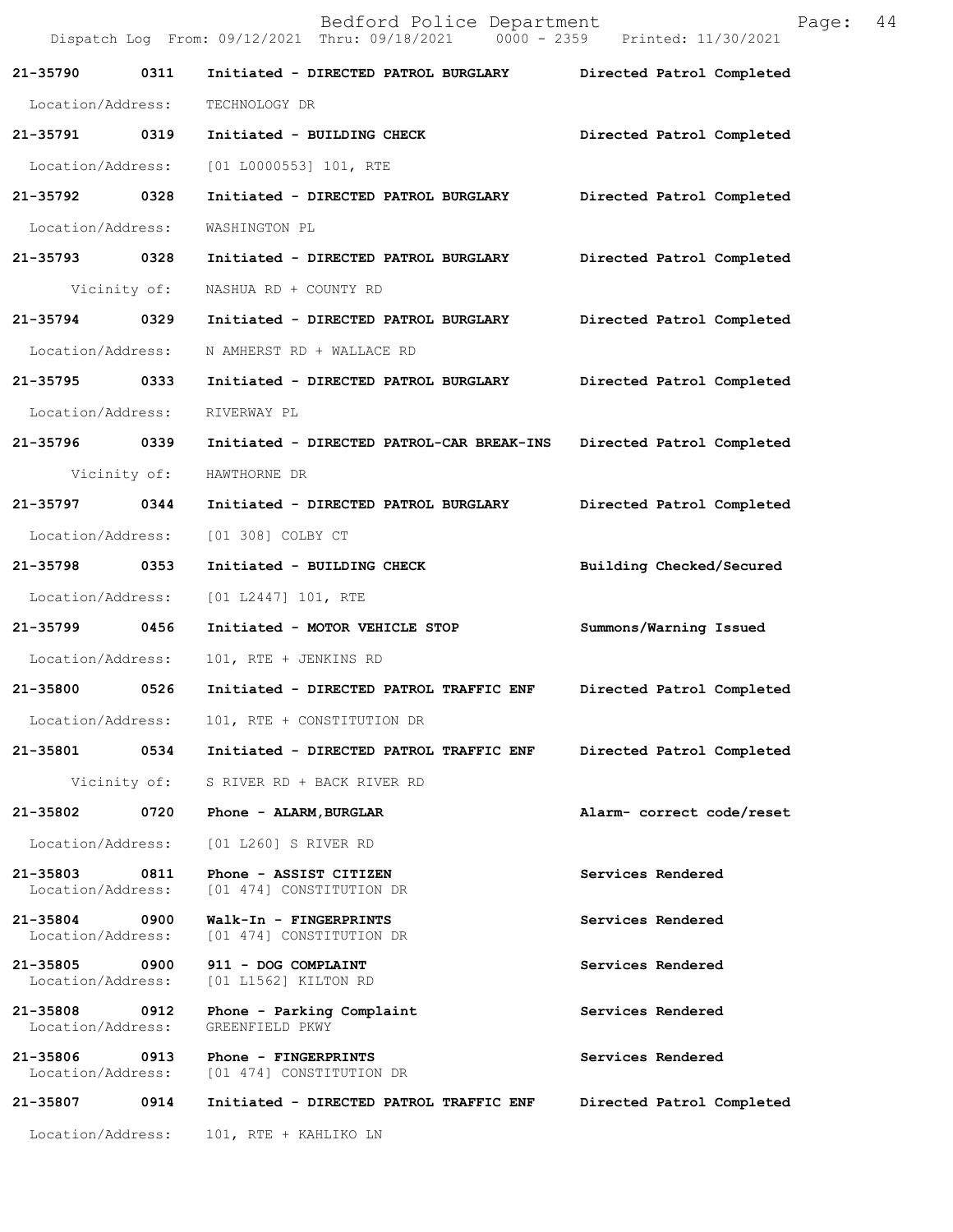Bedford Police Department
Dispatch Log From: 09/12/2021 Thru: 09/18/2021 0000 - 2359 Printed: 11/30/2021

**21-35790 0311 Initiated - DIRECTED PATROL BURGLARY** Directed Patrol Completed
Location/Address: TECHNOLOGY DR

**21-35791 0319 Initiated - BUILDING CHECK** Directed Patrol Completed
Location/Address: [01 L0000553] 101, RTE

**21-35792 0328 Initiated - DIRECTED PATROL BURGLARY** Directed Patrol Completed
Location/Address: WASHINGTON PL

**21-35793 0328 Initiated - DIRECTED PATROL BURGLARY** Directed Patrol Completed
Vicinity of: NASHUA RD + COUNTY RD

**21-35794 0329 Initiated - DIRECTED PATROL BURGLARY** Directed Patrol Completed
Location/Address: N AMHERST RD + WALLACE RD

**21-35795 0333 Initiated - DIRECTED PATROL BURGLARY** Directed Patrol Completed
Location/Address: RIVERWAY PL

**21-35796 0339 Initiated - DIRECTED PATROL-CAR BREAK-INS** Directed Patrol Completed
Vicinity of: HAWTHORNE DR

**21-35797 0344 Initiated - DIRECTED PATROL BURGLARY** Directed Patrol Completed
Location/Address: [01 308] COLBY CT

**21-35798 0353 Initiated - BUILDING CHECK** Building Checked/Secured
Location/Address: [01 L2447] 101, RTE

**21-35799 0456 Initiated - MOTOR VEHICLE STOP** Summons/Warning Issued
Location/Address: 101, RTE + JENKINS RD

**21-35800 0526 Initiated - DIRECTED PATROL TRAFFIC ENF** Directed Patrol Completed
Location/Address: 101, RTE + CONSTITUTION DR

**21-35801 0534 Initiated - DIRECTED PATROL TRAFFIC ENF** Directed Patrol Completed
Vicinity of: S RIVER RD + BACK RIVER RD

**21-35802 0720 Phone - ALARM,BURGLAR** Alarm- correct code/reset
Location/Address: [01 L260] S RIVER RD

**21-35803 0811 Phone - ASSIST CITIZEN** Services Rendered
Location/Address: [01 474] CONSTITUTION DR

**21-35804 0900 Walk-In - FINGERPRINTS** Services Rendered
Location/Address: [01 474] CONSTITUTION DR

**21-35805 0900 911 - DOG COMPLAINT** Services Rendered
Location/Address: [01 L1562] KILTON RD

**21-35808 0912 Phone - Parking Complaint** Services Rendered
Location/Address: GREENFIELD PKWY

**21-35806 0913 Phone - FINGERPRINTS** Services Rendered
Location/Address: [01 474] CONSTITUTION DR

**21-35807 0914 Initiated - DIRECTED PATROL TRAFFIC ENF** Directed Patrol Completed
Location/Address: 101, RTE + KAHLIKO LN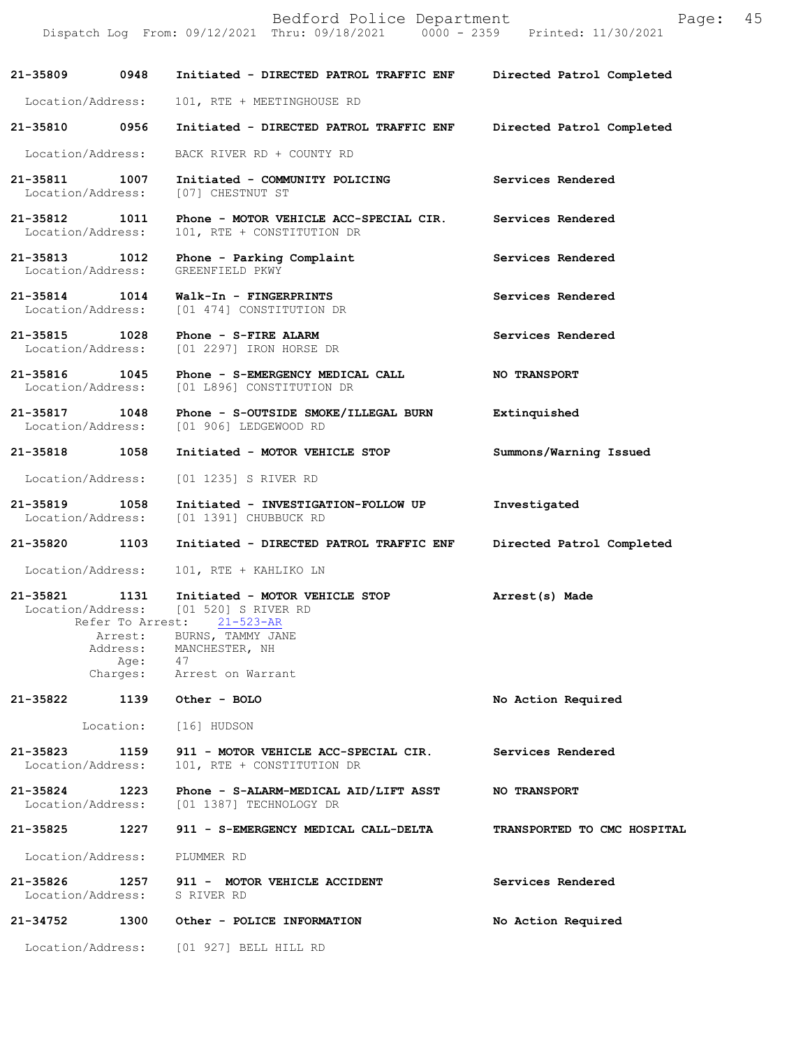| Call Number | Time | Call Type | Action |
|---|---|---|---|
| 21-35809 | 0948 | Initiated - DIRECTED PATROL TRAFFIC ENF | Directed Patrol Completed |
| | | Location/Address: 101, RTE + MEETINGHOUSE RD | |
| 21-35810 | 0956 | Initiated - DIRECTED PATROL TRAFFIC ENF | Directed Patrol Completed |
| | | Location/Address: BACK RIVER RD + COUNTY RD | |
| 21-35811 | 1007 | Initiated - COMMUNITY POLICING | Services Rendered |
| | | Location/Address: [07] CHESTNUT ST | |
| 21-35812 | 1011 | Phone - MOTOR VEHICLE ACC-SPECIAL CIR. | Services Rendered |
| | | Location/Address: 101, RTE + CONSTITUTION DR | |
| 21-35813 | 1012 | Phone - Parking Complaint | Services Rendered |
| | | Location/Address: GREENFIELD PKWY | |
| 21-35814 | 1014 | Walk-In - FINGERPRINTS | Services Rendered |
| | | Location/Address: [01 474] CONSTITUTION DR | |
| 21-35815 | 1028 | Phone - S-FIRE ALARM | Services Rendered |
| | | Location/Address: [01 2297] IRON HORSE DR | |
| 21-35816 | 1045 | Phone - S-EMERGENCY MEDICAL CALL | NO TRANSPORT |
| | | Location/Address: [01 L896] CONSTITUTION DR | |
| 21-35817 | 1048 | Phone - S-OUTSIDE SMOKE/ILLEGAL BURN | Extinquished |
| | | Location/Address: [01 906] LEDGEWOOD RD | |
| 21-35818 | 1058 | Initiated - MOTOR VEHICLE STOP | Summons/Warning Issued |
| | | Location/Address: [01 1235] S RIVER RD | |
| 21-35819 | 1058 | Initiated - INVESTIGATION-FOLLOW UP | Investigated |
| | | Location/Address: [01 1391] CHUBBUCK RD | |
| 21-35820 | 1103 | Initiated - DIRECTED PATROL TRAFFIC ENF | Directed Patrol Completed |
| | | Location/Address: 101, RTE + KAHLIKO LN | |
| 21-35821 | 1131 | Initiated - MOTOR VEHICLE STOP | Arrest(s) Made |
| | | Location/Address: [01 520] S RIVER RD<br>Refer To Arrest: 21-523-AR<br>Arrest: BURNS, TAMMY JANE<br>Address: MANCHESTER, NH<br>Age: 47<br>Charges: Arrest on Warrant | |
| 21-35822 | 1139 | Other - BOLO | No Action Required |
| | | Location: [16] HUDSON | |
| 21-35823 | 1159 | 911 - MOTOR VEHICLE ACC-SPECIAL CIR. | Services Rendered |
| | | Location/Address: 101, RTE + CONSTITUTION DR | |
| 21-35824 | 1223 | Phone - S-ALARM-MEDICAL AID/LIFT ASST | NO TRANSPORT |
| | | Location/Address: [01 1387] TECHNOLOGY DR | |
| 21-35825 | 1227 | 911 - S-EMERGENCY MEDICAL CALL-DELTA | TRANSPORTED TO CMC HOSPITAL |
| | | Location/Address: PLUMMER RD | |
| 21-35826 | 1257 | 911 - MOTOR VEHICLE ACCIDENT | Services Rendered |
| | | Location/Address: S RIVER RD | |
| 21-34752 | 1300 | Other - POLICE INFORMATION | No Action Required |
| | | Location/Address: [01 927] BELL HILL RD | |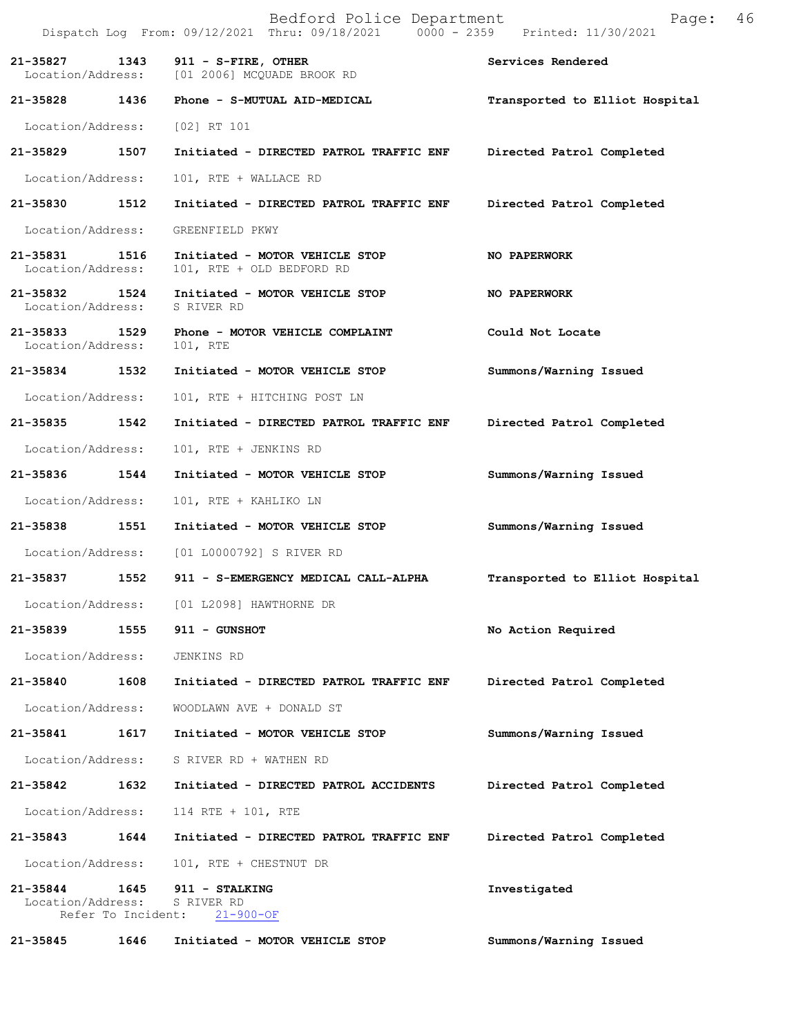Dispatch Log From: 09/12/2021 Thru: 09/18/2021 0000 - 2359 Printed: 11/30/2021

| Call Number | Time | Call Reason | Action |
|---|---|---|---|
| 21-35827 | 1343 | 911 - S-FIRE, OTHER | Services Rendered |
| Location/Address: | | [01 2006] MCQUADE BROOK RD | |
| 21-35828 | 1436 | Phone - S-MUTUAL AID-MEDICAL | Transported to Elliot Hospital |
| Location/Address: | | [02] RT 101 | |
| 21-35829 | 1507 | Initiated - DIRECTED PATROL TRAFFIC ENF | Directed Patrol Completed |
| Location/Address: | | 101, RTE + WALLACE RD | |
| 21-35830 | 1512 | Initiated - DIRECTED PATROL TRAFFIC ENF | Directed Patrol Completed |
| Location/Address: | | GREENFIELD PKWY | |
| 21-35831 | 1516 | Initiated - MOTOR VEHICLE STOP | NO PAPERWORK |
| Location/Address: | | 101, RTE + OLD BEDFORD RD | |
| 21-35832 | 1524 | Initiated - MOTOR VEHICLE STOP | NO PAPERWORK |
| Location/Address: | | S RIVER RD | |
| 21-35833 | 1529 | Phone - MOTOR VEHICLE COMPLAINT | Could Not Locate |
| Location/Address: | | 101, RTE | |
| 21-35834 | 1532 | Initiated - MOTOR VEHICLE STOP | Summons/Warning Issued |
| Location/Address: | | 101, RTE + HITCHING POST LN | |
| 21-35835 | 1542 | Initiated - DIRECTED PATROL TRAFFIC ENF | Directed Patrol Completed |
| Location/Address: | | 101, RTE + JENKINS RD | |
| 21-35836 | 1544 | Initiated - MOTOR VEHICLE STOP | Summons/Warning Issued |
| Location/Address: | | 101, RTE + KAHLIKO LN | |
| 21-35838 | 1551 | Initiated - MOTOR VEHICLE STOP | Summons/Warning Issued |
| Location/Address: | | [01 L0000792] S RIVER RD | |
| 21-35837 | 1552 | 911 - S-EMERGENCY MEDICAL CALL-ALPHA | Transported to Elliot Hospital |
| Location/Address: | | [01 L2098] HAWTHORNE DR | |
| 21-35839 | 1555 | 911 - GUNSHOT | No Action Required |
| Location/Address: | | JENKINS RD | |
| 21-35840 | 1608 | Initiated - DIRECTED PATROL TRAFFIC ENF | Directed Patrol Completed |
| Location/Address: | | WOODLAWN AVE + DONALD ST | |
| 21-35841 | 1617 | Initiated - MOTOR VEHICLE STOP | Summons/Warning Issued |
| Location/Address: | | S RIVER RD + WATHEN RD | |
| 21-35842 | 1632 | Initiated - DIRECTED PATROL ACCIDENTS | Directed Patrol Completed |
| Location/Address: | | 114 RTE + 101, RTE | |
| 21-35843 | 1644 | Initiated - DIRECTED PATROL TRAFFIC ENF | Directed Patrol Completed |
| Location/Address: | | 101, RTE + CHESTNUT DR | |
| 21-35844 | 1645 | 911 - STALKING | Investigated |
| Location/Address: | | S RIVER RD | |
| Refer To Incident: | | 21-900-OF | |
| 21-35845 | 1646 | Initiated - MOTOR VEHICLE STOP | Summons/Warning Issued |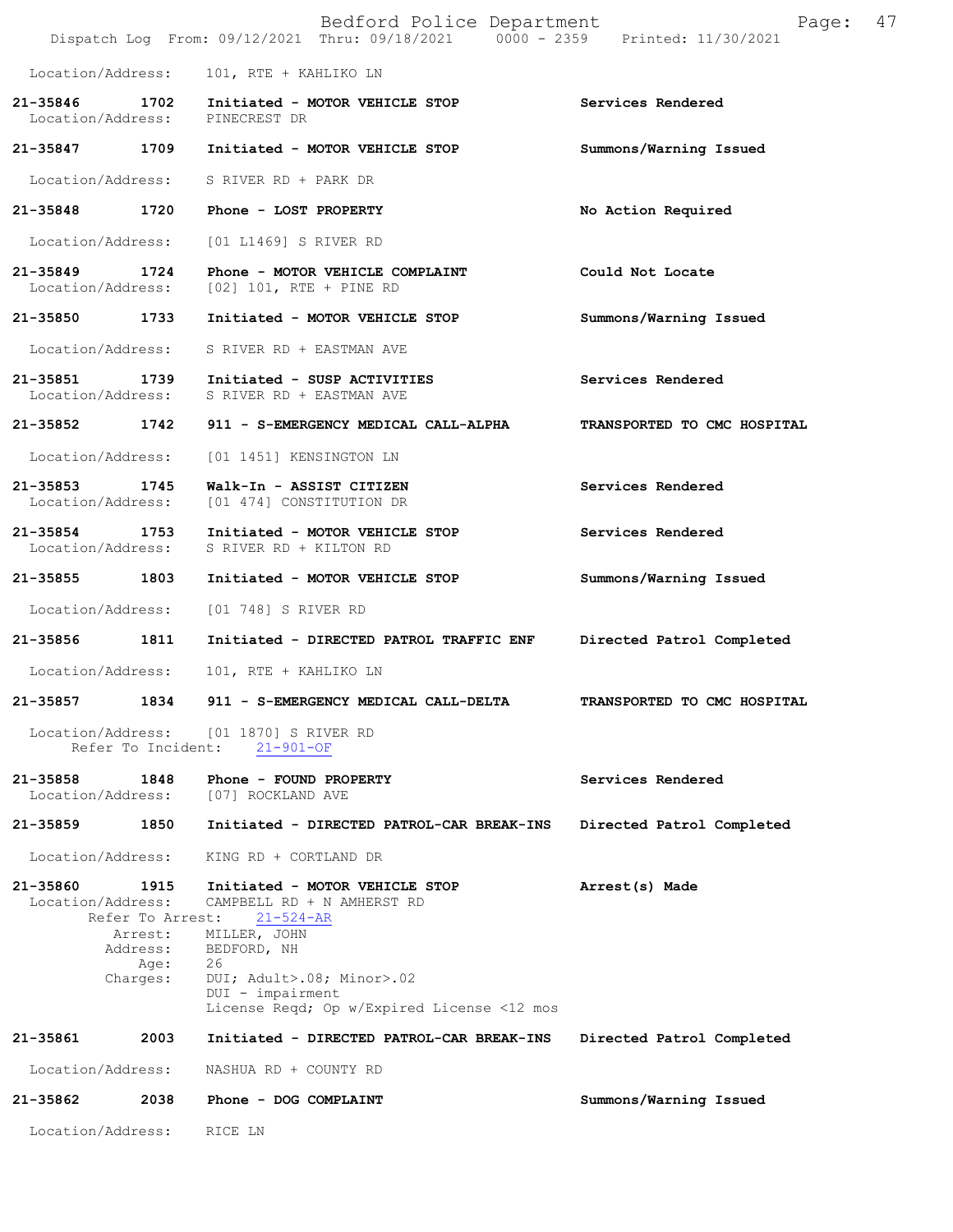Location/Address: 101, RTE + KAHLIKO LN

**21-35846 1702 Initiated - MOTOR VEHICLE STOP** — **Services Rendered**
Location/Address: PINECREST DR

**21-35847 1709 Initiated - MOTOR VEHICLE STOP** — **Summons/Warning Issued**
Location/Address: S RIVER RD + PARK DR

**21-35848 1720 Phone - LOST PROPERTY** — **No Action Required**
Location/Address: [01 L1469] S RIVER RD

**21-35849 1724 Phone - MOTOR VEHICLE COMPLAINT** — **Could Not Locate**
Location/Address: [02] 101, RTE + PINE RD

**21-35850 1733 Initiated - MOTOR VEHICLE STOP** — **Summons/Warning Issued**
Location/Address: S RIVER RD + EASTMAN AVE

**21-35851 1739 Initiated - SUSP ACTIVITIES** — **Services Rendered**
Location/Address: S RIVER RD + EASTMAN AVE

**21-35852 1742 911 - S-EMERGENCY MEDICAL CALL-ALPHA** — **TRANSPORTED TO CMC HOSPITAL**
Location/Address: [01 1451] KENSINGTON LN

**21-35853 1745 Walk-In - ASSIST CITIZEN** — **Services Rendered**
Location/Address: [01 474] CONSTITUTION DR

**21-35854 1753 Initiated - MOTOR VEHICLE STOP** — **Services Rendered**
Location/Address: S RIVER RD + KILTON RD

**21-35855 1803 Initiated - MOTOR VEHICLE STOP** — **Summons/Warning Issued**
Location/Address: [01 748] S RIVER RD

**21-35856 1811 Initiated - DIRECTED PATROL TRAFFIC ENF** — **Directed Patrol Completed**
Location/Address: 101, RTE + KAHLIKO LN

**21-35857 1834 911 - S-EMERGENCY MEDICAL CALL-DELTA** — **TRANSPORTED TO CMC HOSPITAL**
Location/Address: [01 1870] S RIVER RD
Refer To Incident: 21-901-OF

**21-35858 1848 Phone - FOUND PROPERTY** — **Services Rendered**
Location/Address: [07] ROCKLAND AVE

**21-35859 1850 Initiated - DIRECTED PATROL-CAR BREAK-INS** — **Directed Patrol Completed**
Location/Address: KING RD + CORTLAND DR

**21-35860 1915 Initiated - MOTOR VEHICLE STOP** — **Arrest(s) Made**
Location/Address: CAMPBELL RD + N AMHERST RD
Refer To Arrest: 21-524-AR
Arrest: MILLER, JOHN
Address: BEDFORD, NH
Age: 26
Charges: DUI; Adult>.08; Minor>.02
DUI - impairment
License Reqd; Op w/Expired License <12 mos

**21-35861 2003 Initiated - DIRECTED PATROL-CAR BREAK-INS** — **Directed Patrol Completed**
Location/Address: NASHUA RD + COUNTY RD

**21-35862 2038 Phone - DOG COMPLAINT** — **Summons/Warning Issued**
Location/Address: RICE LN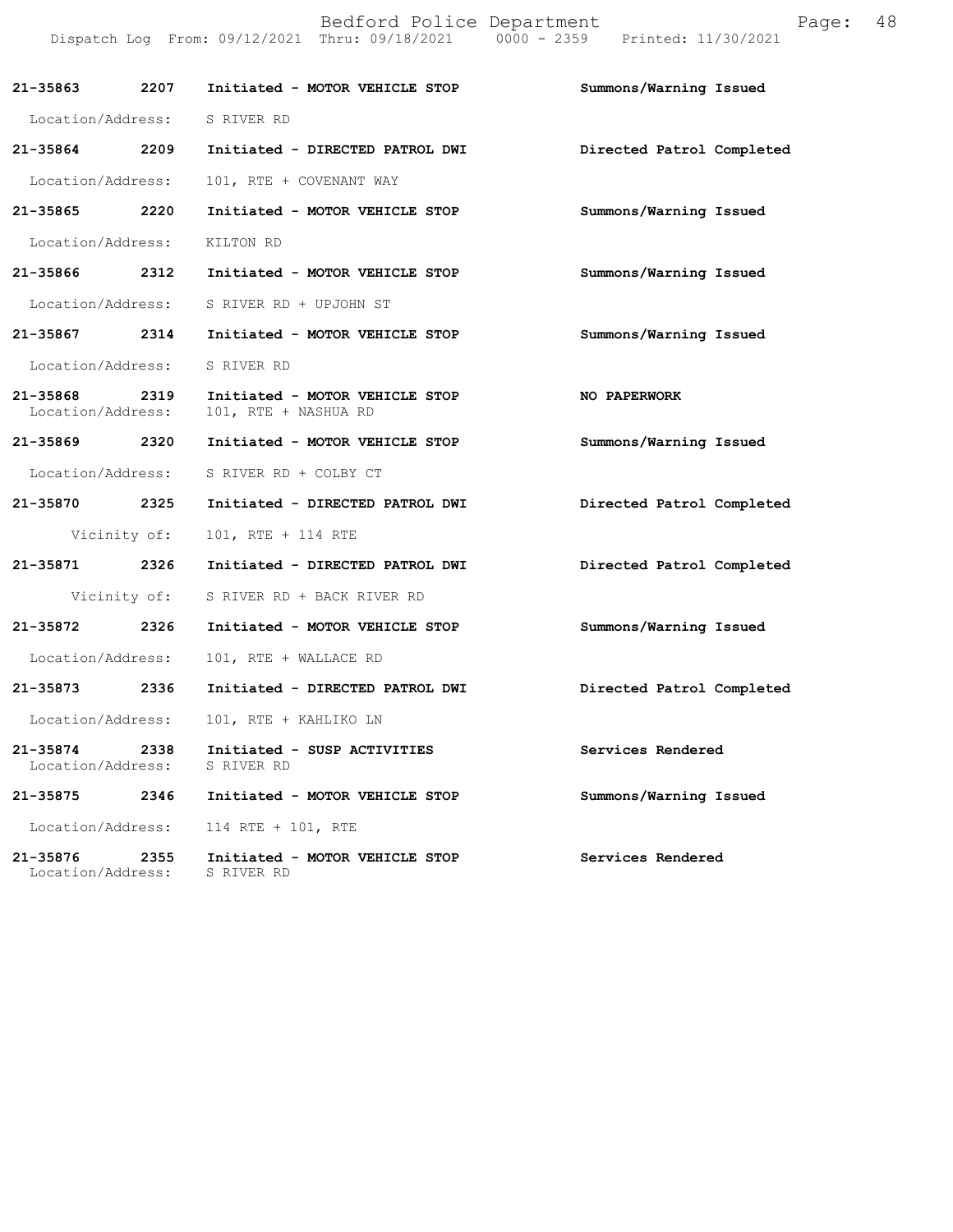Bedford Police Department

Dispatch Log From: 09/12/2021 Thru: 09/18/2021 0000 - 2359 Printed: 11/30/2021

**21-35863 2207 Initiated - MOTOR VEHICLE STOP** **Summons/Warning Issued**

Location/Address: S RIVER RD

**21-35864 2209 Initiated - DIRECTED PATROL DWI** **Directed Patrol Completed**

Location/Address: 101, RTE + COVENANT WAY

**21-35865 2220 Initiated - MOTOR VEHICLE STOP** **Summons/Warning Issued**

Location/Address: KILTON RD

**21-35866 2312 Initiated - MOTOR VEHICLE STOP** **Summons/Warning Issued**

Location/Address: S RIVER RD + UPJOHN ST

**21-35867 2314 Initiated - MOTOR VEHICLE STOP** **Summons/Warning Issued**

Location/Address: S RIVER RD

**21-35868 2319 Initiated - MOTOR VEHICLE STOP** **NO PAPERWORK**

Location/Address: 101, RTE + NASHUA RD

**21-35869 2320 Initiated - MOTOR VEHICLE STOP** **Summons/Warning Issued**

Location/Address: S RIVER RD + COLBY CT

**21-35870 2325 Initiated - DIRECTED PATROL DWI** **Directed Patrol Completed**

Vicinity of: 101, RTE + 114 RTE

**21-35871 2326 Initiated - DIRECTED PATROL DWI** **Directed Patrol Completed**

Vicinity of: S RIVER RD + BACK RIVER RD

**21-35872 2326 Initiated - MOTOR VEHICLE STOP** **Summons/Warning Issued**

Location/Address: 101, RTE + WALLACE RD

**21-35873 2336 Initiated - DIRECTED PATROL DWI** **Directed Patrol Completed**

Location/Address: 101, RTE + KAHLIKO LN

**21-35874 2338 Initiated - SUSP ACTIVITIES** **Services Rendered**

Location/Address: S RIVER RD

**21-35875 2346 Initiated - MOTOR VEHICLE STOP** **Summons/Warning Issued**

Location/Address: 114 RTE + 101, RTE

**21-35876 2355 Initiated - MOTOR VEHICLE STOP** **Services Rendered**

Location/Address: S RIVER RD